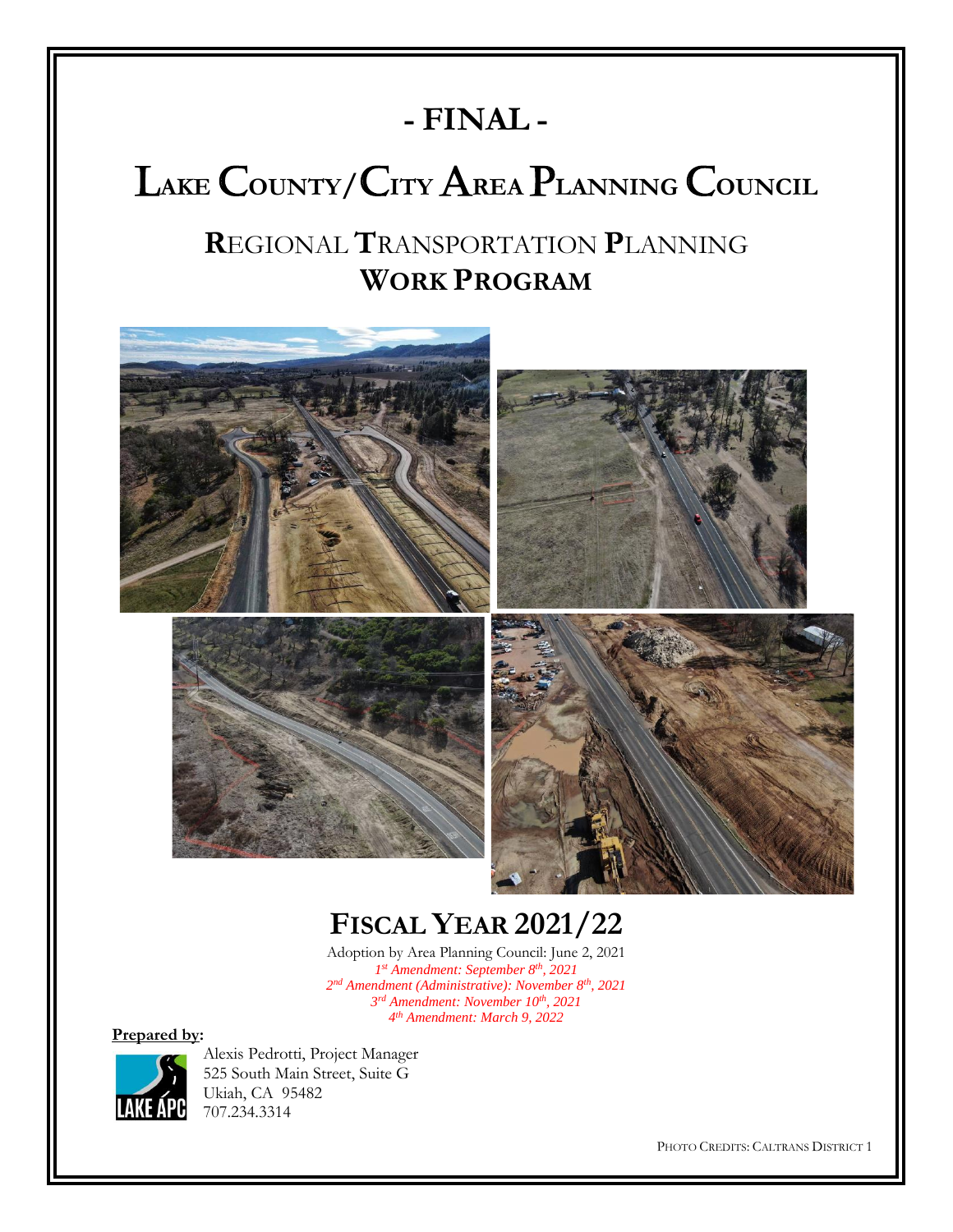# - FINAL -

# LAKE COUNTY/CITY AREA PLANNING COUNCIL

## REGIONAL TRANSPORTATION PLANNING
## WORK PROGRAM

## FISCAL YEAR 2021/22

Adoption by Area Planning Council: June 2, 2021

*1st Amendment: September 8th, 2021*

*2nd Amendment (Administrative): November 8th, 2021*

*3rd Amendment: November 10th, 2021*

*4th Amendment: March 9, 2022*

**Prepared by:**

Alexis Pedrotti, Project Manager
525 South Main Street, Suite G
Ukiah, CA 95482
707.234.3314

PHOTO CREDITS: CALTRANS DISTRICT 1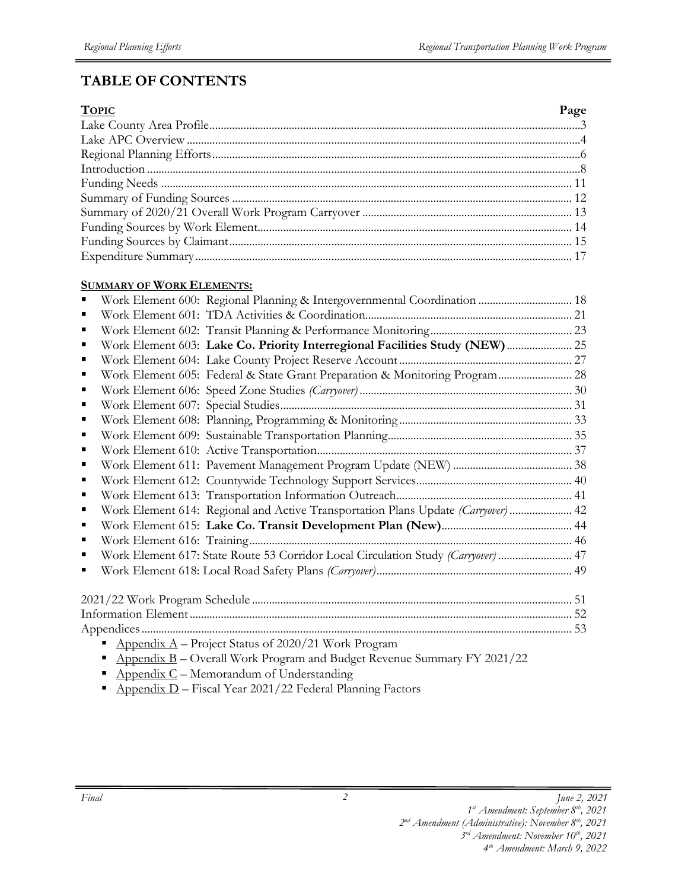# TABLE OF CONTENTS

| TOPIC | Page |
|---|---|
| Lake County Area Profile | 3 |
| Lake APC Overview | 4 |
| Regional Planning Efforts | 6 |
| Introduction | 8 |
| Funding Needs | 11 |
| Summary of Funding Sources | 12 |
| Summary of 2020/21 Overall Work Program Carryover | 13 |
| Funding Sources by Work Element | 14 |
| Funding Sources by Claimant | 15 |
| Expenditure Summary | 17 |

**SUMMARY OF WORK ELEMENTS:**

- Work Element 600: Regional Planning & Intergovernmental Coordination ... 18
- Work Element 601: TDA Activities & Coordination ... 21
- Work Element 602: Transit Planning & Performance Monitoring ... 23
- Work Element 603: **Lake Co. Priority Interregional Facilities Study (NEW)** ... 25
- Work Element 604: Lake County Project Reserve Account ... 27
- Work Element 605: Federal & State Grant Preparation & Monitoring Program ... 28
- Work Element 606: Speed Zone Studies *(Carryover)* ... 30
- Work Element 607: Special Studies ... 31
- Work Element 608: Planning, Programming & Monitoring ... 33
- Work Element 609: Sustainable Transportation Planning ... 35
- Work Element 610: Active Transportation ... 37
- Work Element 611: Pavement Management Program Update (NEW) ... 38
- Work Element 612: Countywide Technology Support Services ... 40
- Work Element 613: Transportation Information Outreach ... 41
- Work Element 614: Regional and Active Transportation Plans Update *(Carryover)* ... 42
- Work Element 615: **Lake Co. Transit Development Plan (New)** ... 44
- Work Element 616: Training ... 46
- Work Element 617: State Route 53 Corridor Local Circulation Study *(Carryover)* ... 47
- Work Element 618: Local Road Safety Plans *(Carryover)* ... 49

| | |
|---|---|
| 2021/22 Work Program Schedule | 51 |
| Information Element | 52 |
| Appendices | 53 |

- Appendix A – Project Status of 2020/21 Work Program
- Appendix B – Overall Work Program and Budget Revenue Summary FY 2021/22
- Appendix C – Memorandum of Understanding
- Appendix D – Fiscal Year 2021/22 Federal Planning Factors

*Final*

*June 2, 2021*
*1st Amendment: September 8th, 2021*
*2nd Amendment (Administrative): November 8th, 2021*
*3rd Amendment: November 10th, 2021*
*4th Amendment: March 9, 2022*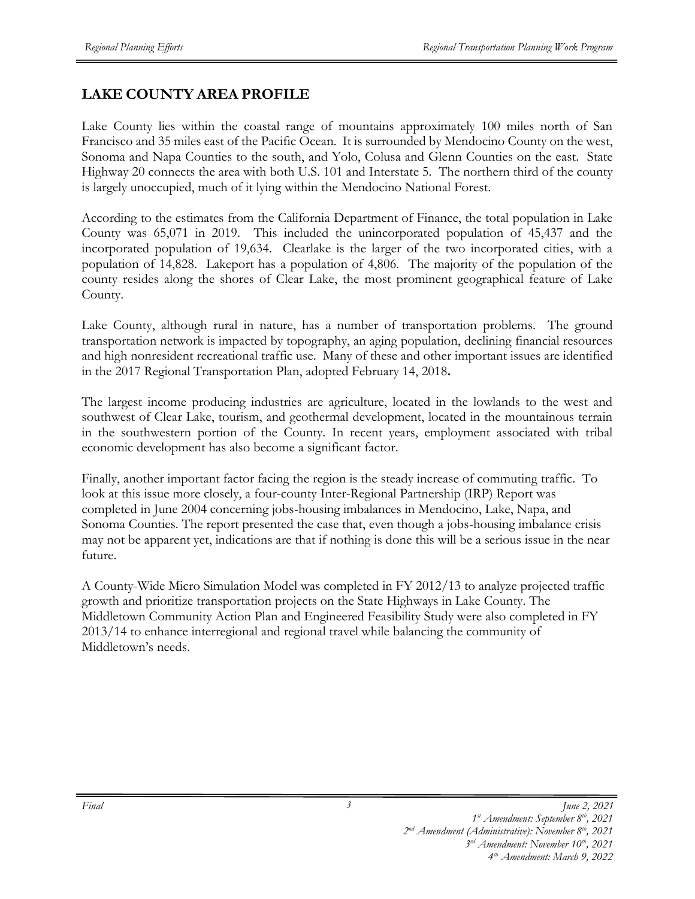## LAKE COUNTY AREA PROFILE

Lake County lies within the coastal range of mountains approximately 100 miles north of San Francisco and 35 miles east of the Pacific Ocean. It is surrounded by Mendocino County on the west, Sonoma and Napa Counties to the south, and Yolo, Colusa and Glenn Counties on the east. State Highway 20 connects the area with both U.S. 101 and Interstate 5. The northern third of the county is largely unoccupied, much of it lying within the Mendocino National Forest.

According to the estimates from the California Department of Finance, the total population in Lake County was 65,071 in 2019. This included the unincorporated population of 45,437 and the incorporated population of 19,634. Clearlake is the larger of the two incorporated cities, with a population of 14,828. Lakeport has a population of 4,806. The majority of the population of the county resides along the shores of Clear Lake, the most prominent geographical feature of Lake County.

Lake County, although rural in nature, has a number of transportation problems. The ground transportation network is impacted by topography, an aging population, declining financial resources and high nonresident recreational traffic use. Many of these and other important issues are identified in the 2017 Regional Transportation Plan, adopted February 14, 2018**.**

The largest income producing industries are agriculture, located in the lowlands to the west and southwest of Clear Lake, tourism, and geothermal development, located in the mountainous terrain in the southwestern portion of the County. In recent years, employment associated with tribal economic development has also become a significant factor.

Finally, another important factor facing the region is the steady increase of commuting traffic. To look at this issue more closely, a four-county Inter-Regional Partnership (IRP) Report was completed in June 2004 concerning jobs-housing imbalances in Mendocino, Lake, Napa, and Sonoma Counties. The report presented the case that, even though a jobs-housing imbalance crisis may not be apparent yet, indications are that if nothing is done this will be a serious issue in the near future.

A County-Wide Micro Simulation Model was completed in FY 2012/13 to analyze projected traffic growth and prioritize transportation projects on the State Highways in Lake County. The Middletown Community Action Plan and Engineered Feasibility Study were also completed in FY 2013/14 to enhance interregional and regional travel while balancing the community of Middletown's needs.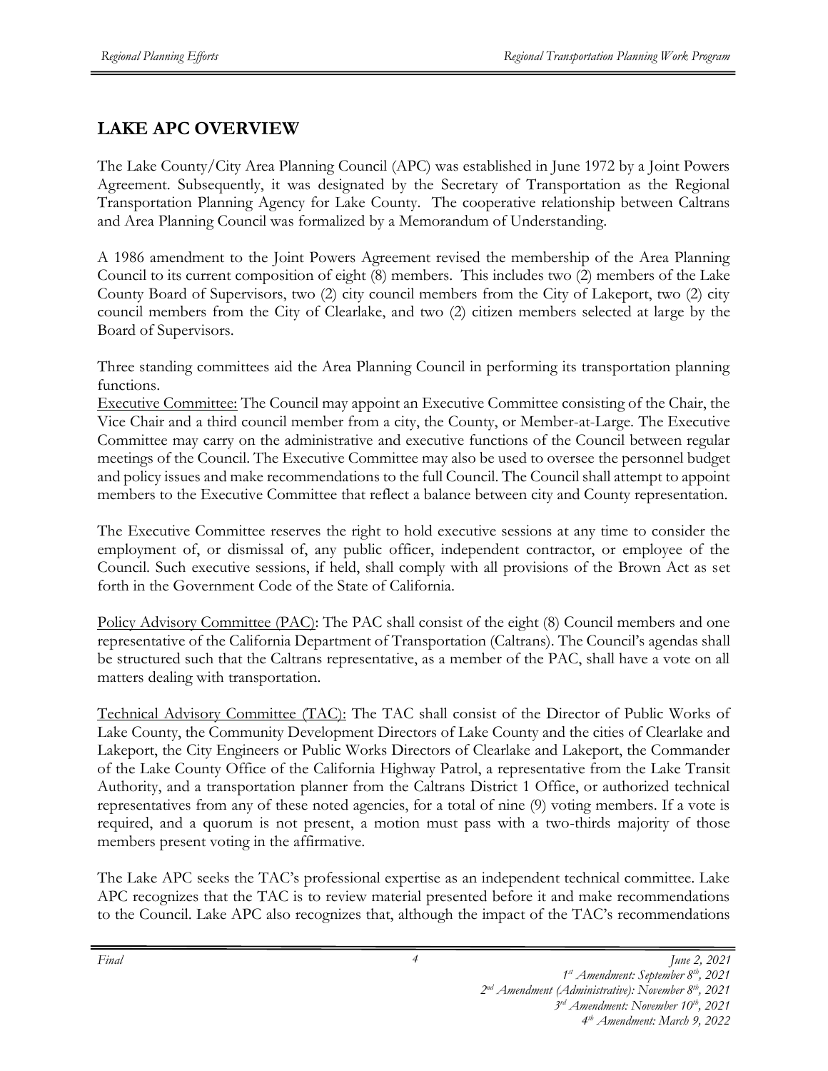## LAKE APC OVERVIEW

The Lake County/City Area Planning Council (APC) was established in June 1972 by a Joint Powers Agreement. Subsequently, it was designated by the Secretary of Transportation as the Regional Transportation Planning Agency for Lake County. The cooperative relationship between Caltrans and Area Planning Council was formalized by a Memorandum of Understanding.

A 1986 amendment to the Joint Powers Agreement revised the membership of the Area Planning Council to its current composition of eight (8) members. This includes two (2) members of the Lake County Board of Supervisors, two (2) city council members from the City of Lakeport, two (2) city council members from the City of Clearlake, and two (2) citizen members selected at large by the Board of Supervisors.

Three standing committees aid the Area Planning Council in performing its transportation planning functions.

Executive Committee: The Council may appoint an Executive Committee consisting of the Chair, the Vice Chair and a third council member from a city, the County, or Member-at-Large. The Executive Committee may carry on the administrative and executive functions of the Council between regular meetings of the Council. The Executive Committee may also be used to oversee the personnel budget and policy issues and make recommendations to the full Council. The Council shall attempt to appoint members to the Executive Committee that reflect a balance between city and County representation.

The Executive Committee reserves the right to hold executive sessions at any time to consider the employment of, or dismissal of, any public officer, independent contractor, or employee of the Council. Such executive sessions, if held, shall comply with all provisions of the Brown Act as set forth in the Government Code of the State of California.

Policy Advisory Committee (PAC): The PAC shall consist of the eight (8) Council members and one representative of the California Department of Transportation (Caltrans). The Council's agendas shall be structured such that the Caltrans representative, as a member of the PAC, shall have a vote on all matters dealing with transportation.

Technical Advisory Committee (TAC): The TAC shall consist of the Director of Public Works of Lake County, the Community Development Directors of Lake County and the cities of Clearlake and Lakeport, the City Engineers or Public Works Directors of Clearlake and Lakeport, the Commander of the Lake County Office of the California Highway Patrol, a representative from the Lake Transit Authority, and a transportation planner from the Caltrans District 1 Office, or authorized technical representatives from any of these noted agencies, for a total of nine (9) voting members. If a vote is required, and a quorum is not present, a motion must pass with a two-thirds majority of those members present voting in the affirmative.

The Lake APC seeks the TAC's professional expertise as an independent technical committee. Lake APC recognizes that the TAC is to review material presented before it and make recommendations to the Council. Lake APC also recognizes that, although the impact of the TAC's recommendations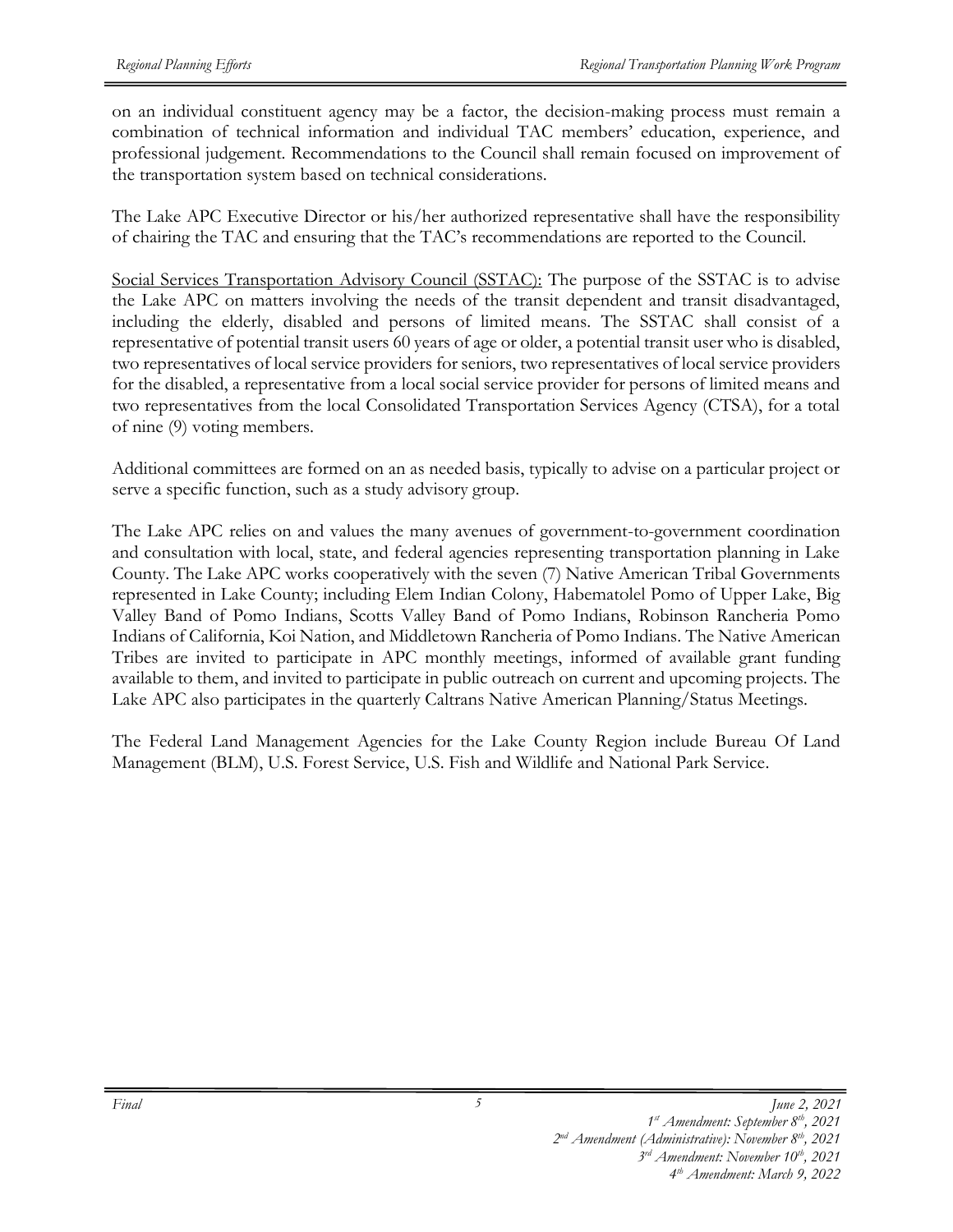on an individual constituent agency may be a factor, the decision-making process must remain a combination of technical information and individual TAC members' education, experience, and professional judgement. Recommendations to the Council shall remain focused on improvement of the transportation system based on technical considerations.

The Lake APC Executive Director or his/her authorized representative shall have the responsibility of chairing the TAC and ensuring that the TAC's recommendations are reported to the Council.

Social Services Transportation Advisory Council (SSTAC): The purpose of the SSTAC is to advise the Lake APC on matters involving the needs of the transit dependent and transit disadvantaged, including the elderly, disabled and persons of limited means. The SSTAC shall consist of a representative of potential transit users 60 years of age or older, a potential transit user who is disabled, two representatives of local service providers for seniors, two representatives of local service providers for the disabled, a representative from a local social service provider for persons of limited means and two representatives from the local Consolidated Transportation Services Agency (CTSA), for a total of nine (9) voting members.

Additional committees are formed on an as needed basis, typically to advise on a particular project or serve a specific function, such as a study advisory group.

The Lake APC relies on and values the many avenues of government-to-government coordination and consultation with local, state, and federal agencies representing transportation planning in Lake County. The Lake APC works cooperatively with the seven (7) Native American Tribal Governments represented in Lake County; including Elem Indian Colony, Habematolel Pomo of Upper Lake, Big Valley Band of Pomo Indians, Scotts Valley Band of Pomo Indians, Robinson Rancheria Pomo Indians of California, Koi Nation, and Middletown Rancheria of Pomo Indians. The Native American Tribes are invited to participate in APC monthly meetings, informed of available grant funding available to them, and invited to participate in public outreach on current and upcoming projects. The Lake APC also participates in the quarterly Caltrans Native American Planning/Status Meetings.

The Federal Land Management Agencies for the Lake County Region include Bureau Of Land Management (BLM), U.S. Forest Service, U.S. Fish and Wildlife and National Park Service.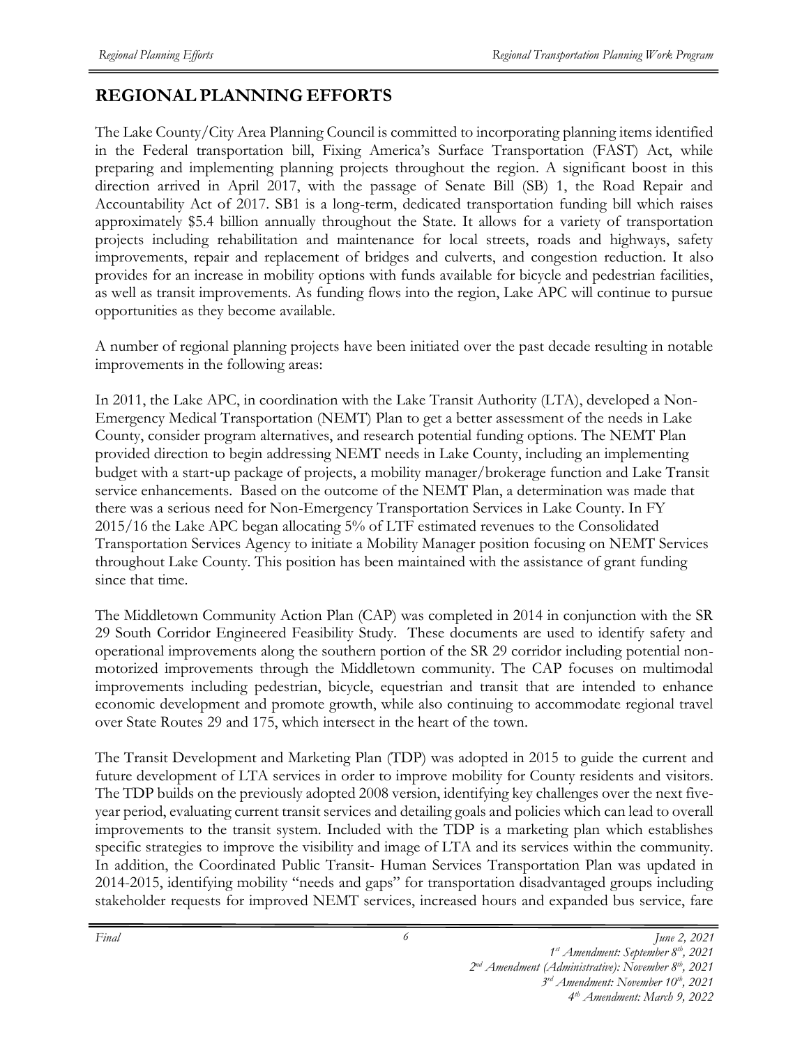# REGIONAL PLANNING EFFORTS

The Lake County/City Area Planning Council is committed to incorporating planning items identified in the Federal transportation bill, Fixing America's Surface Transportation (FAST) Act, while preparing and implementing planning projects throughout the region. A significant boost in this direction arrived in April 2017, with the passage of Senate Bill (SB) 1, the Road Repair and Accountability Act of 2017. SB1 is a long-term, dedicated transportation funding bill which raises approximately $5.4 billion annually throughout the State. It allows for a variety of transportation projects including rehabilitation and maintenance for local streets, roads and highways, safety improvements, repair and replacement of bridges and culverts, and congestion reduction. It also provides for an increase in mobility options with funds available for bicycle and pedestrian facilities, as well as transit improvements. As funding flows into the region, Lake APC will continue to pursue opportunities as they become available.

A number of regional planning projects have been initiated over the past decade resulting in notable improvements in the following areas:

In 2011, the Lake APC, in coordination with the Lake Transit Authority (LTA), developed a Non-Emergency Medical Transportation (NEMT) Plan to get a better assessment of the needs in Lake County, consider program alternatives, and research potential funding options. The NEMT Plan provided direction to begin addressing NEMT needs in Lake County, including an implementing budget with a start-up package of projects, a mobility manager/brokerage function and Lake Transit service enhancements. Based on the outcome of the NEMT Plan, a determination was made that there was a serious need for Non-Emergency Transportation Services in Lake County. In FY 2015/16 the Lake APC began allocating 5% of LTF estimated revenues to the Consolidated Transportation Services Agency to initiate a Mobility Manager position focusing on NEMT Services throughout Lake County. This position has been maintained with the assistance of grant funding since that time.

The Middletown Community Action Plan (CAP) was completed in 2014 in conjunction with the SR 29 South Corridor Engineered Feasibility Study. These documents are used to identify safety and operational improvements along the southern portion of the SR 29 corridor including potential non-motorized improvements through the Middletown community. The CAP focuses on multimodal improvements including pedestrian, bicycle, equestrian and transit that are intended to enhance economic development and promote growth, while also continuing to accommodate regional travel over State Routes 29 and 175, which intersect in the heart of the town.

The Transit Development and Marketing Plan (TDP) was adopted in 2015 to guide the current and future development of LTA services in order to improve mobility for County residents and visitors. The TDP builds on the previously adopted 2008 version, identifying key challenges over the next five-year period, evaluating current transit services and detailing goals and policies which can lead to overall improvements to the transit system. Included with the TDP is a marketing plan which establishes specific strategies to improve the visibility and image of LTA and its services within the community. In addition, the Coordinated Public Transit- Human Services Transportation Plan was updated in 2014-2015, identifying mobility "needs and gaps" for transportation disadvantaged groups including stakeholder requests for improved NEMT services, increased hours and expanded bus service, fare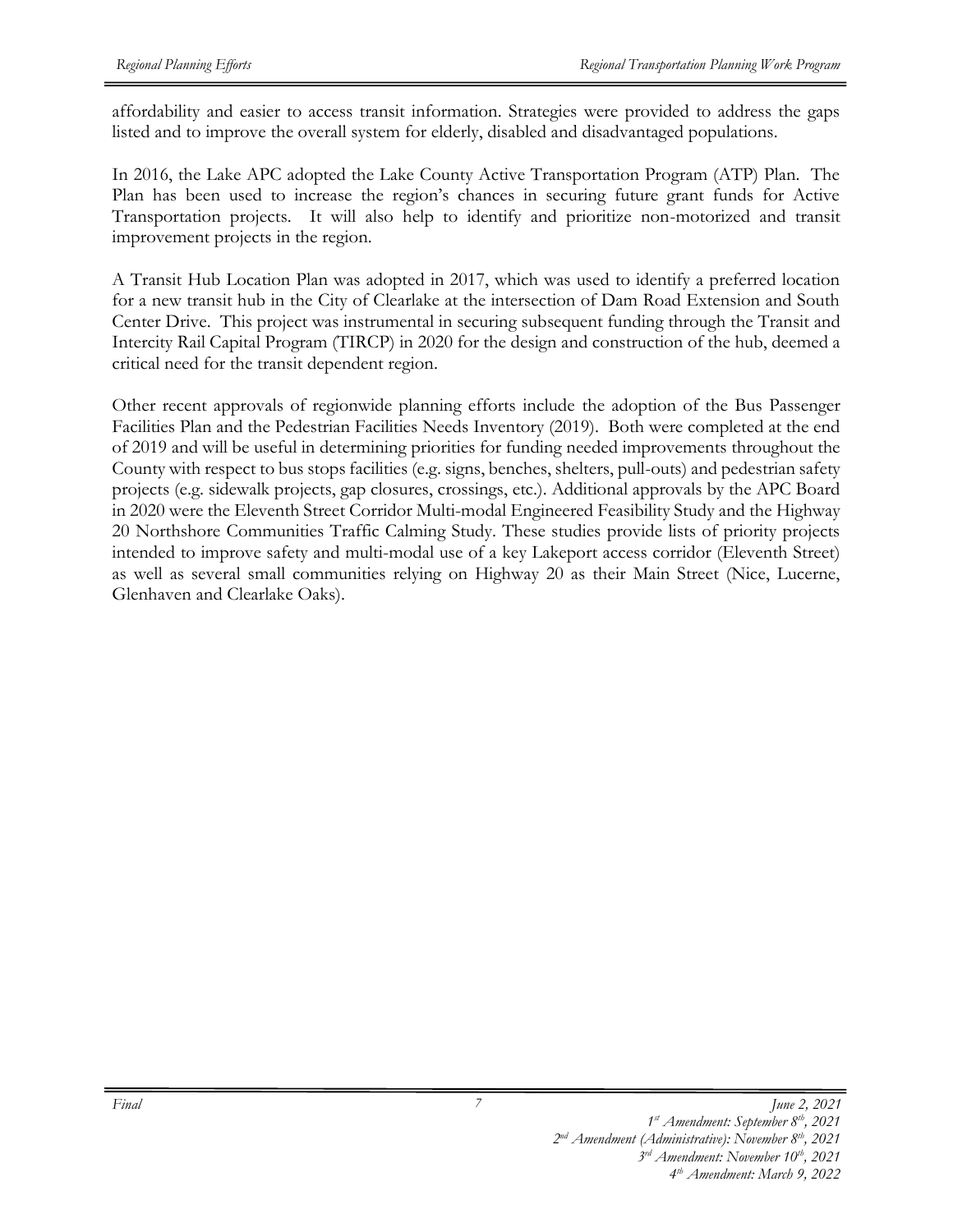affordability and easier to access transit information. Strategies were provided to address the gaps listed and to improve the overall system for elderly, disabled and disadvantaged populations.

In 2016, the Lake APC adopted the Lake County Active Transportation Program (ATP) Plan. The Plan has been used to increase the region's chances in securing future grant funds for Active Transportation projects. It will also help to identify and prioritize non-motorized and transit improvement projects in the region.

A Transit Hub Location Plan was adopted in 2017, which was used to identify a preferred location for a new transit hub in the City of Clearlake at the intersection of Dam Road Extension and South Center Drive. This project was instrumental in securing subsequent funding through the Transit and Intercity Rail Capital Program (TIRCP) in 2020 for the design and construction of the hub, deemed a critical need for the transit dependent region.

Other recent approvals of regionwide planning efforts include the adoption of the Bus Passenger Facilities Plan and the Pedestrian Facilities Needs Inventory (2019). Both were completed at the end of 2019 and will be useful in determining priorities for funding needed improvements throughout the County with respect to bus stops facilities (e.g. signs, benches, shelters, pull-outs) and pedestrian safety projects (e.g. sidewalk projects, gap closures, crossings, etc.). Additional approvals by the APC Board in 2020 were the Eleventh Street Corridor Multi-modal Engineered Feasibility Study and the Highway 20 Northshore Communities Traffic Calming Study. These studies provide lists of priority projects intended to improve safety and multi-modal use of a key Lakeport access corridor (Eleventh Street) as well as several small communities relying on Highway 20 as their Main Street (Nice, Lucerne, Glenhaven and Clearlake Oaks).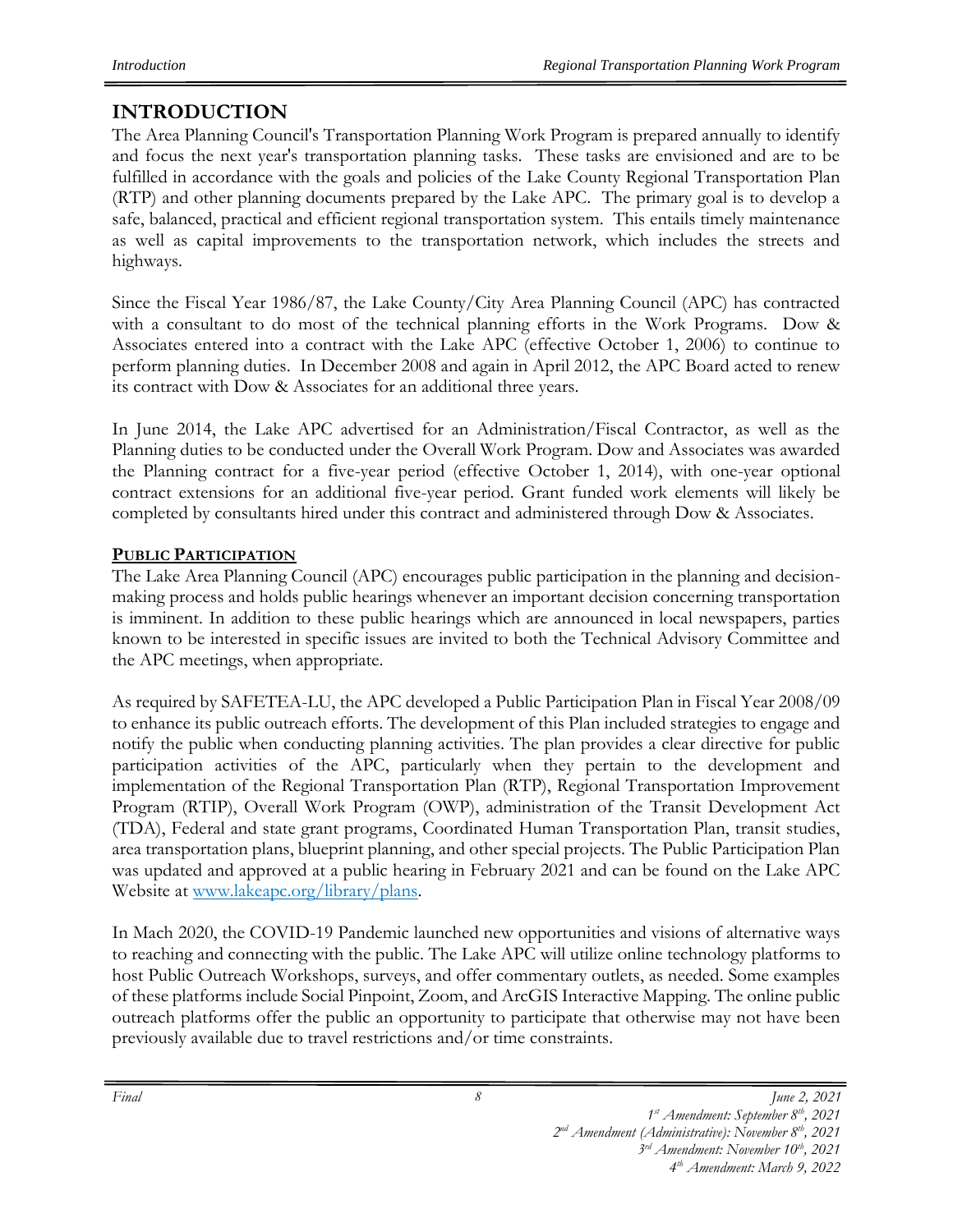# INTRODUCTION

The Area Planning Council's Transportation Planning Work Program is prepared annually to identify and focus the next year's transportation planning tasks. These tasks are envisioned and are to be fulfilled in accordance with the goals and policies of the Lake County Regional Transportation Plan (RTP) and other planning documents prepared by the Lake APC. The primary goal is to develop a safe, balanced, practical and efficient regional transportation system. This entails timely maintenance as well as capital improvements to the transportation network, which includes the streets and highways.

Since the Fiscal Year 1986/87, the Lake County/City Area Planning Council (APC) has contracted with a consultant to do most of the technical planning efforts in the Work Programs. Dow & Associates entered into a contract with the Lake APC (effective October 1, 2006) to continue to perform planning duties. In December 2008 and again in April 2012, the APC Board acted to renew its contract with Dow & Associates for an additional three years.

In June 2014, the Lake APC advertised for an Administration/Fiscal Contractor, as well as the Planning duties to be conducted under the Overall Work Program. Dow and Associates was awarded the Planning contract for a five-year period (effective October 1, 2014), with one-year optional contract extensions for an additional five-year period. Grant funded work elements will likely be completed by consultants hired under this contract and administered through Dow & Associates.

## PUBLIC PARTICIPATION

The Lake Area Planning Council (APC) encourages public participation in the planning and decision-making process and holds public hearings whenever an important decision concerning transportation is imminent. In addition to these public hearings which are announced in local newspapers, parties known to be interested in specific issues are invited to both the Technical Advisory Committee and the APC meetings, when appropriate.

As required by SAFETEA-LU, the APC developed a Public Participation Plan in Fiscal Year 2008/09 to enhance its public outreach efforts. The development of this Plan included strategies to engage and notify the public when conducting planning activities. The plan provides a clear directive for public participation activities of the APC, particularly when they pertain to the development and implementation of the Regional Transportation Plan (RTP), Regional Transportation Improvement Program (RTIP), Overall Work Program (OWP), administration of the Transit Development Act (TDA), Federal and state grant programs, Coordinated Human Transportation Plan, transit studies, area transportation plans, blueprint planning, and other special projects. The Public Participation Plan was updated and approved at a public hearing in February 2021 and can be found on the Lake APC Website at [www.lakeapc.org/library/plans](www.lakeapc.org/library/plans).

In Mach 2020, the COVID-19 Pandemic launched new opportunities and visions of alternative ways to reaching and connecting with the public. The Lake APC will utilize online technology platforms to host Public Outreach Workshops, surveys, and offer commentary outlets, as needed. Some examples of these platforms include Social Pinpoint, Zoom, and ArcGIS Interactive Mapping. The online public outreach platforms offer the public an opportunity to participate that otherwise may not have been previously available due to travel restrictions and/or time constraints.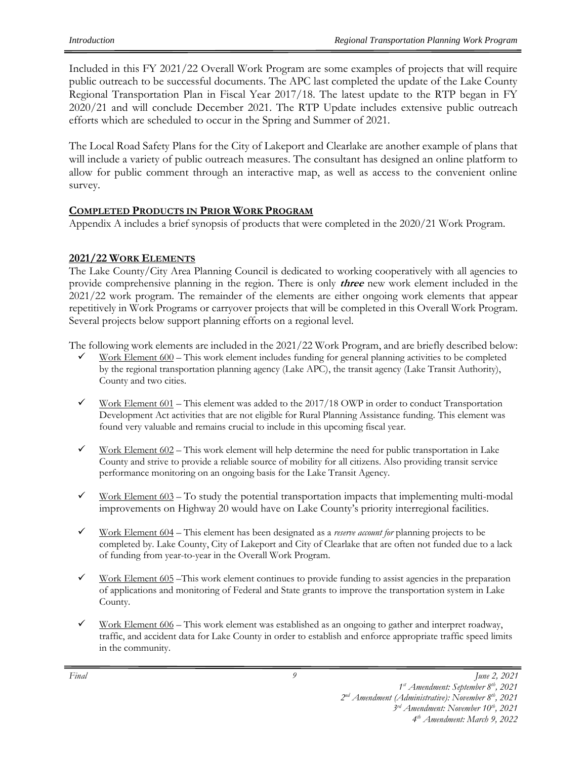Included in this FY 2021/22 Overall Work Program are some examples of projects that will require public outreach to be successful documents. The APC last completed the update of the Lake County Regional Transportation Plan in Fiscal Year 2017/18. The latest update to the RTP began in FY 2020/21 and will conclude December 2021. The RTP Update includes extensive public outreach efforts which are scheduled to occur in the Spring and Summer of 2021.

The Local Road Safety Plans for the City of Lakeport and Clearlake are another example of plans that will include a variety of public outreach measures. The consultant has designed an online platform to allow for public comment through an interactive map, as well as access to the convenient online survey.

## COMPLETED PRODUCTS IN PRIOR WORK PROGRAM

Appendix A includes a brief synopsis of products that were completed in the 2020/21 Work Program.

## 2021/22 WORK ELEMENTS

The Lake County/City Area Planning Council is dedicated to working cooperatively with all agencies to provide comprehensive planning in the region. There is only ***three*** new work element included in the 2021/22 work program. The remainder of the elements are either ongoing work elements that appear repetitively in Work Programs or carryover projects that will be completed in this Overall Work Program. Several projects below support planning efforts on a regional level.

The following work elements are included in the 2021/22 Work Program, and are briefly described below:

- ✓ Work Element 600 – This work element includes funding for general planning activities to be completed by the regional transportation planning agency (Lake APC), the transit agency (Lake Transit Authority), County and two cities.
- ✓ Work Element 601 – This element was added to the 2017/18 OWP in order to conduct Transportation Development Act activities that are not eligible for Rural Planning Assistance funding. This element was found very valuable and remains crucial to include in this upcoming fiscal year.
- ✓ Work Element 602 – This work element will help determine the need for public transportation in Lake County and strive to provide a reliable source of mobility for all citizens. Also providing transit service performance monitoring on an ongoing basis for the Lake Transit Agency.
- ✓ Work Element 603 – To study the potential transportation impacts that implementing multi-modal improvements on Highway 20 would have on Lake County's priority interregional facilities.
- ✓ Work Element 604 – This element has been designated as a *reserve account for* planning projects to be completed by. Lake County, City of Lakeport and City of Clearlake that are often not funded due to a lack of funding from year-to-year in the Overall Work Program.
- ✓ Work Element 605 –This work element continues to provide funding to assist agencies in the preparation of applications and monitoring of Federal and State grants to improve the transportation system in Lake County.
- ✓ Work Element 606 – This work element was established as an ongoing to gather and interpret roadway, traffic, and accident data for Lake County in order to establish and enforce appropriate traffic speed limits in the community.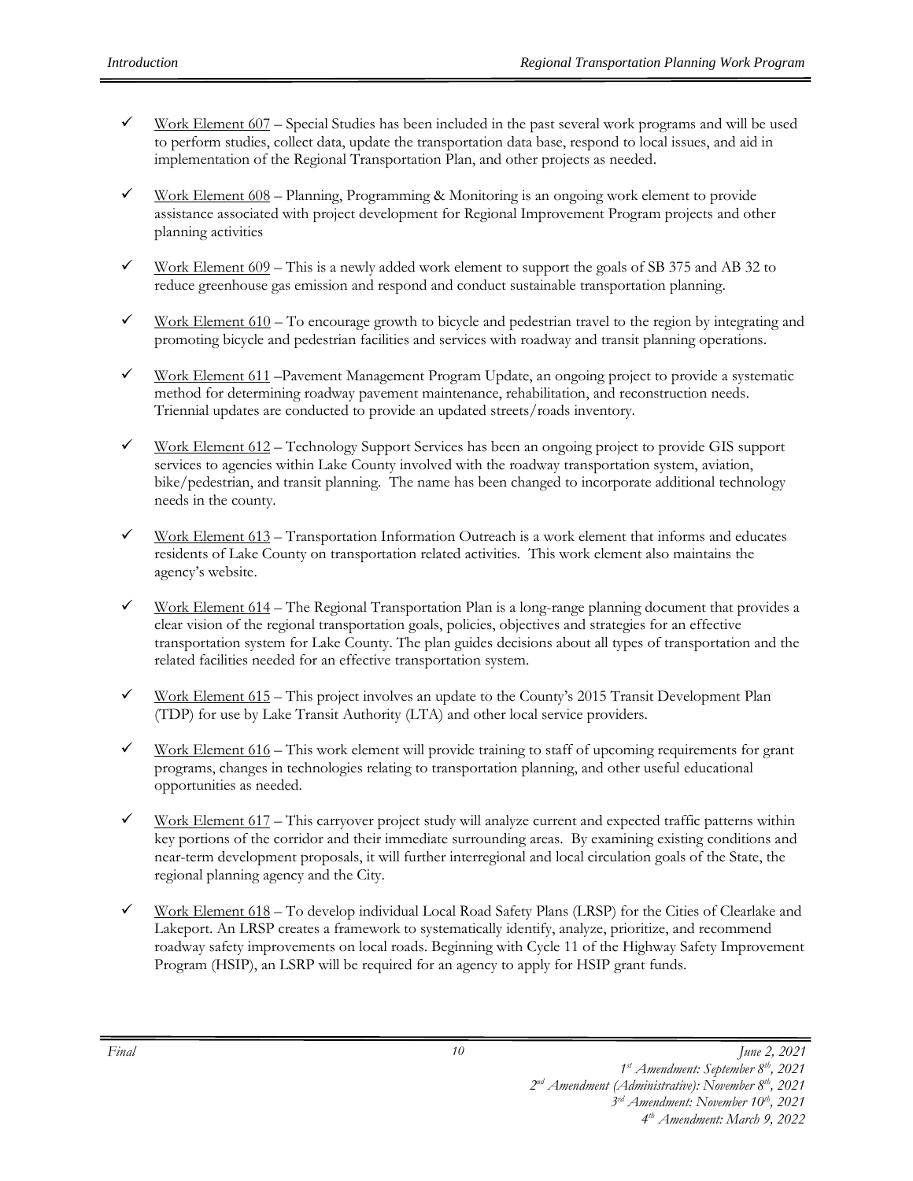- ✓ Work Element 607 – Special Studies has been included in the past several work programs and will be used to perform studies, collect data, update the transportation data base, respond to local issues, and aid in implementation of the Regional Transportation Plan, and other projects as needed.

- ✓ Work Element 608 – Planning, Programming & Monitoring is an ongoing work element to provide assistance associated with project development for Regional Improvement Program projects and other planning activities

- ✓ Work Element 609 – This is a newly added work element to support the goals of SB 375 and AB 32 to reduce greenhouse gas emission and respond and conduct sustainable transportation planning.

- ✓ Work Element 610 – To encourage growth to bicycle and pedestrian travel to the region by integrating and promoting bicycle and pedestrian facilities and services with roadway and transit planning operations.

- ✓ Work Element 611 –Pavement Management Program Update, an ongoing project to provide a systematic method for determining roadway pavement maintenance, rehabilitation, and reconstruction needs. Triennial updates are conducted to provide an updated streets/roads inventory.

- ✓ Work Element 612 – Technology Support Services has been an ongoing project to provide GIS support services to agencies within Lake County involved with the roadway transportation system, aviation, bike/pedestrian, and transit planning. The name has been changed to incorporate additional technology needs in the county.

- ✓ Work Element 613 – Transportation Information Outreach is a work element that informs and educates residents of Lake County on transportation related activities. This work element also maintains the agency's website.

- ✓ Work Element 614 – The Regional Transportation Plan is a long-range planning document that provides a clear vision of the regional transportation goals, policies, objectives and strategies for an effective transportation system for Lake County. The plan guides decisions about all types of transportation and the related facilities needed for an effective transportation system.

- ✓ Work Element 615 – This project involves an update to the County's 2015 Transit Development Plan (TDP) for use by Lake Transit Authority (LTA) and other local service providers.

- ✓ Work Element 616 – This work element will provide training to staff of upcoming requirements for grant programs, changes in technologies relating to transportation planning, and other useful educational opportunities as needed.

- ✓ Work Element 617 – This carryover project study will analyze current and expected traffic patterns within key portions of the corridor and their immediate surrounding areas. By examining existing conditions and near-term development proposals, it will further interregional and local circulation goals of the State, the regional planning agency and the City.

- ✓ Work Element 618 – To develop individual Local Road Safety Plans (LRSP) for the Cities of Clearlake and Lakeport. An LRSP creates a framework to systematically identify, analyze, prioritize, and recommend roadway safety improvements on local roads. Beginning with Cycle 11 of the Highway Safety Improvement Program (HSIP), an LSRP will be required for an agency to apply for HSIP grant funds.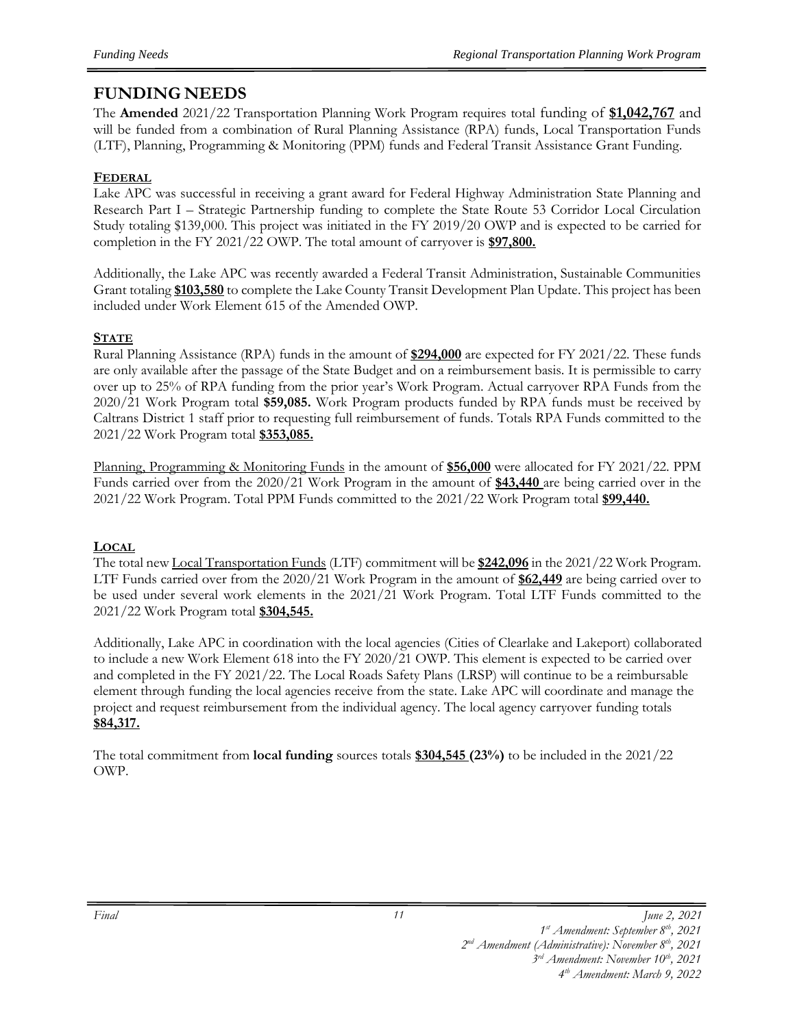# FUNDING NEEDS

The **Amended** 2021/22 Transportation Planning Work Program requires total funding of **$1,042,767** and will be funded from a combination of Rural Planning Assistance (RPA) funds, Local Transportation Funds (LTF), Planning, Programming & Monitoring (PPM) funds and Federal Transit Assistance Grant Funding.

## FEDERAL

Lake APC was successful in receiving a grant award for Federal Highway Administration State Planning and Research Part I – Strategic Partnership funding to complete the State Route 53 Corridor Local Circulation Study totaling $139,000. This project was initiated in the FY 2019/20 OWP and is expected to be carried for completion in the FY 2021/22 OWP. The total amount of carryover is **$97,800.**

Additionally, the Lake APC was recently awarded a Federal Transit Administration, Sustainable Communities Grant totaling **$103,580** to complete the Lake County Transit Development Plan Update. This project has been included under Work Element 615 of the Amended OWP.

## STATE

Rural Planning Assistance (RPA) funds in the amount of **$294,000** are expected for FY 2021/22. These funds are only available after the passage of the State Budget and on a reimbursement basis. It is permissible to carry over up to 25% of RPA funding from the prior year's Work Program. Actual carryover RPA Funds from the 2020/21 Work Program total **$59,085.** Work Program products funded by RPA funds must be received by Caltrans District 1 staff prior to requesting full reimbursement of funds. Totals RPA Funds committed to the 2021/22 Work Program total **$353,085.**

Planning, Programming & Monitoring Funds in the amount of **$56,000** were allocated for FY 2021/22. PPM Funds carried over from the 2020/21 Work Program in the amount of **$43,440** are being carried over in the 2021/22 Work Program. Total PPM Funds committed to the 2021/22 Work Program total **$99,440.**

## LOCAL

The total new Local Transportation Funds (LTF) commitment will be **$242,096** in the 2021/22 Work Program. LTF Funds carried over from the 2020/21 Work Program in the amount of **$62,449** are being carried over to be used under several work elements in the 2021/21 Work Program. Total LTF Funds committed to the 2021/22 Work Program total **$304,545.**

Additionally, Lake APC in coordination with the local agencies (Cities of Clearlake and Lakeport) collaborated to include a new Work Element 618 into the FY 2020/21 OWP. This element is expected to be carried over and completed in the FY 2021/22. The Local Roads Safety Plans (LRSP) will continue to be a reimbursable element through funding the local agencies receive from the state. Lake APC will coordinate and manage the project and request reimbursement from the individual agency. The local agency carryover funding totals **$84,317.**

The total commitment from **local funding** sources totals **$304,545 (23%)** to be included in the 2021/22 OWP.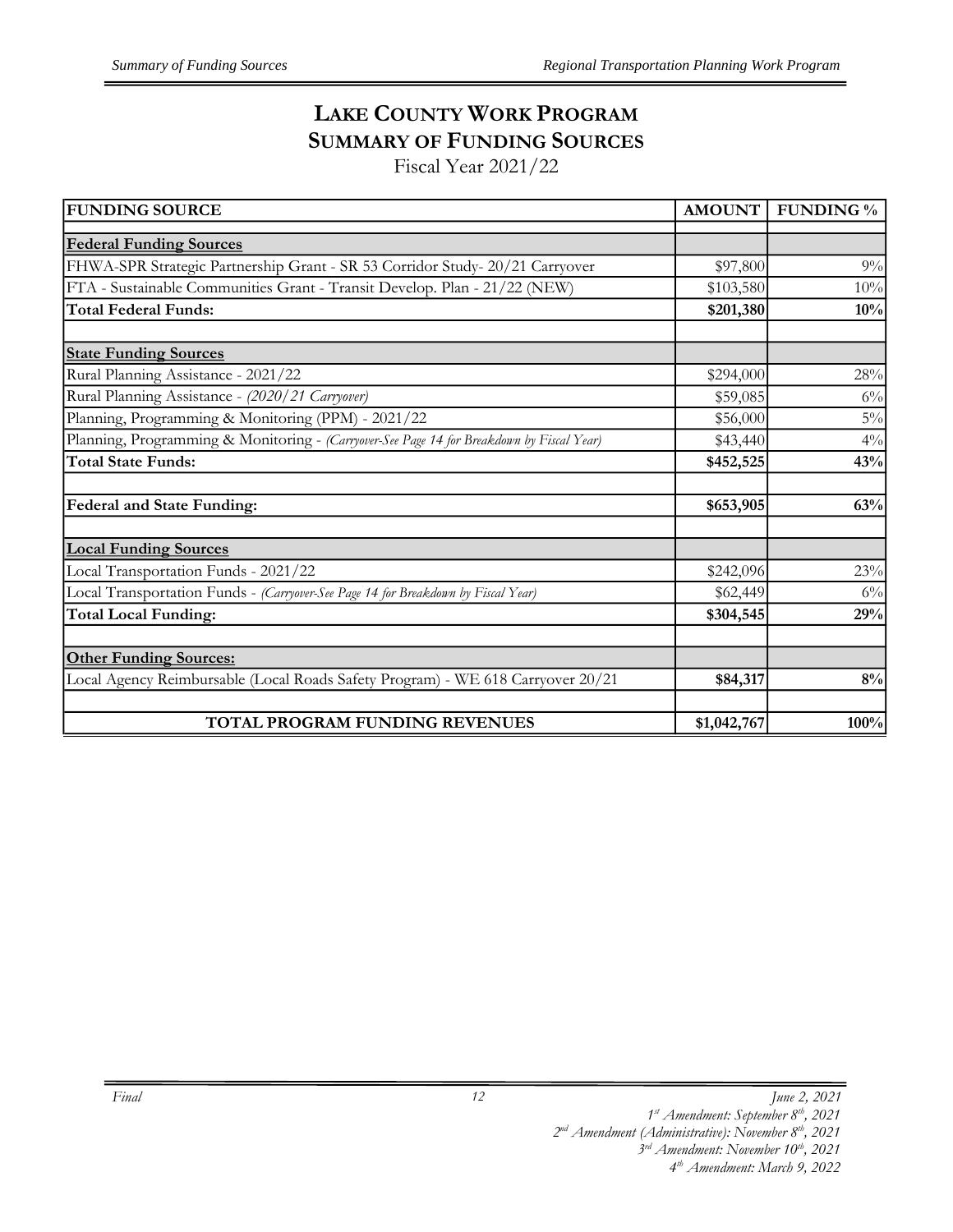# LAKE COUNTY WORK PROGRAM
## SUMMARY OF FUNDING SOURCES
Fiscal Year 2021/22

| FUNDING SOURCE | AMOUNT | FUNDING % |
|---|---|---|
| **Federal Funding Sources** | | |
| FHWA-SPR Strategic Partnership Grant - SR 53 Corridor Study- 20/21 Carryover | $97,800 | 9% |
| FTA - Sustainable Communities Grant - Transit Develop. Plan - 21/22 (NEW) | $103,580 | 10% |
| **Total Federal Funds:** | **$201,380** | **10%** |
| | | |
| **State Funding Sources** | | |
| Rural Planning Assistance - 2021/22 | $294,000 | 28% |
| Rural Planning Assistance - *(2020/21 Carryover)* | $59,085 | 6% |
| Planning, Programming & Monitoring (PPM) - 2021/22 | $56,000 | 5% |
| Planning, Programming & Monitoring - *(Carryover-See Page 14 for Breakdown by Fiscal Year)* | $43,440 | 4% |
| **Total State Funds:** | **$452,525** | **43%** |
| | | |
| **Federal and State Funding:** | **$653,905** | **63%** |
| | | |
| **Local Funding Sources** | | |
| Local Transportation Funds - 2021/22 | $242,096 | 23% |
| Local Transportation Funds - *(Carryover-See Page 14 for Breakdown by Fiscal Year)* | $62,449 | 6% |
| **Total Local Funding:** | **$304,545** | **29%** |
| | | |
| **Other Funding Sources:** | | |
| Local Agency Reimbursable (Local Roads Safety Program) - WE 618 Carryover 20/21 | **$84,317** | **8%** |
| | | |
| **TOTAL PROGRAM FUNDING REVENUES** | **$1,042,767** | **100%** |

*Final* | *June 2, 2021*
*1st Amendment: September 8th, 2021*
*2nd Amendment (Administrative): November 8th, 2021*
*3rd Amendment: November 10th, 2021*
*4th Amendment: March 9, 2022*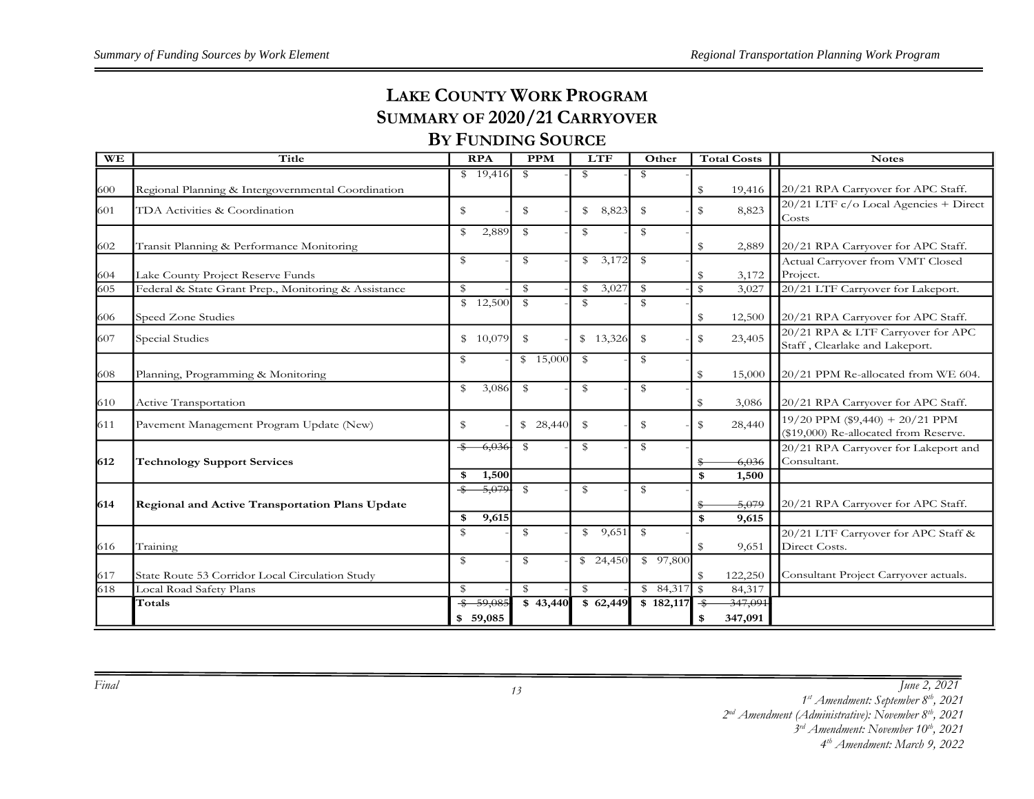# LAKE COUNTY WORK PROGRAM
## SUMMARY OF 2020/21 CARRYOVER
## BY FUNDING SOURCE

| WE | Title | RPA | PPM | LTF | Other | Total Costs | Notes |
|---|---|---|---|---|---|---|---|
| 600 | Regional Planning & Intergovernmental Coordination | $ 19,416 | $ - | $ - | $ - | $ 19,416 | 20/21 RPA Carryover for APC Staff. |
| 601 | TDA Activities & Coordination | $ - | $ - | $ 8,823 | $ - | $ 8,823 | 20/21 LTF c/o Local Agencies + Direct Costs |
| 602 | Transit Planning & Performance Monitoring | $ 2,889 | $ - | $ - | $ - | $ 2,889 | 20/21 RPA Carryover for APC Staff. |
| 604 | Lake County Project Reserve Funds | $ - | $ - | $ 3,172 | $ - | $ 3,172 | Actual Carryover from VMT Closed Project. |
| 605 | Federal & State Grant Prep., Monitoring & Assistance | $ - | $ - | $ 3,027 | $ - | $ 3,027 | 20/21 LTF Carryover for Lakeport. |
| 606 | Speed Zone Studies | $ 12,500 | $ - | $ - | $ - | $ 12,500 | 20/21 RPA Carryover for APC Staff. |
| 607 | Special Studies | $ 10,079 | $ - | $ 13,326 | $ - | $ 23,405 | 20/21 RPA & LTF Carryover for APC Staff , Clearlake and Lakeport. |
| 608 | Planning, Programming & Monitoring | $ - | $ 15,000 | $ - | $ - | $ 15,000 | 20/21 PPM Re-allocated from WE 604. |
| 610 | Active Transportation | $ 3,086 | $ - | $ - | $ - | $ 3,086 | 20/21 RPA Carryover for APC Staff. |
| 611 | Pavement Management Program Update (New) | $ - | $ 28,440 | $ - | $ - | $ 28,440 | 19/20 PPM ($9,440) + 20/21 PPM ($19,000) Re-allocated from Reserve. |
| **612** | **Technology Support Services** | ~~$ 6,036~~ **$ 1,500** | $ - | $ - | $ - | ~~$ 6,036~~ **$ 1,500** | 20/21 RPA Carryover for Lakeport and Consultant. |
| **614** | **Regional and Active Transportation Plans Update** | ~~$ 5,079~~ **$ 9,615** | $ - | $ - | $ - | ~~$ 5,079~~ **$ 9,615** | 20/21 RPA Carryover for APC Staff. |
| 616 | Training | $ - | $ - | $ 9,651 | $ - | $ 9,651 | 20/21 LTF Carryover for APC Staff & Direct Costs. |
| 617 | State Route 53 Corridor Local Circulation Study | $ - | $ - | $ 24,450 | $ 97,800 | $ 122,250 | Consultant Project Carryover actuals. |
| 618 | Local Road Safety Plans | $ - | $ - | $ - | $ 84,317 | $ 84,317 | |
| | **Totals** | ~~$ 59,085~~ **$ 59,085** | **$ 43,440** | **$ 62,449** | **$ 182,117** | ~~$ 347,091~~ **$ 347,091** | |

*Final*

*June 2, 2021*
*1st Amendment: September 8th, 2021*
*2nd Amendment (Administrative): November 8th, 2021*
*3rd Amendment: November 10th, 2021*
*4th Amendment: March 9, 2022*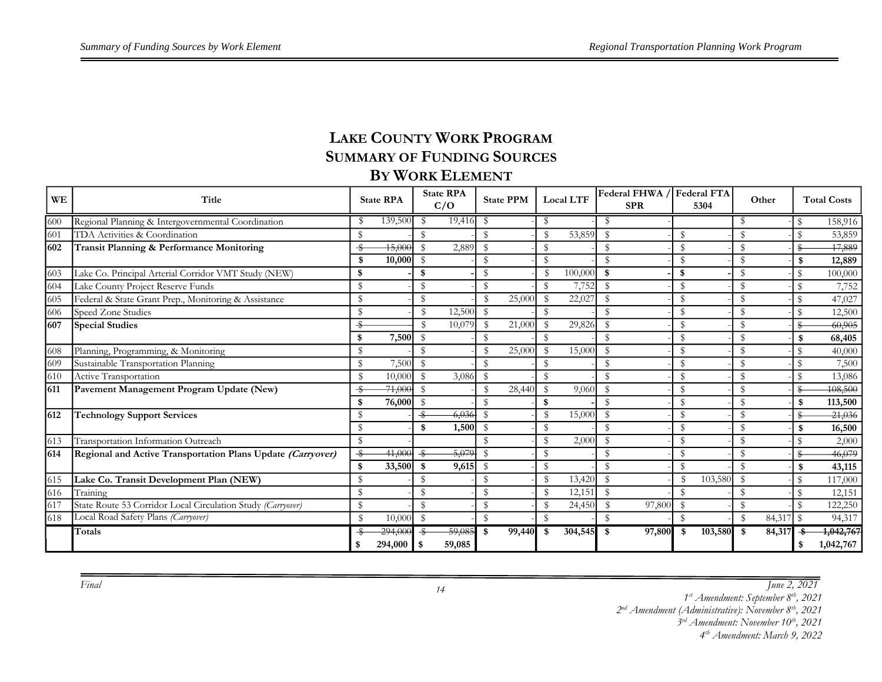# LAKE COUNTY WORK PROGRAM
## SUMMARY OF FUNDING SOURCES
## BY WORK ELEMENT

| WE | Title | State RPA | State RPA C/O | State PPM | Local LTF | Federal FHWA / SPR | Federal FTA 5304 | Other | Total Costs |
|---|---|---|---|---|---|---|---|---|---|
| 600 | Regional Planning & Intergovernmental Coordination | $ 139,500 | $ 19,416 | $ - | $ - | $ - | | $ - | $ 158,916 |
| 601 | TDA Activities & Coordination | $ - | $ - | $ - | $ 53,859 | $ - | $ - | $ - | $ 53,859 |
| **602** | **Transit Planning & Performance Monitoring** | ~~$ 15,000~~ | $ 2,889 | $ - | $ - | $ - | $ - | $ - | ~~$ 17,889~~ |
| | | **$ 10,000** | $ - | $ - | $ - | $ - | $ - | $ - | **$ 12,889** |
| 603 | Lake Co. Principal Arterial Corridor VMT Study (NEW) | **$ -** | **$ -** | $ - | $ 100,000 | **$ -** | **$ -** | $ - | $ 100,000 |
| 604 | Lake County Project Reserve Funds | $ - | $ - | $ - | $ 7,752 | $ - | $ - | $ - | $ 7,752 |
| 605 | Federal & State Grant Prep., Monitoring & Assistance | $ - | $ - | $ 25,000 | $ 22,027 | $ - | $ - | $ - | $ 47,027 |
| 606 | Speed Zone Studies | $ - | $ 12,500 | $ - | $ - | $ - | $ - | $ - | $ 12,500 |
| **607** | **Special Studies** | ~~$~~ | $ 10,079 | $ 21,000 | $ 29,826 | $ - | $ - | $ - | ~~$ 60,905~~ |
| | | **$ 7,500** | $ - | $ - | $ - | $ - | $ - | $ - | **$ 68,405** |
| 608 | Planning, Programming, & Monitoring | $ - | $ - | $ 25,000 | $ 15,000 | $ - | $ - | $ - | $ 40,000 |
| 609 | Sustainable Transportation Planning | $ 7,500 | $ - | $ - | $ - | $ - | $ - | $ - | $ 7,500 |
| 610 | Active Transportation | $ 10,000 | $ 3,086 | $ - | $ - | $ - | $ - | $ - | $ 13,086 |
| **611** | **Pavement Management Program Update (New)** | ~~$ 71,000~~ | $ - | $ 28,440 | $ 9,060 | $ - | $ - | $ - | ~~$ 108,500~~ |
| | | **$ 76,000** | $ - | $ - | **$ -** | $ - | $ - | $ - | **$ 113,500** |
| **612** | **Technology Support Services** | $ - | ~~$ 6,036~~ | $ - | $ 15,000 | $ - | $ - | $ - | ~~$ 21,036~~ |
| | | $ - | **$ 1,500** | $ - | $ - | $ - | $ - | $ - | **$ 16,500** |
| 613 | Transportation Information Outreach | $ - | | $ - | $ 2,000 | $ - | $ - | $ - | $ 2,000 |
| **614** | **Regional and Active Transportation Plans Update *(Carryover)*** | ~~$ 41,000~~ | ~~$ 5,079~~ | $ - | $ - | $ - | $ - | $ - | ~~$ 46,079~~ |
| | | **$ 33,500** | **$ 9,615** | $ - | $ - | $ - | $ - | $ - | **$ 43,115** |
| 615 | **Lake Co. Transit Development Plan (NEW)** | $ - | $ - | $ - | $ 13,420 | $ - | $ 103,580 | $ - | $ 117,000 |
| 616 | Training | $ - | $ - | $ - | $ 12,151 | $ - | $ - | $ - | $ 12,151 |
| 617 | State Route 53 Corridor Local Circulation Study *(Carryover)* | $ - | $ - | $ - | $ 24,450 | $ 97,800 | $ - | $ - | $ 122,250 |
| 618 | Local Road Safety Plans *(Carryover)* | $ 10,000 | $ - | $ - | $ - | $ - | $ - | $ 84,317 | $ 94,317 |
| | **Totals** | ~~$ 294,000~~ | ~~$ 59,085~~ | **$ 99,440** | **$ 304,545** | **$ 97,800** | **$ 103,580** | **$ 84,317** | ~~$ 1,042,767~~ |
| | | **$ 294,000** | **$ 59,085** | | | | | | **$ 1,042,767** |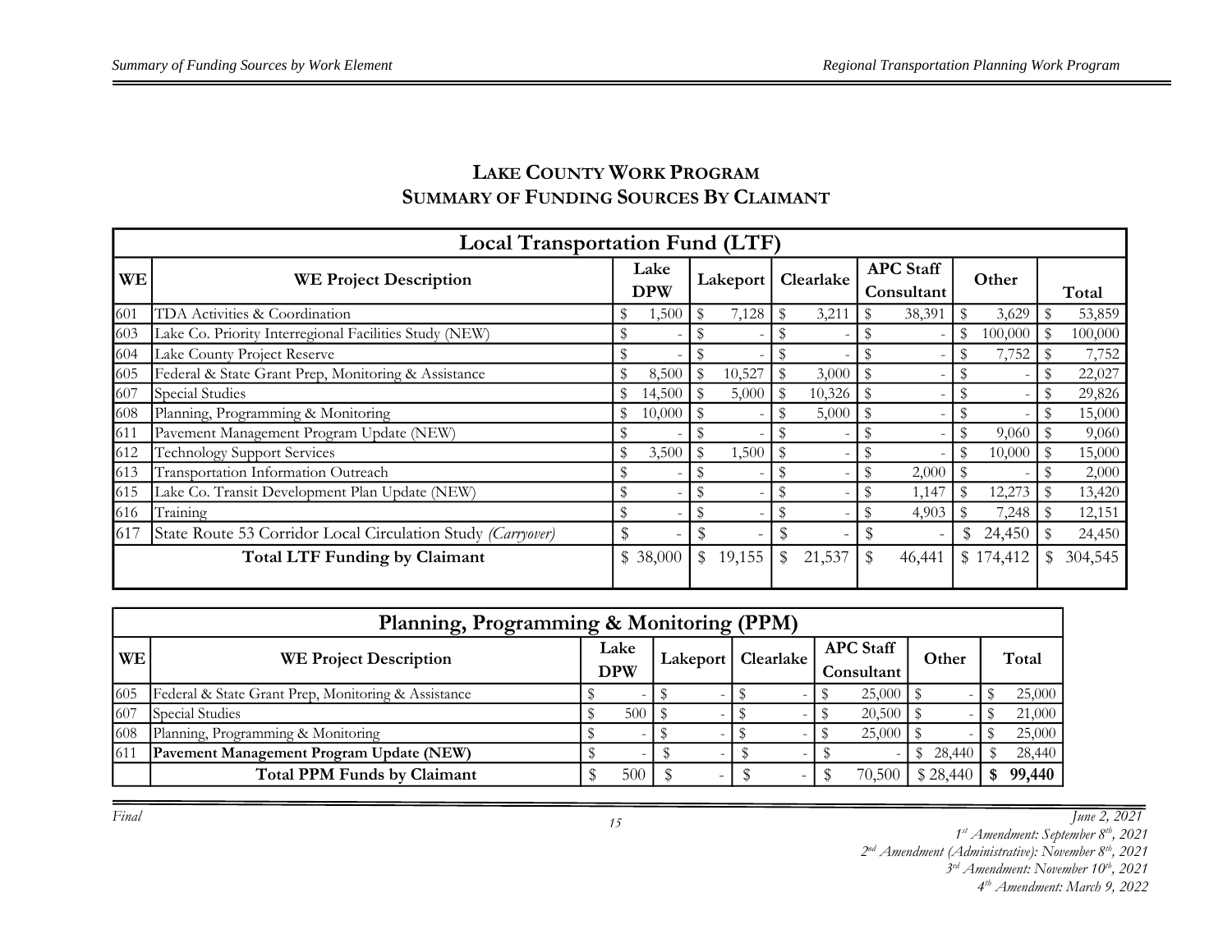## LAKE COUNTY WORK PROGRAM
## SUMMARY OF FUNDING SOURCES BY CLAIMANT

| Local Transportation Fund (LTF) | | | | | | | |
|---|---|---|---|---|---|---|---|
| **WE** | **WE Project Description** | **Lake DPW** | **Lakeport** | **Clearlake** | **APC Staff Consultant** | **Other** | **Total** |
| 601 | TDA Activities & Coordination | $ 1,500 | $ 7,128 | $ 3,211 | $ 38,391 | $ 3,629 | $ 53,859 |
| 603 | Lake Co. Priority Interregional Facilities Study (NEW) | $ - | $ - | $ - | $ - | $ 100,000 | $ 100,000 |
| 604 | Lake County Project Reserve | $ - | $ - | $ - | $ - | $ 7,752 | $ 7,752 |
| 605 | Federal & State Grant Prep, Monitoring & Assistance | $ 8,500 | $ 10,527 | $ 3,000 | $ - | $ - | $ 22,027 |
| 607 | Special Studies | $ 14,500 | $ 5,000 | $ 10,326 | $ - | $ - | $ 29,826 |
| 608 | Planning, Programming & Monitoring | $ 10,000 | $ - | $ 5,000 | $ - | $ - | $ 15,000 |
| 611 | Pavement Management Program Update (NEW) | $ - | $ - | $ - | $ - | $ 9,060 | $ 9,060 |
| 612 | Technology Support Services | $ 3,500 | $ 1,500 | $ - | $ - | $ 10,000 | $ 15,000 |
| 613 | Transportation Information Outreach | $ - | $ - | $ - | $ 2,000 | $ - | $ 2,000 |
| 615 | Lake Co. Transit Development Plan Update (NEW) | $ - | $ - | $ - | $ 1,147 | $ 12,273 | $ 13,420 |
| 616 | Training | $ - | $ - | $ - | $ 4,903 | $ 7,248 | $ 12,151 |
| 617 | State Route 53 Corridor Local Circulation Study *(Carryover)* | $ - | $ - | $ - | $ - | $ 24,450 | $ 24,450 |
| | **Total LTF Funding by Claimant** | $ 38,000 | $ 19,155 | $ 21,537 | $ 46,441 | $ 174,412 | $ 304,545 |

| Planning, Programming & Monitoring (PPM) | | | | | | | |
|---|---|---|---|---|---|---|---|
| **WE** | **WE Project Description** | **Lake DPW** | **Lakeport** | **Clearlake** | **APC Staff Consultant** | **Other** | **Total** |
| 605 | Federal & State Grant Prep, Monitoring & Assistance | $ - | $ - | $ - | $ 25,000 | $ - | $ 25,000 |
| 607 | Special Studies | $ 500 | $ - | $ - | $ 20,500 | $ - | $ 21,000 |
| 608 | Planning, Programming & Monitoring | $ - | $ - | $ - | $ 25,000 | $ - | $ 25,000 |
| 611 | **Pavement Management Program Update (NEW)** | $ - | $ - | $ - | $ - | $ 28,440 | $ 28,440 |
| | **Total PPM Funds by Claimant** | $ 500 | $ - | $ - | $ 70,500 | $ 28,440 | **$ 99,440** |

*Final*

*June 2, 2021*
*1st Amendment: September 8th, 2021*
*2nd Amendment (Administrative): November 8th, 2021*
*3rd Amendment: November 10th, 2021*
*4th Amendment: March 9, 2022*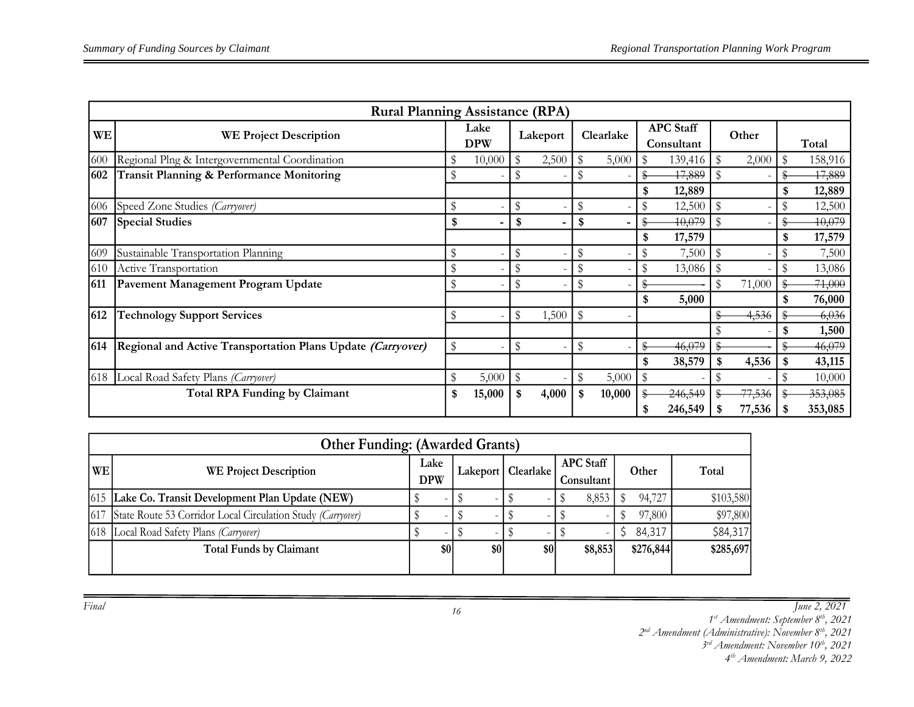| Rural Planning Assistance (RPA) | | | | | | | |
|---|---|---|---|---|---|---|---|
| **WE** | **WE Project Description** | **Lake DPW** | **Lakeport** | **Clearlake** | **APC Staff Consultant** | **Other** | **Total** |
| 600 | Regional Plng & Intergovernmental Coordination | $ 10,000 | $ 2,500 | $ 5,000 | $ 139,416 | $ 2,000 | $ 158,916 |
| **602** | **Transit Planning & Performance Monitoring** | $ - | $ - | $ - | ~~$ 17,889~~ | $ - | ~~$ 17,889~~ |
| | | | | | **$ 12,889** | | **$ 12,889** |
| 606 | Speed Zone Studies *(Carryover)* | $ - | $ - | $ - | $ 12,500 | $ - | $ 12,500 |
| **607** | **Special Studies** | **$ -** | **$ -** | **$ -** | ~~$ 10,079~~ | $ - | ~~$ 10,079~~ |
| | | | | | **$ 17,579** | | **$ 17,579** |
| 609 | Sustainable Transportation Planning | $ - | $ - | $ - | $ 7,500 | $ - | $ 7,500 |
| 610 | Active Transportation | $ - | $ - | $ - | $ 13,086 | $ - | $ 13,086 |
| **611** | **Pavement Management Program Update** | $ - | $ - | $ - | ~~$ -~~ | $ 71,000 | ~~$ 71,000~~ |
| | | | | | **$ 5,000** | | **$ 76,000** |
| **612** | **Technology Support Services** | $ - | $ 1,500 | $ - | | ~~$ 4,536~~ | ~~$ 6,036~~ |
| | | | | | | $ - | **$ 1,500** |
| **614** | **Regional and Active Transportation Plans Update *(Carryover)*** | $ - | $ - | $ - | ~~$ 46,079~~ | ~~$ -~~ | ~~$ 46,079~~ |
| | | | | | **$ 38,579** | **$ 4,536** | **$ 43,115** |
| 618 | Local Road Safety Plans *(Carryover)* | $ 5,000 | $ - | $ 5,000 | $ - | $ - | $ 10,000 |
| | **Total RPA Funding by Claimant** | **$ 15,000** | **$ 4,000** | **$ 10,000** | ~~$ 246,549~~ | ~~$ 77,536~~ | ~~$ 353,085~~ |
| | | | | | **$ 246,549** | **$ 77,536** | **$ 353,085** |

| Other Funding: (Awarded Grants) | | | | | | | |
|---|---|---|---|---|---|---|---|
| **WE** | **WE Project Description** | **Lake DPW** | **Lakeport** | **Clearlake** | **APC Staff Consultant** | **Other** | **Total** |
| 615 | **Lake Co. Transit Development Plan Update (NEW)** | $ - | $ - | $ - | $ 8,853 | $ 94,727 | $103,580 |
| 617 | State Route 53 Corridor Local Circulation Study *(Carryover)* | $ - | $ - | $ - | $ - | $ 97,800 | $97,800 |
| 618 | Local Road Safety Plans *(Carryover)* | $ - | $ - | $ - | $ - | $ 84,317 | $84,317 |
| | **Total Funds by Claimant** | **$0** | **$0** | **$0** | **$8,853** | **$276,844** | **$285,697** |

*Final*

*June 2, 2021*
*1st Amendment: September 8th, 2021*
*2nd Amendment (Administrative): November 8th, 2021*
*3rd Amendment: November 10th, 2021*
*4th Amendment: March 9, 2022*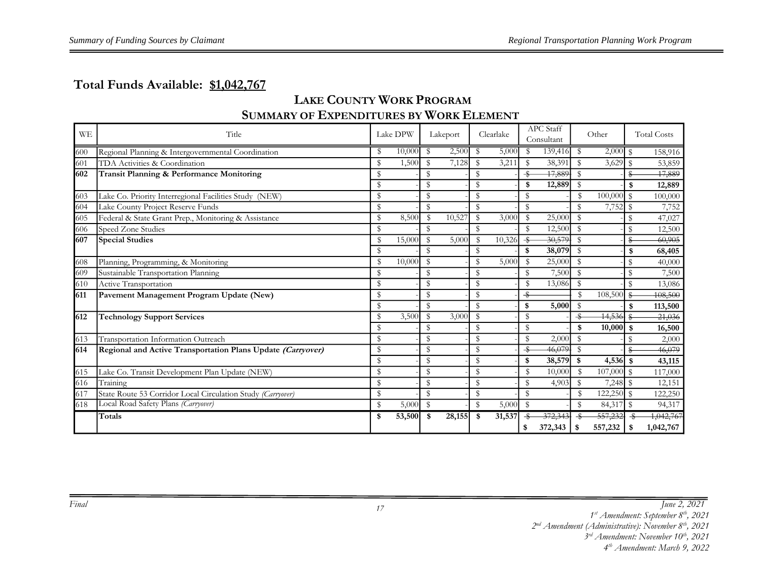# Total Funds Available: $1,042,767

## LAKE COUNTY WORK PROGRAM
## SUMMARY OF EXPENDITURES BY WORK ELEMENT

| WE | Title | Lake DPW | Lakeport | Clearlake | APC Staff Consultant | Other | Total Costs |
|---|---|---|---|---|---|---|---|
| 600 | Regional Planning & Intergovernmental Coordination | $ 10,000 | $ 2,500 | $ 5,000 | $ 139,416 | $ 2,000 | $ 158,916 |
| 601 | TDA Activities & Coordination | $ 1,500 | $ 7,128 | $ 3,211 | $ 38,391 | $ 3,629 | $ 53,859 |
| **602** | **Transit Planning & Performance Monitoring** | $ - | $ - | $ - | ~~$ 17,889~~ | $ - | ~~$ 17,889~~ |
| | | $ - | $ - | $ - | **$ 12,889** | $ - | **$ 12,889** |
| 603 | Lake Co. Priority Interregional Facilities Study (NEW) | $ - | $ - | $ - | $ - | $ 100,000 | $ 100,000 |
| 604 | Lake County Project Reserve Funds | $ - | $ - | $ - | $ - | $ 7,752 | $ 7,752 |
| 605 | Federal & State Grant Prep., Monitoring & Assistance | $ 8,500 | $ 10,527 | $ 3,000 | $ 25,000 | $ - | $ 47,027 |
| 606 | Speed Zone Studies | $ - | $ - | $ - | $ 12,500 | $ - | $ 12,500 |
| **607** | **Special Studies** | $ 15,000 | $ 5,000 | $ 10,326 | ~~$ 30,579~~ | $ - | ~~$ 60,905~~ |
| | | $ - | $ - | $ - | **$ 38,079** | $ - | **$ 68,405** |
| 608 | Planning, Programming, & Monitoring | $ 10,000 | $ - | $ 5,000 | $ 25,000 | $ - | $ 40,000 |
| 609 | Sustainable Transportation Planning | $ - | $ - | $ - | $ 7,500 | $ - | $ 7,500 |
| 610 | Active Transportation | $ - | $ - | $ - | $ 13,086 | $ - | $ 13,086 |
| **611** | **Pavement Management Program Update (New)** | $ - | $ - | $ - | ~~$ -~~ | $ 108,500 | ~~$ 108,500~~ |
| | | $ - | $ - | $ - | **$ 5,000** | $ - | **$ 113,500** |
| **612** | **Technology Support Services** | $ 3,500 | $ 3,000 | $ - | $ - | ~~$ 14,536~~ | ~~$ 21,036~~ |
| | | $ - | $ - | $ - | $ - | **$ 10,000** | **$ 16,500** |
| 613 | Transportation Information Outreach | $ - | $ - | $ - | $ 2,000 | $ - | $ 2,000 |
| **614** | **Regional and Active Transportation Plans Update *(Carryover)*** | $ - | $ - | $ - | ~~$ 46,079~~ | $ - | ~~$ 46,079~~ |
| | | $ - | $ - | $ - | **$ 38,579** | **$ 4,536** | **$ 43,115** |
| 615 | Lake Co. Transit Development Plan Update (NEW) | $ - | $ - | $ - | $ 10,000 | $ 107,000 | $ 117,000 |
| 616 | Training | $ - | $ - | $ - | $ 4,903 | $ 7,248 | $ 12,151 |
| 617 | State Route 53 Corridor Local Circulation Study *(Carryover)* | $ - | $ - | $ - | $ - | $ 122,250 | $ 122,250 |
| 618 | Local Road Safety Plans *(Carryover)* | $ 5,000 | $ - | $ 5,000 | $ - | $ 84,317 | $ 94,317 |
| | **Totals** | **$ 53,500** | **$ 28,155** | **$ 31,537** | ~~$ 372,343~~ | ~~$ 557,232~~ | ~~$ 1,042,767~~ |
| | | | | | **$ 372,343** | **$ 557,232** | **$ 1,042,767** |

*Final*

*June 2, 2021*
*1st Amendment: September 8th, 2021*
*2nd Amendment (Administrative): November 8th, 2021*
*3rd Amendment: November 10th, 2021*
*4th Amendment: March 9, 2022*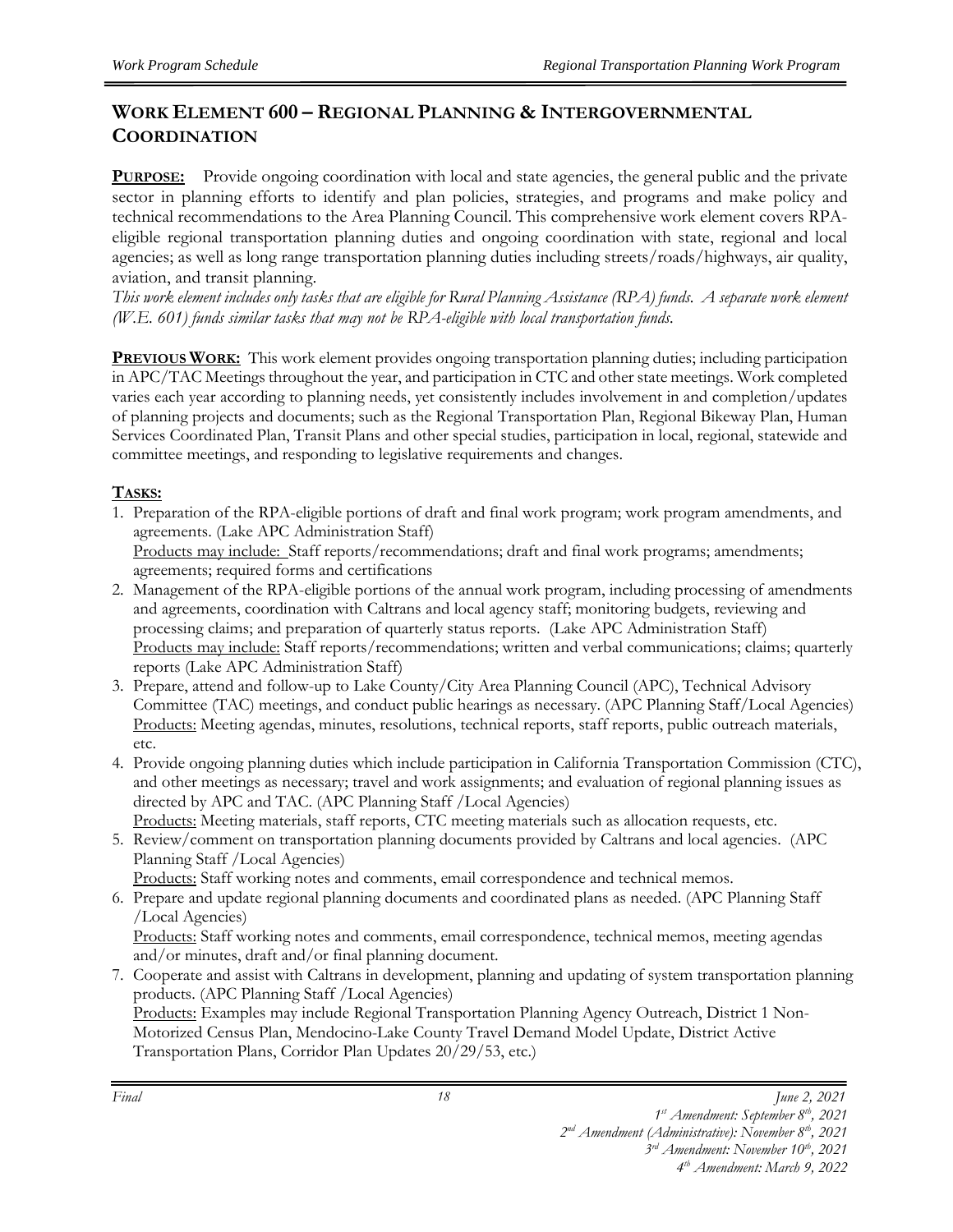## WORK ELEMENT 600 – REGIONAL PLANNING & INTERGOVERNMENTAL COORDINATION

**PURPOSE:** Provide ongoing coordination with local and state agencies, the general public and the private sector in planning efforts to identify and plan policies, strategies, and programs and make policy and technical recommendations to the Area Planning Council. This comprehensive work element covers RPA-eligible regional transportation planning duties and ongoing coordination with state, regional and local agencies; as well as long range transportation planning duties including streets/roads/highways, air quality, aviation, and transit planning.

*This work element includes only tasks that are eligible for Rural Planning Assistance (RPA) funds. A separate work element (W.E. 601) funds similar tasks that may not be RPA-eligible with local transportation funds.*

**PREVIOUS WORK:** This work element provides ongoing transportation planning duties; including participation in APC/TAC Meetings throughout the year, and participation in CTC and other state meetings. Work completed varies each year according to planning needs, yet consistently includes involvement in and completion/updates of planning projects and documents; such as the Regional Transportation Plan, Regional Bikeway Plan, Human Services Coordinated Plan, Transit Plans and other special studies, participation in local, regional, statewide and committee meetings, and responding to legislative requirements and changes.

**TASKS:**

1. Preparation of the RPA-eligible portions of draft and final work program; work program amendments, and agreements. (Lake APC Administration Staff)
   Products may include: Staff reports/recommendations; draft and final work programs; amendments; agreements; required forms and certifications
2. Management of the RPA-eligible portions of the annual work program, including processing of amendments and agreements, coordination with Caltrans and local agency staff; monitoring budgets, reviewing and processing claims; and preparation of quarterly status reports. (Lake APC Administration Staff)
   Products may include: Staff reports/recommendations; written and verbal communications; claims; quarterly reports (Lake APC Administration Staff)
3. Prepare, attend and follow-up to Lake County/City Area Planning Council (APC), Technical Advisory Committee (TAC) meetings, and conduct public hearings as necessary. (APC Planning Staff/Local Agencies)
   Products: Meeting agendas, minutes, resolutions, technical reports, staff reports, public outreach materials, etc.
4. Provide ongoing planning duties which include participation in California Transportation Commission (CTC), and other meetings as necessary; travel and work assignments; and evaluation of regional planning issues as directed by APC and TAC. (APC Planning Staff /Local Agencies)
   Products: Meeting materials, staff reports, CTC meeting materials such as allocation requests, etc.
5. Review/comment on transportation planning documents provided by Caltrans and local agencies. (APC Planning Staff /Local Agencies)
   Products: Staff working notes and comments, email correspondence and technical memos.
6. Prepare and update regional planning documents and coordinated plans as needed. (APC Planning Staff /Local Agencies)
   Products: Staff working notes and comments, email correspondence, technical memos, meeting agendas and/or minutes, draft and/or final planning document.
7. Cooperate and assist with Caltrans in development, planning and updating of system transportation planning products. (APC Planning Staff /Local Agencies)
   Products: Examples may include Regional Transportation Planning Agency Outreach, District 1 Non-Motorized Census Plan, Mendocino-Lake County Travel Demand Model Update, District Active Transportation Plans, Corridor Plan Updates 20/29/53, etc.)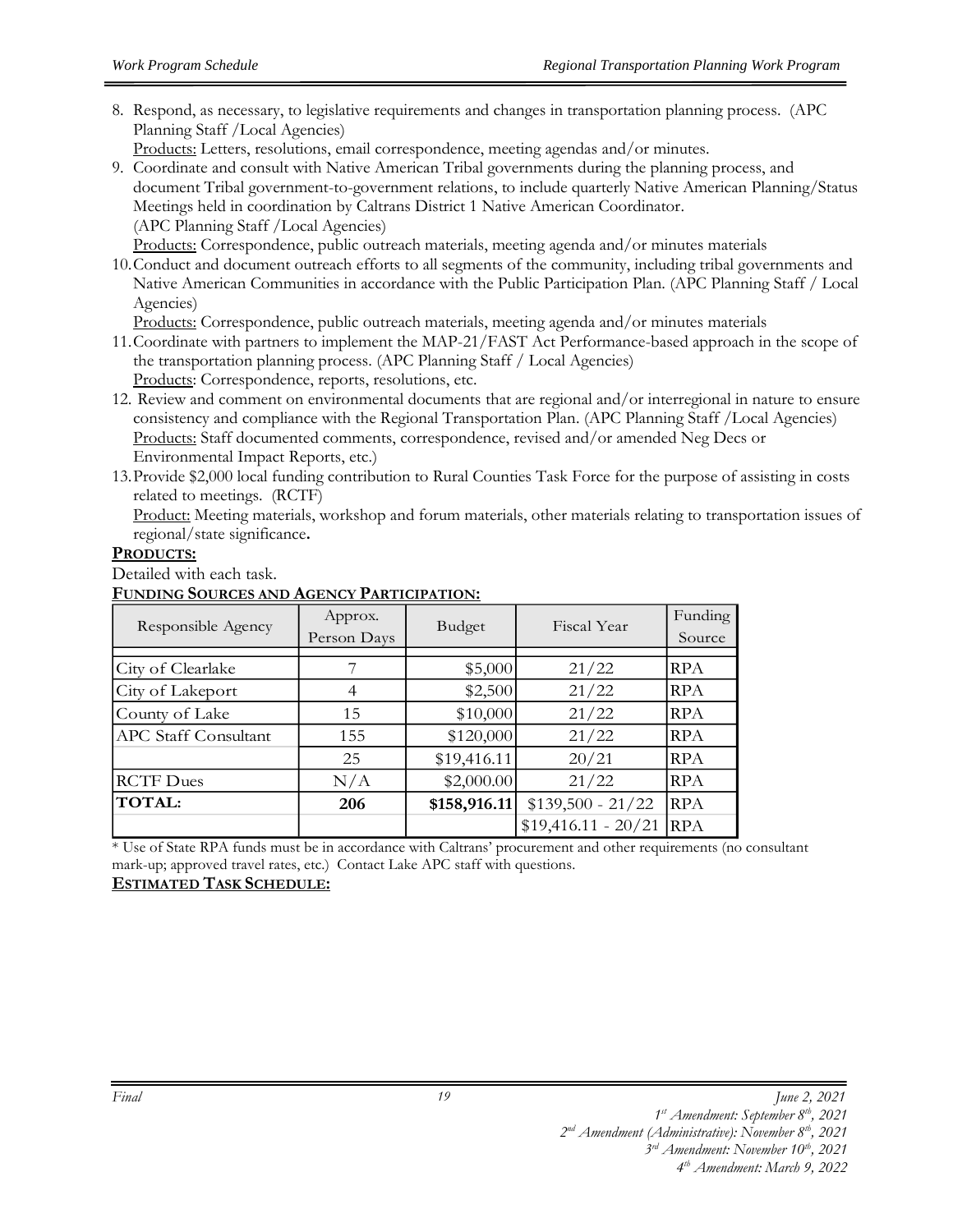8. Respond, as necessary, to legislative requirements and changes in transportation planning process. (APC Planning Staff /Local Agencies)
   Products: Letters, resolutions, email correspondence, meeting agendas and/or minutes.
9. Coordinate and consult with Native American Tribal governments during the planning process, and document Tribal government-to-government relations, to include quarterly Native American Planning/Status Meetings held in coordination by Caltrans District 1 Native American Coordinator. (APC Planning Staff /Local Agencies)
   Products: Correspondence, public outreach materials, meeting agenda and/or minutes materials
10. Conduct and document outreach efforts to all segments of the community, including tribal governments and Native American Communities in accordance with the Public Participation Plan. (APC Planning Staff / Local Agencies)
    Products: Correspondence, public outreach materials, meeting agenda and/or minutes materials
11. Coordinate with partners to implement the MAP-21/FAST Act Performance-based approach in the scope of the transportation planning process. (APC Planning Staff / Local Agencies)
    Products: Correspondence, reports, resolutions, etc.
12. Review and comment on environmental documents that are regional and/or interregional in nature to ensure consistency and compliance with the Regional Transportation Plan. (APC Planning Staff /Local Agencies)
    Products: Staff documented comments, correspondence, revised and/or amended Neg Decs or Environmental Impact Reports, etc.)
13. Provide $2,000 local funding contribution to Rural Counties Task Force for the purpose of assisting in costs related to meetings. (RCTF)
    Product: Meeting materials, workshop and forum materials, other materials relating to transportation issues of regional/state significance**.**

**PRODUCTS:**

Detailed with each task.

**FUNDING SOURCES AND AGENCY PARTICIPATION:**

| Responsible Agency | Approx. Person Days | Budget | Fiscal Year | Funding Source |
|---|---|---|---|---|
| City of Clearlake | 7 | $5,000 | 21/22 | RPA |
| City of Lakeport | 4 | $2,500 | 21/22 | RPA |
| County of Lake | 15 | $10,000 | 21/22 | RPA |
| APC Staff Consultant | 155 | $120,000 | 21/22 | RPA |
| | 25 | $19,416.11 | 20/21 | RPA |
| RCTF Dues | N/A | $2,000.00 | 21/22 | RPA |
| **TOTAL:** | **206** | **$158,916.11** | $139,500 - 21/22 | RPA |
| | | | $19,416.11 - 20/21 | RPA |

* Use of State RPA funds must be in accordance with Caltrans' procurement and other requirements (no consultant mark-up; approved travel rates, etc.) Contact Lake APC staff with questions.

**ESTIMATED TASK SCHEDULE:**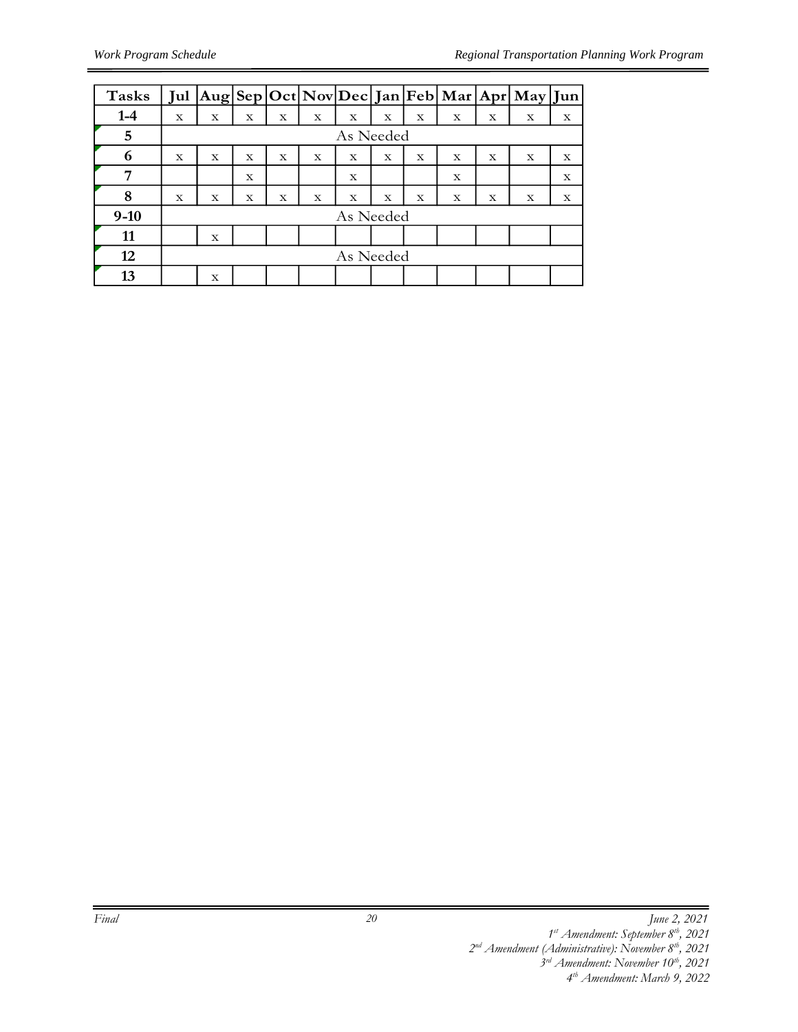| Tasks | Jul | Aug | Sep | Oct | Nov | Dec | Jan | Feb | Mar | Apr | May | Jun |
|---|---|---|---|---|---|---|---|---|---|---|---|---|
| 1-4 | x | x | x | x | x | x | x | x | x | x | x | x |
| 5 | As Needed | | | | | | | | | | | |
| 6 | x | x | x | x | x | x | x | x | x | x | x | x |
| 7 | | | x | | | x | | | x | | | x |
| 8 | x | x | x | x | x | x | x | x | x | x | x | x |
| 9-10 | As Needed | | | | | | | | | | | |
| 11 | | x | | | | | | | | | | |
| 12 | As Needed | | | | | | | | | | | |
| 13 | | x | | | | | | | | | | |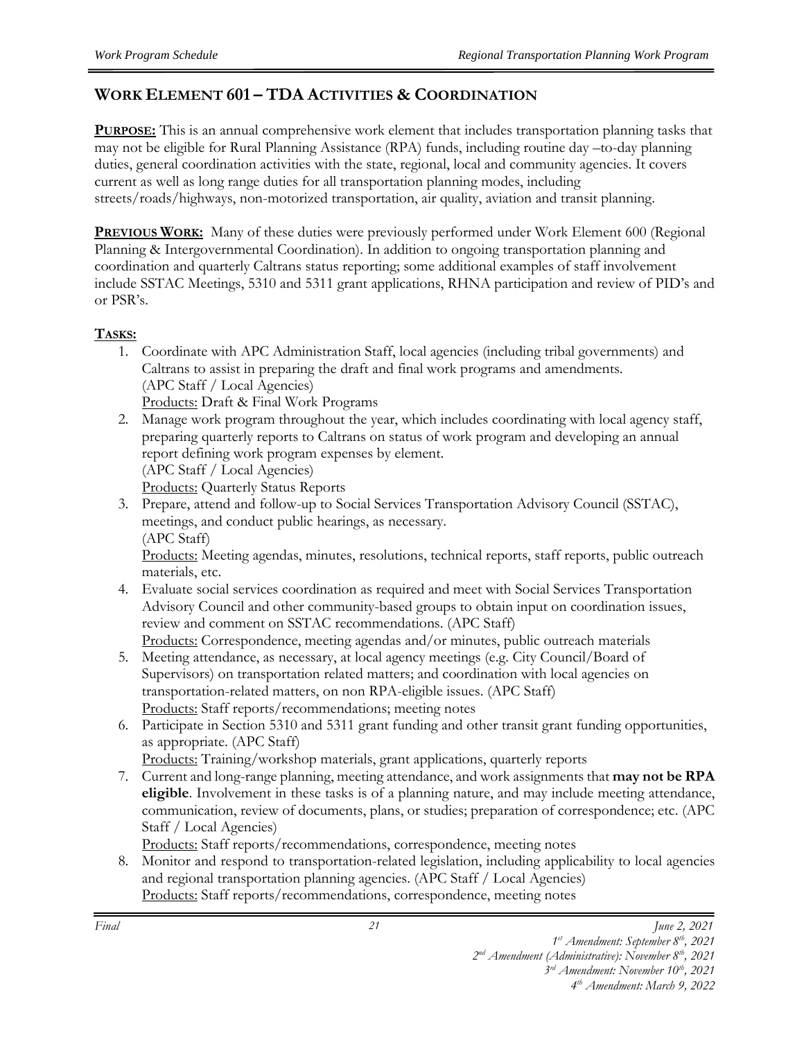## WORK ELEMENT 601 – TDA ACTIVITIES & COORDINATION

**PURPOSE:** This is an annual comprehensive work element that includes transportation planning tasks that may not be eligible for Rural Planning Assistance (RPA) funds, including routine day –to-day planning duties, general coordination activities with the state, regional, local and community agencies. It covers current as well as long range duties for all transportation planning modes, including streets/roads/highways, non-motorized transportation, air quality, aviation and transit planning.

**PREVIOUS WORK:** Many of these duties were previously performed under Work Element 600 (Regional Planning & Intergovernmental Coordination). In addition to ongoing transportation planning and coordination and quarterly Caltrans status reporting; some additional examples of staff involvement include SSTAC Meetings, 5310 and 5311 grant applications, RHNA participation and review of PID's and or PSR's.

**TASKS:**

1. Coordinate with APC Administration Staff, local agencies (including tribal governments) and Caltrans to assist in preparing the draft and final work programs and amendments. (APC Staff / Local Agencies)
   Products: Draft & Final Work Programs
2. Manage work program throughout the year, which includes coordinating with local agency staff, preparing quarterly reports to Caltrans on status of work program and developing an annual report defining work program expenses by element.
   (APC Staff / Local Agencies)
   Products: Quarterly Status Reports
3. Prepare, attend and follow-up to Social Services Transportation Advisory Council (SSTAC), meetings, and conduct public hearings, as necessary.
   (APC Staff)
   Products: Meeting agendas, minutes, resolutions, technical reports, staff reports, public outreach materials, etc.
4. Evaluate social services coordination as required and meet with Social Services Transportation Advisory Council and other community-based groups to obtain input on coordination issues, review and comment on SSTAC recommendations. (APC Staff)
   Products: Correspondence, meeting agendas and/or minutes, public outreach materials
5. Meeting attendance, as necessary, at local agency meetings (e.g. City Council/Board of Supervisors) on transportation related matters; and coordination with local agencies on transportation-related matters, on non RPA-eligible issues. (APC Staff)
   Products: Staff reports/recommendations; meeting notes
6. Participate in Section 5310 and 5311 grant funding and other transit grant funding opportunities, as appropriate. (APC Staff)
   Products: Training/workshop materials, grant applications, quarterly reports
7. Current and long-range planning, meeting attendance, and work assignments that **may not be RPA eligible**. Involvement in these tasks is of a planning nature, and may include meeting attendance, communication, review of documents, plans, or studies; preparation of correspondence; etc. (APC Staff / Local Agencies)
   Products: Staff reports/recommendations, correspondence, meeting notes
8. Monitor and respond to transportation-related legislation, including applicability to local agencies and regional transportation planning agencies. (APC Staff / Local Agencies)
   Products: Staff reports/recommendations, correspondence, meeting notes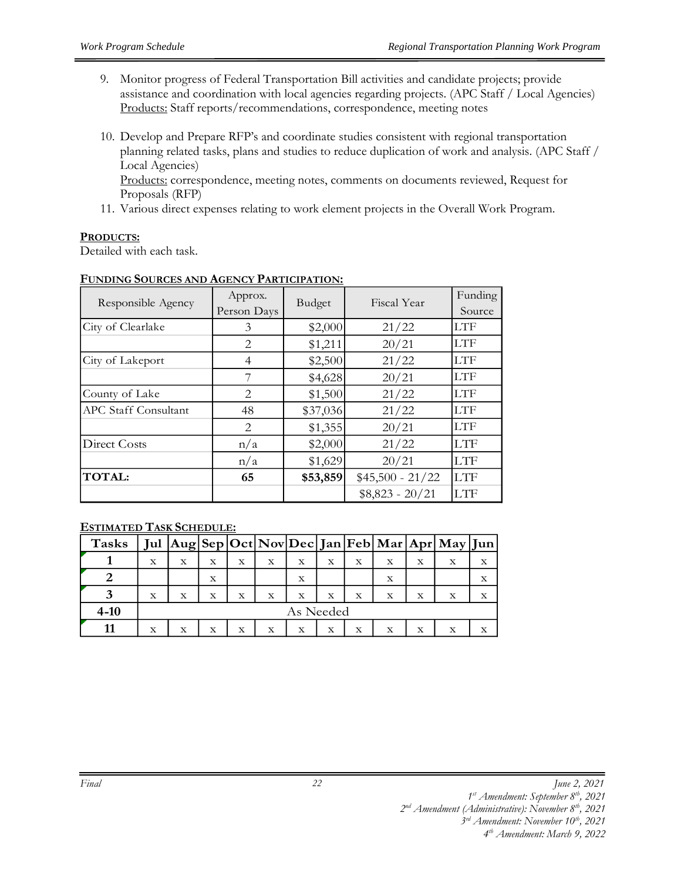9. Monitor progress of Federal Transportation Bill activities and candidate projects; provide assistance and coordination with local agencies regarding projects. (APC Staff / Local Agencies)
   Products: Staff reports/recommendations, correspondence, meeting notes

10. Develop and Prepare RFP's and coordinate studies consistent with regional transportation planning related tasks, plans and studies to reduce duplication of work and analysis. (APC Staff / Local Agencies)
    Products: correspondence, meeting notes, comments on documents reviewed, Request for Proposals (RFP)
11. Various direct expenses relating to work element projects in the Overall Work Program.

**PRODUCTS:**
Detailed with each task.

**FUNDING SOURCES AND AGENCY PARTICIPATION:**

| Responsible Agency | Approx. Person Days | Budget | Fiscal Year | Funding Source |
|---|---|---|---|---|
| City of Clearlake | 3 | $2,000 | 21/22 | LTF |
| | 2 | $1,211 | 20/21 | LTF |
| City of Lakeport | 4 | $2,500 | 21/22 | LTF |
| | 7 | $4,628 | 20/21 | LTF |
| County of Lake | 2 | $1,500 | 21/22 | LTF |
| APC Staff Consultant | 48 | $37,036 | 21/22 | LTF |
| | 2 | $1,355 | 20/21 | LTF |
| Direct Costs | n/a | $2,000 | 21/22 | LTF |
| | n/a | $1,629 | 20/21 | LTF |
| **TOTAL:** | **65** | **$53,859** | $45,500 - 21/22 | LTF |
| | | | $8,823 - 20/21 | LTF |

**ESTIMATED TASK SCHEDULE:**

| Tasks | Jul | Aug | Sep | Oct | Nov | Dec | Jan | Feb | Mar | Apr | May | Jun |
|---|---|---|---|---|---|---|---|---|---|---|---|---|
| **1** | x | x | x | x | x | x | x | x | x | x | x | x |
| **2** | | | x | | | x | | | x | | | x |
| **3** | x | x | x | x | x | x | x | x | x | x | x | x |
| **4-10** | As Needed | | | | | | | | | | | |
| **11** | x | x | x | x | x | x | x | x | x | x | x | x |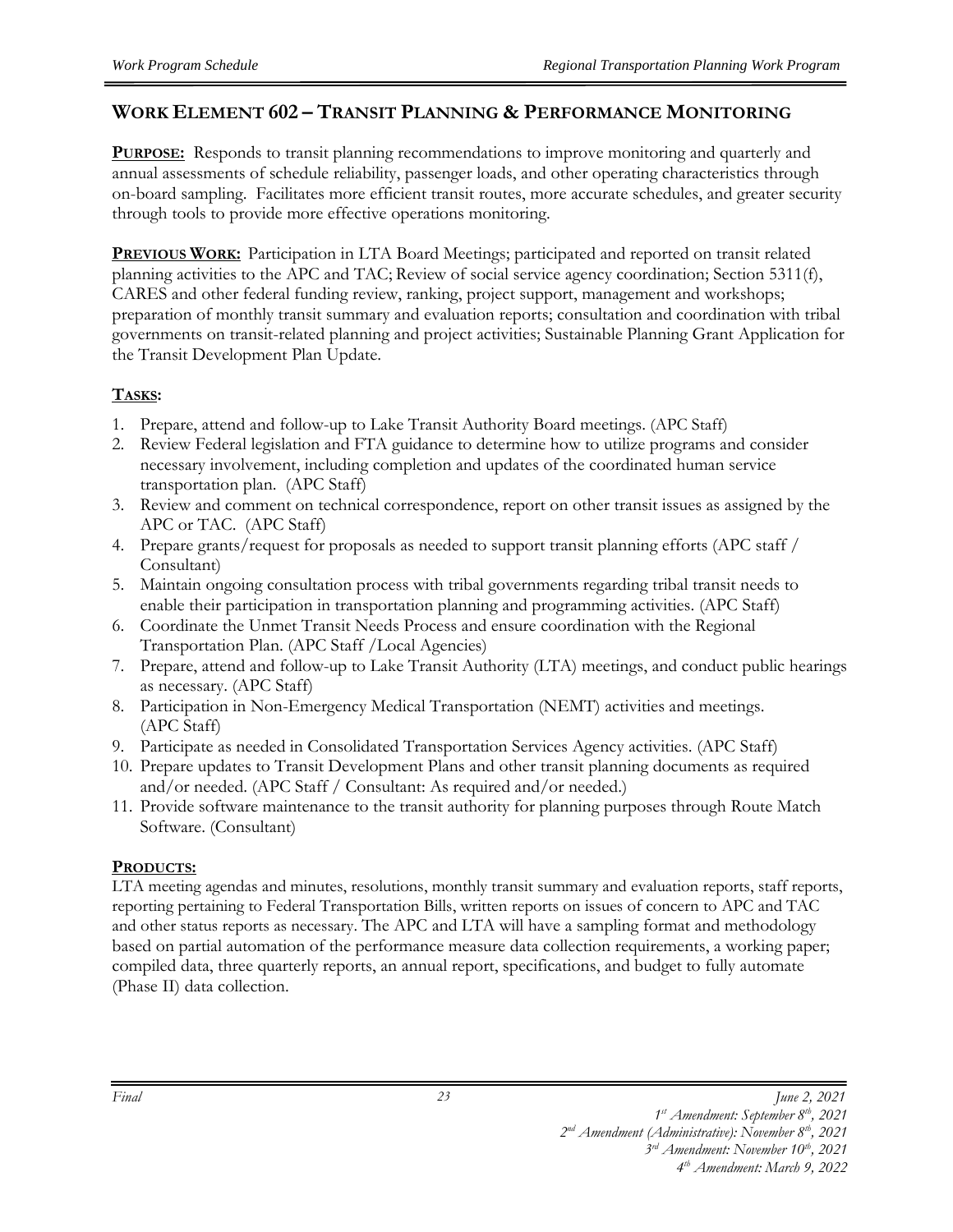## WORK ELEMENT 602 – TRANSIT PLANNING & PERFORMANCE MONITORING

**PURPOSE:** Responds to transit planning recommendations to improve monitoring and quarterly and annual assessments of schedule reliability, passenger loads, and other operating characteristics through on-board sampling. Facilitates more efficient transit routes, more accurate schedules, and greater security through tools to provide more effective operations monitoring.

**PREVIOUS WORK:** Participation in LTA Board Meetings; participated and reported on transit related planning activities to the APC and TAC; Review of social service agency coordination; Section 5311(f), CARES and other federal funding review, ranking, project support, management and workshops; preparation of monthly transit summary and evaluation reports; consultation and coordination with tribal governments on transit-related planning and project activities; Sustainable Planning Grant Application for the Transit Development Plan Update.

**TASKS:**

1. Prepare, attend and follow-up to Lake Transit Authority Board meetings. (APC Staff)
2. Review Federal legislation and FTA guidance to determine how to utilize programs and consider necessary involvement, including completion and updates of the coordinated human service transportation plan. (APC Staff)
3. Review and comment on technical correspondence, report on other transit issues as assigned by the APC or TAC. (APC Staff)
4. Prepare grants/request for proposals as needed to support transit planning efforts (APC staff / Consultant)
5. Maintain ongoing consultation process with tribal governments regarding tribal transit needs to enable their participation in transportation planning and programming activities. (APC Staff)
6. Coordinate the Unmet Transit Needs Process and ensure coordination with the Regional Transportation Plan. (APC Staff /Local Agencies)
7. Prepare, attend and follow-up to Lake Transit Authority (LTA) meetings, and conduct public hearings as necessary. (APC Staff)
8. Participation in Non-Emergency Medical Transportation (NEMT) activities and meetings. (APC Staff)
9. Participate as needed in Consolidated Transportation Services Agency activities. (APC Staff)
10. Prepare updates to Transit Development Plans and other transit planning documents as required and/or needed. (APC Staff / Consultant: As required and/or needed.)
11. Provide software maintenance to the transit authority for planning purposes through Route Match Software. (Consultant)

**PRODUCTS:**

LTA meeting agendas and minutes, resolutions, monthly transit summary and evaluation reports, staff reports, reporting pertaining to Federal Transportation Bills, written reports on issues of concern to APC and TAC and other status reports as necessary. The APC and LTA will have a sampling format and methodology based on partial automation of the performance measure data collection requirements, a working paper; compiled data, three quarterly reports, an annual report, specifications, and budget to fully automate (Phase II) data collection.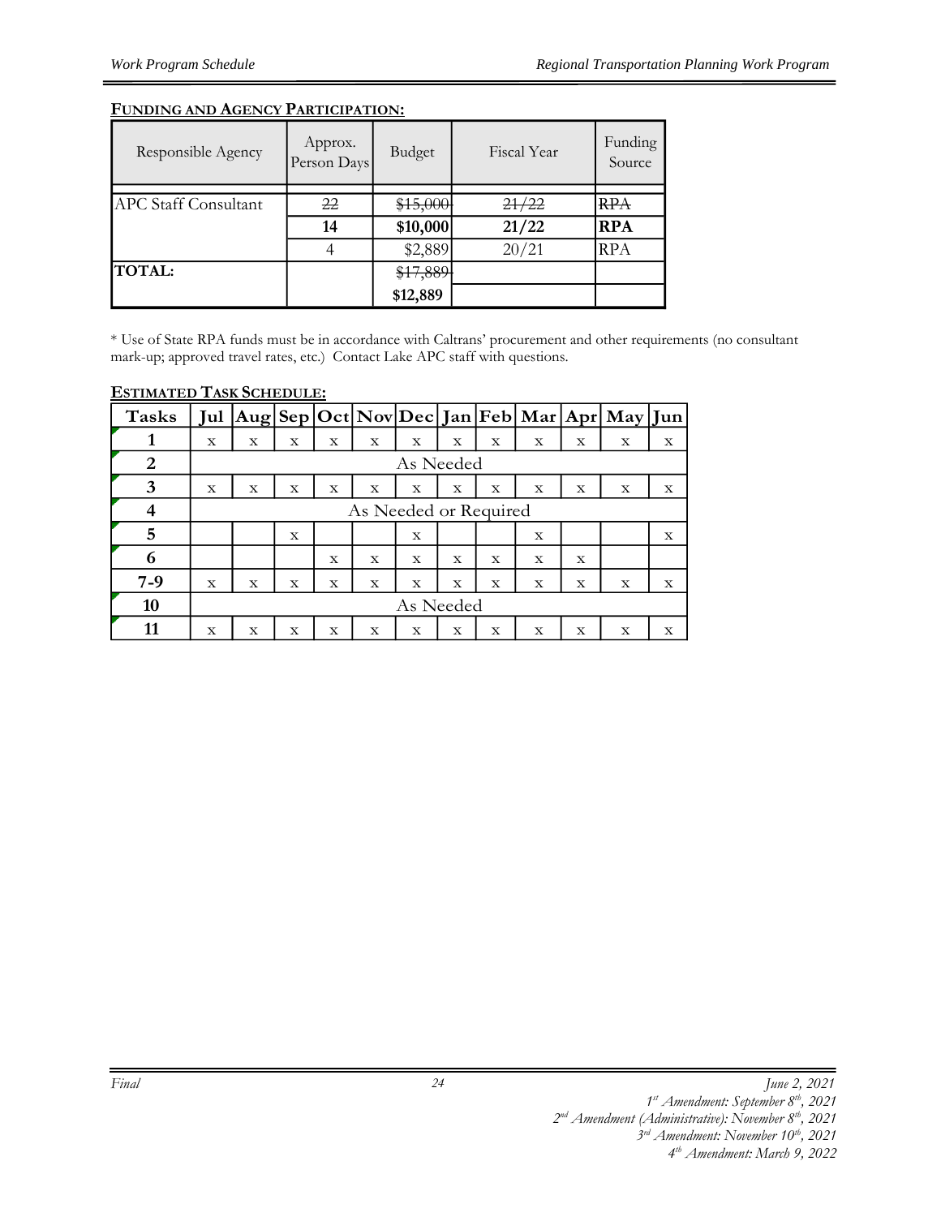**FUNDING AND AGENCY PARTICIPATION:**

| Responsible Agency | Approx. Person Days | Budget | Fiscal Year | Funding Source |
|---|---|---|---|---|
| APC Staff Consultant | ~~22~~ | ~~$15,000~~ | ~~21/22~~ | ~~RPA~~ |
| | **14** | **$10,000** | **21/22** | **RPA** |
| | 4 | $2,889 | 20/21 | RPA |
| **TOTAL:** | | ~~$17,889~~ | | |
| | | **$12,889** | | |

\* Use of State RPA funds must be in accordance with Caltrans' procurement and other requirements (no consultant mark-up; approved travel rates, etc.) Contact Lake APC staff with questions.

**ESTIMATED TASK SCHEDULE:**

| Tasks | Jul | Aug | Sep | Oct | Nov | Dec | Jan | Feb | Mar | Apr | May | Jun |
|---|---|---|---|---|---|---|---|---|---|---|---|---|
| **1** | x | x | x | x | x | x | x | x | x | x | x | x |
| **2** | As Needed | | | | | | | | | | | |
| **3** | x | x | x | x | x | x | x | x | x | x | x | x |
| **4** | As Needed or Required | | | | | | | | | | | |
| **5** | | | x | | | x | | | x | | | x |
| **6** | | | | x | x | x | x | x | x | x | | |
| **7-9** | x | x | x | x | x | x | x | x | x | x | x | x |
| **10** | As Needed | | | | | | | | | | | |
| **11** | x | x | x | x | x | x | x | x | x | x | x | x |

*Final* *June 2, 2021*
*1st Amendment: September 8th, 2021*
*2nd Amendment (Administrative): November 8th, 2021*
*3rd Amendment: November 10th, 2021*
*4th Amendment: March 9, 2022*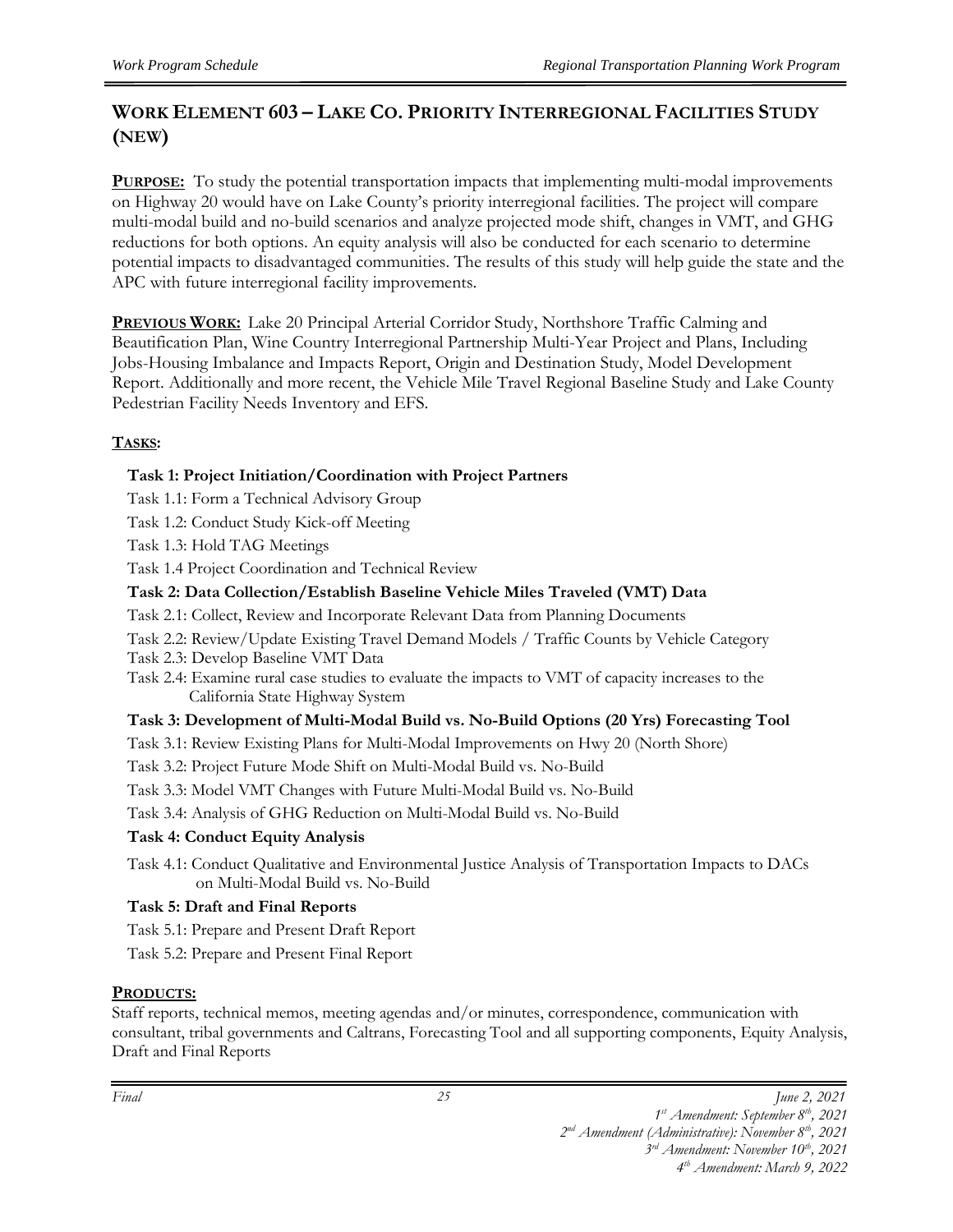## WORK ELEMENT 603 – LAKE CO. PRIORITY INTERREGIONAL FACILITIES STUDY (NEW)

**PURPOSE:** To study the potential transportation impacts that implementing multi-modal improvements on Highway 20 would have on Lake County's priority interregional facilities. The project will compare multi-modal build and no-build scenarios and analyze projected mode shift, changes in VMT, and GHG reductions for both options. An equity analysis will also be conducted for each scenario to determine potential impacts to disadvantaged communities. The results of this study will help guide the state and the APC with future interregional facility improvements.

**PREVIOUS WORK:** Lake 20 Principal Arterial Corridor Study, Northshore Traffic Calming and Beautification Plan, Wine Country Interregional Partnership Multi-Year Project and Plans, Including Jobs-Housing Imbalance and Impacts Report, Origin and Destination Study, Model Development Report. Additionally and more recent, the Vehicle Mile Travel Regional Baseline Study and Lake County Pedestrian Facility Needs Inventory and EFS.

**TASKS:**

**Task 1: Project Initiation/Coordination with Project Partners**

Task 1.1: Form a Technical Advisory Group

Task 1.2: Conduct Study Kick-off Meeting

Task 1.3: Hold TAG Meetings

Task 1.4 Project Coordination and Technical Review

**Task 2: Data Collection/Establish Baseline Vehicle Miles Traveled (VMT) Data**

Task 2.1: Collect, Review and Incorporate Relevant Data from Planning Documents

Task 2.2: Review/Update Existing Travel Demand Models / Traffic Counts by Vehicle Category

Task 2.3: Develop Baseline VMT Data

Task 2.4: Examine rural case studies to evaluate the impacts to VMT of capacity increases to the California State Highway System

**Task 3: Development of Multi-Modal Build vs. No-Build Options (20 Yrs) Forecasting Tool**

Task 3.1: Review Existing Plans for Multi-Modal Improvements on Hwy 20 (North Shore)

Task 3.2: Project Future Mode Shift on Multi-Modal Build vs. No-Build

Task 3.3: Model VMT Changes with Future Multi-Modal Build vs. No-Build

Task 3.4: Analysis of GHG Reduction on Multi-Modal Build vs. No-Build

**Task 4: Conduct Equity Analysis**

Task 4.1: Conduct Qualitative and Environmental Justice Analysis of Transportation Impacts to DACs on Multi-Modal Build vs. No-Build

**Task 5: Draft and Final Reports**

Task 5.1: Prepare and Present Draft Report

Task 5.2: Prepare and Present Final Report

**PRODUCTS:**

Staff reports, technical memos, meeting agendas and/or minutes, correspondence, communication with consultant, tribal governments and Caltrans, Forecasting Tool and all supporting components, Equity Analysis, Draft and Final Reports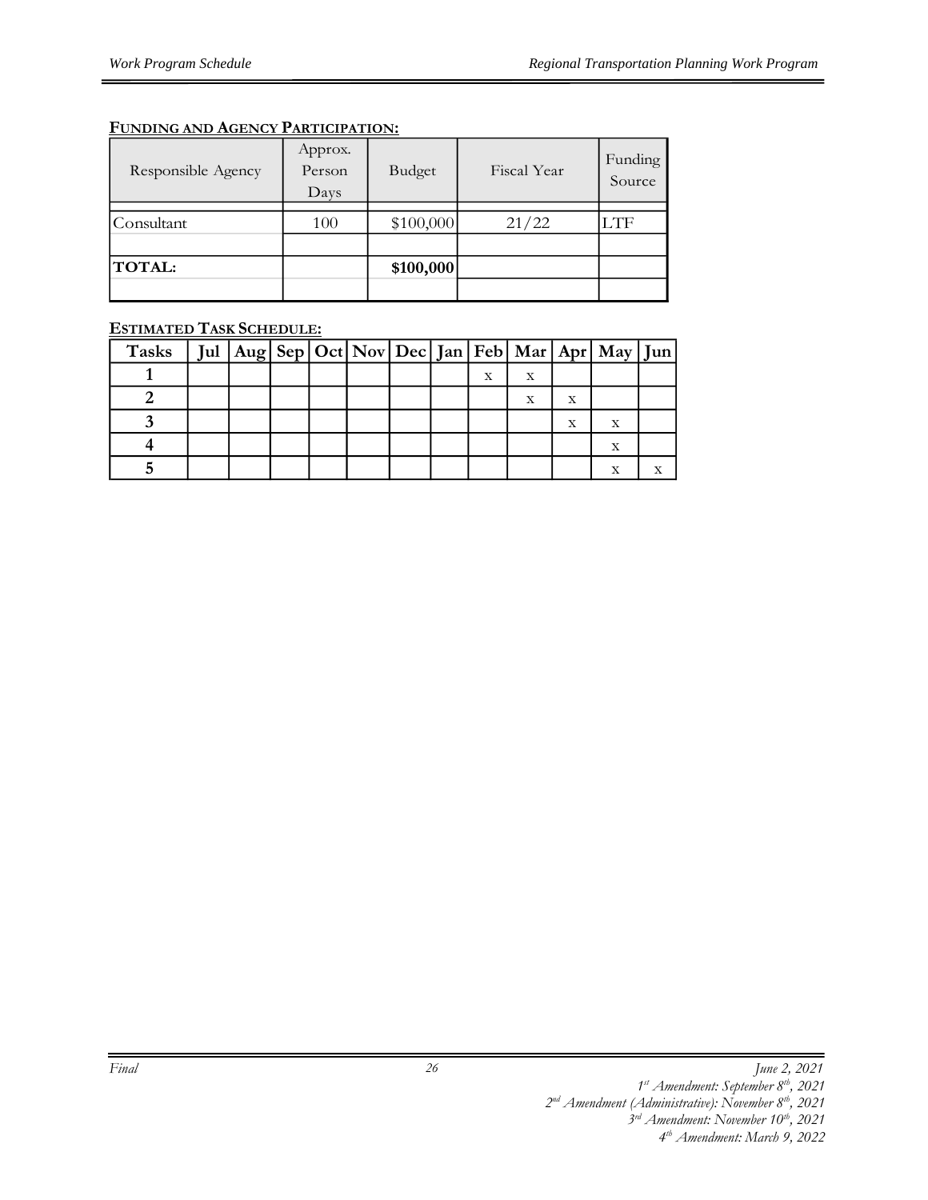**FUNDING AND AGENCY PARTICIPATION:**

| Responsible Agency | Approx. Person Days | Budget | Fiscal Year | Funding Source |
|---|---|---|---|---|
| Consultant | 100 | $100,000 | 21/22 | LTF |
| | | | | |
| **TOTAL:** | | **$100,000** | | |
| | | | | |

**ESTIMATED TASK SCHEDULE:**

| Tasks | Jul | Aug | Sep | Oct | Nov | Dec | Jan | Feb | Mar | Apr | May | Jun |
|---|---|---|---|---|---|---|---|---|---|---|---|---|
| **1** | | | | | | | | x | x | | | |
| **2** | | | | | | | | | x | x | | |
| **3** | | | | | | | | | | x | x | |
| **4** | | | | | | | | | | | x | |
| **5** | | | | | | | | | | | x | x |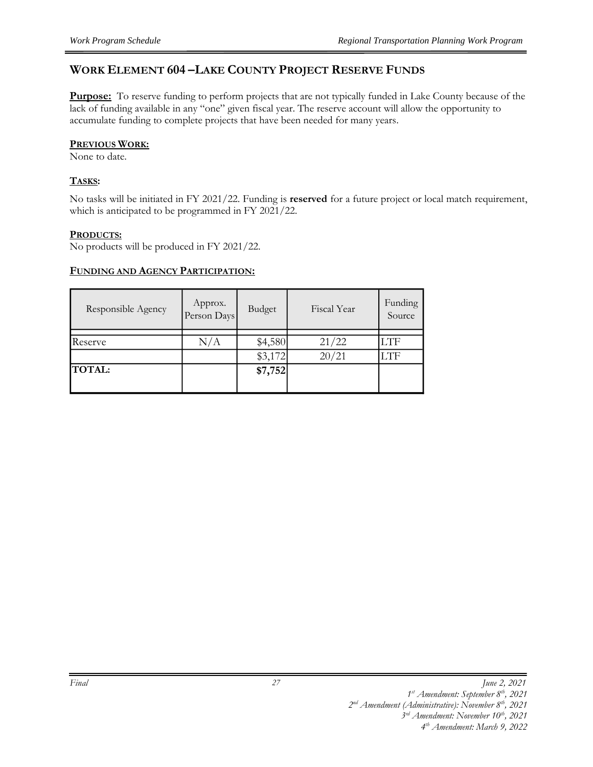## WORK ELEMENT 604 –LAKE COUNTY PROJECT RESERVE FUNDS

**Purpose:** To reserve funding to perform projects that are not typically funded in Lake County because of the lack of funding available in any "one" given fiscal year. The reserve account will allow the opportunity to accumulate funding to complete projects that have been needed for many years.

**PREVIOUS WORK:**
None to date.

**TASKS:**

No tasks will be initiated in FY 2021/22. Funding is **reserved** for a future project or local match requirement, which is anticipated to be programmed in FY 2021/22.

**PRODUCTS:**
No products will be produced in FY 2021/22.

**FUNDING AND AGENCY PARTICIPATION:**

| Responsible Agency | Approx. Person Days | Budget | Fiscal Year | Funding Source |
|---|---|---|---|---|
| Reserve | N/A | $4,580 | 21/22 | LTF |
| | | $3,172 | 20/21 | LTF |
| **TOTAL:** | | **$7,752** | | |

*Final* *June 2, 2021*
*1st Amendment: September 8th, 2021*
*2nd Amendment (Administrative): November 8th, 2021*
*3rd Amendment: November 10th, 2021*
*4th Amendment: March 9, 2022*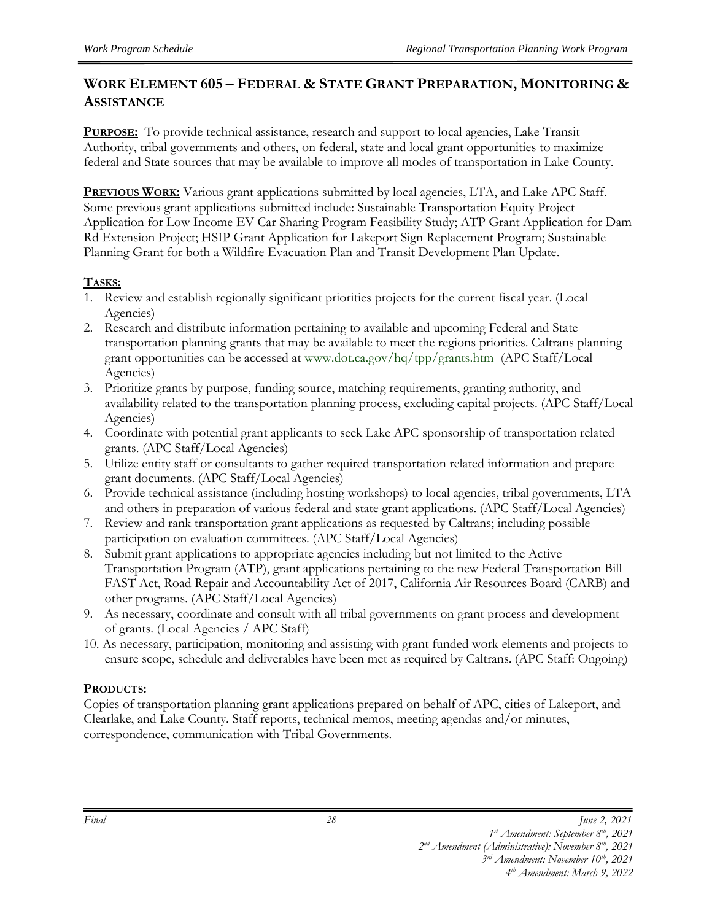## WORK ELEMENT 605 – FEDERAL & STATE GRANT PREPARATION, MONITORING & ASSISTANCE

**PURPOSE:** To provide technical assistance, research and support to local agencies, Lake Transit Authority, tribal governments and others, on federal, state and local grant opportunities to maximize federal and State sources that may be available to improve all modes of transportation in Lake County.

**PREVIOUS WORK:** Various grant applications submitted by local agencies, LTA, and Lake APC Staff. Some previous grant applications submitted include: Sustainable Transportation Equity Project Application for Low Income EV Car Sharing Program Feasibility Study; ATP Grant Application for Dam Rd Extension Project; HSIP Grant Application for Lakeport Sign Replacement Program; Sustainable Planning Grant for both a Wildfire Evacuation Plan and Transit Development Plan Update.

**TASKS:**

1. Review and establish regionally significant priorities projects for the current fiscal year. (Local Agencies)
2. Research and distribute information pertaining to available and upcoming Federal and State transportation planning grants that may be available to meet the regions priorities. Caltrans planning grant opportunities can be accessed at www.dot.ca.gov/hq/tpp/grants.htm (APC Staff/Local Agencies)
3. Prioritize grants by purpose, funding source, matching requirements, granting authority, and availability related to the transportation planning process, excluding capital projects. (APC Staff/Local Agencies)
4. Coordinate with potential grant applicants to seek Lake APC sponsorship of transportation related grants. (APC Staff/Local Agencies)
5. Utilize entity staff or consultants to gather required transportation related information and prepare grant documents. (APC Staff/Local Agencies)
6. Provide technical assistance (including hosting workshops) to local agencies, tribal governments, LTA and others in preparation of various federal and state grant applications. (APC Staff/Local Agencies)
7. Review and rank transportation grant applications as requested by Caltrans; including possible participation on evaluation committees. (APC Staff/Local Agencies)
8. Submit grant applications to appropriate agencies including but not limited to the Active Transportation Program (ATP), grant applications pertaining to the new Federal Transportation Bill FAST Act, Road Repair and Accountability Act of 2017, California Air Resources Board (CARB) and other programs. (APC Staff/Local Agencies)
9. As necessary, coordinate and consult with all tribal governments on grant process and development of grants. (Local Agencies / APC Staff)
10. As necessary, participation, monitoring and assisting with grant funded work elements and projects to ensure scope, schedule and deliverables have been met as required by Caltrans. (APC Staff: Ongoing)

**PRODUCTS:**

Copies of transportation planning grant applications prepared on behalf of APC, cities of Lakeport, and Clearlake, and Lake County. Staff reports, technical memos, meeting agendas and/or minutes, correspondence, communication with Tribal Governments.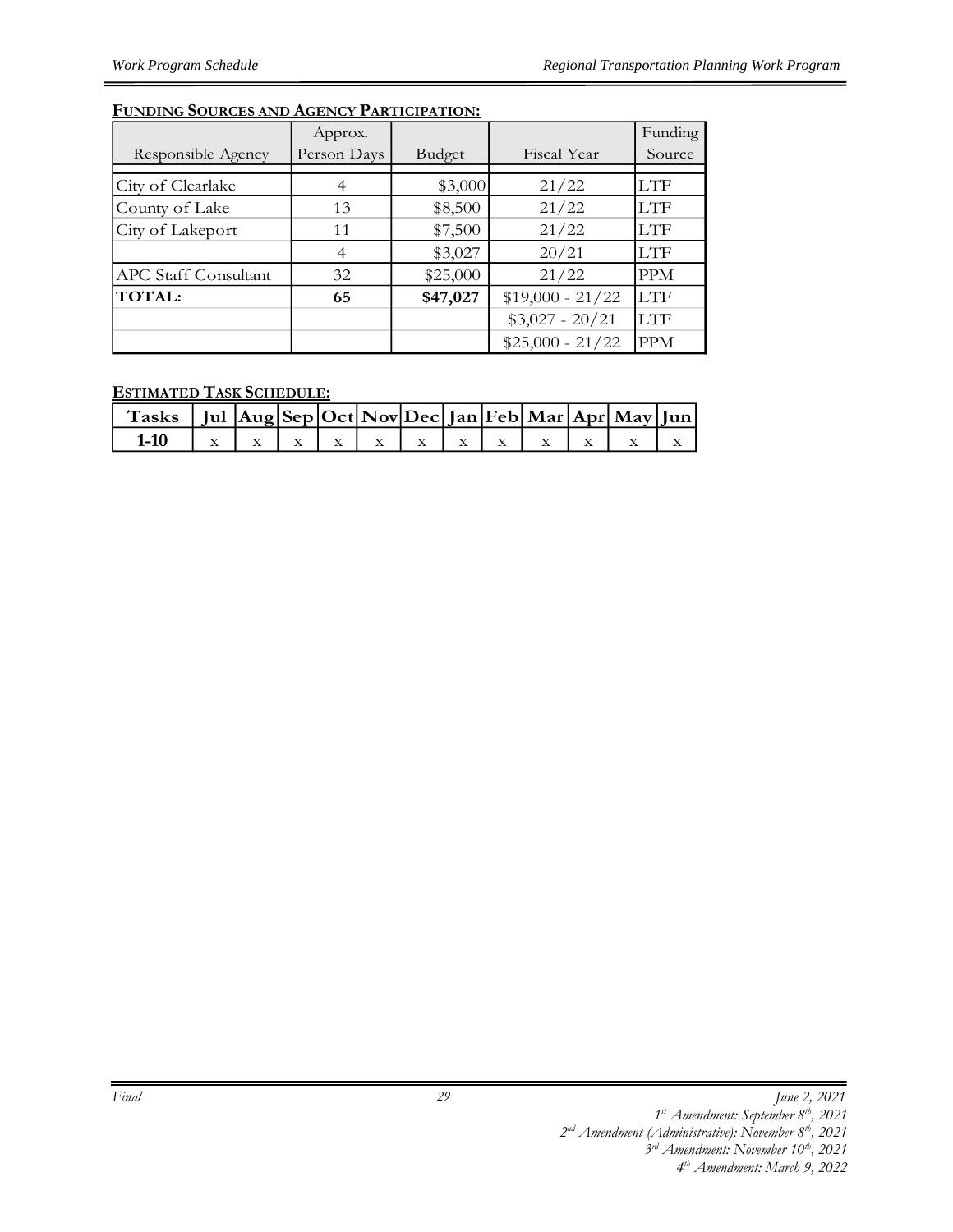**FUNDING SOURCES AND AGENCY PARTICIPATION:**

| Responsible Agency | Approx. Person Days | Budget | Fiscal Year | Funding Source |
|---|---|---|---|---|
| City of Clearlake | 4 | $3,000 | 21/22 | LTF |
| County of Lake | 13 | $8,500 | 21/22 | LTF |
| City of Lakeport | 11 | $7,500 | 21/22 | LTF |
| | 4 | $3,027 | 20/21 | LTF |
| APC Staff Consultant | 32 | $25,000 | 21/22 | PPM |
| **TOTAL:** | **65** | **$47,027** | $19,000 - 21/22 | LTF |
| | | | $3,027 - 20/21 | LTF |
| | | | $25,000 - 21/22 | PPM |

**ESTIMATED TASK SCHEDULE:**

| Tasks | Jul | Aug | Sep | Oct | Nov | Dec | Jan | Feb | Mar | Apr | May | Jun |
|---|---|---|---|---|---|---|---|---|---|---|---|---|
| **1-10** | x | x | x | x | x | x | x | x | x | x | x | x |

*Final* *June 2, 2021*
*1st Amendment: September 8th, 2021*
*2nd Amendment (Administrative): November 8th, 2021*
*3rd Amendment: November 10th, 2021*
*4th Amendment: March 9, 2022*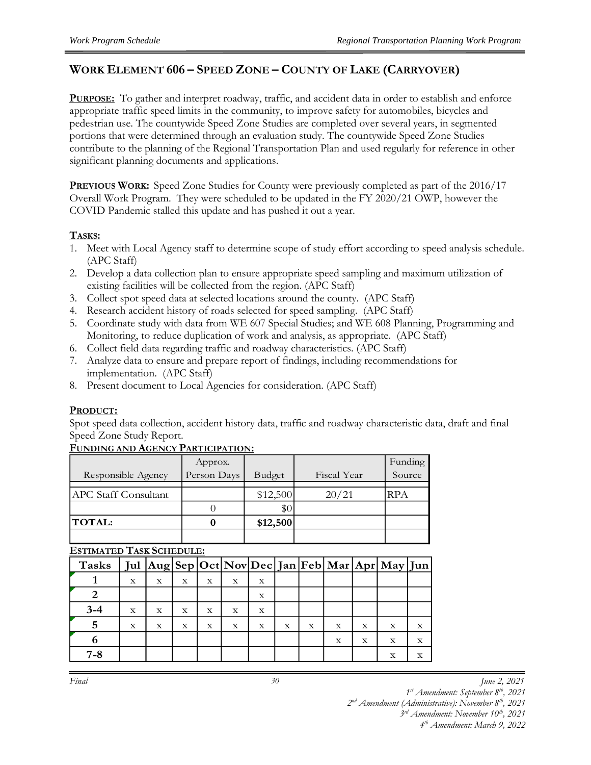## WORK ELEMENT 606 – SPEED ZONE – COUNTY OF LAKE (CARRYOVER)

**PURPOSE:** To gather and interpret roadway, traffic, and accident data in order to establish and enforce appropriate traffic speed limits in the community, to improve safety for automobiles, bicycles and pedestrian use. The countywide Speed Zone Studies are completed over several years, in segmented portions that were determined through an evaluation study. The countywide Speed Zone Studies contribute to the planning of the Regional Transportation Plan and used regularly for reference in other significant planning documents and applications.

**PREVIOUS WORK:** Speed Zone Studies for County were previously completed as part of the 2016/17 Overall Work Program. They were scheduled to be updated in the FY 2020/21 OWP, however the COVID Pandemic stalled this update and has pushed it out a year.

**TASKS:**

1. Meet with Local Agency staff to determine scope of study effort according to speed analysis schedule. (APC Staff)
2. Develop a data collection plan to ensure appropriate speed sampling and maximum utilization of existing facilities will be collected from the region. (APC Staff)
3. Collect spot speed data at selected locations around the county. (APC Staff)
4. Research accident history of roads selected for speed sampling. (APC Staff)
5. Coordinate study with data from WE 607 Special Studies; and WE 608 Planning, Programming and Monitoring, to reduce duplication of work and analysis, as appropriate. (APC Staff)
6. Collect field data regarding traffic and roadway characteristics. (APC Staff)
7. Analyze data to ensure and prepare report of findings, including recommendations for implementation. (APC Staff)
8. Present document to Local Agencies for consideration. (APC Staff)

**PRODUCT:**

Spot speed data collection, accident history data, traffic and roadway characteristic data, draft and final Speed Zone Study Report.

**FUNDING AND AGENCY PARTICIPATION:**

| Responsible Agency | Approx. Person Days | Budget | Fiscal Year | Funding Source |
|---|---|---|---|---|
| APC Staff Consultant | | $12,500 | 20/21 | RPA |
| | 0 | $0 | | |
| **TOTAL:** | **0** | **$12,500** | | |

**ESTIMATED TASK SCHEDULE:**

| Tasks | Jul | Aug | Sep | Oct | Nov | Dec | Jan | Feb | Mar | Apr | May | Jun |
|---|---|---|---|---|---|---|---|---|---|---|---|---|
| 1 | x | x | x | x | x | x | | | | | | |
| 2 | | | | | | x | | | | | | |
| 3-4 | x | x | x | x | x | x | | | | | | |
| 5 | x | x | x | x | x | x | x | x | x | x | x | x |
| 6 | | | | | | | | | x | x | x | x |
| 7-8 | | | | | | | | | | | x | x |

*Final* *June 2, 2021*
*1st Amendment: September 8th, 2021*
*2nd Amendment (Administrative): November 8th, 2021*
*3rd Amendment: November 10th, 2021*
*4th Amendment: March 9, 2022*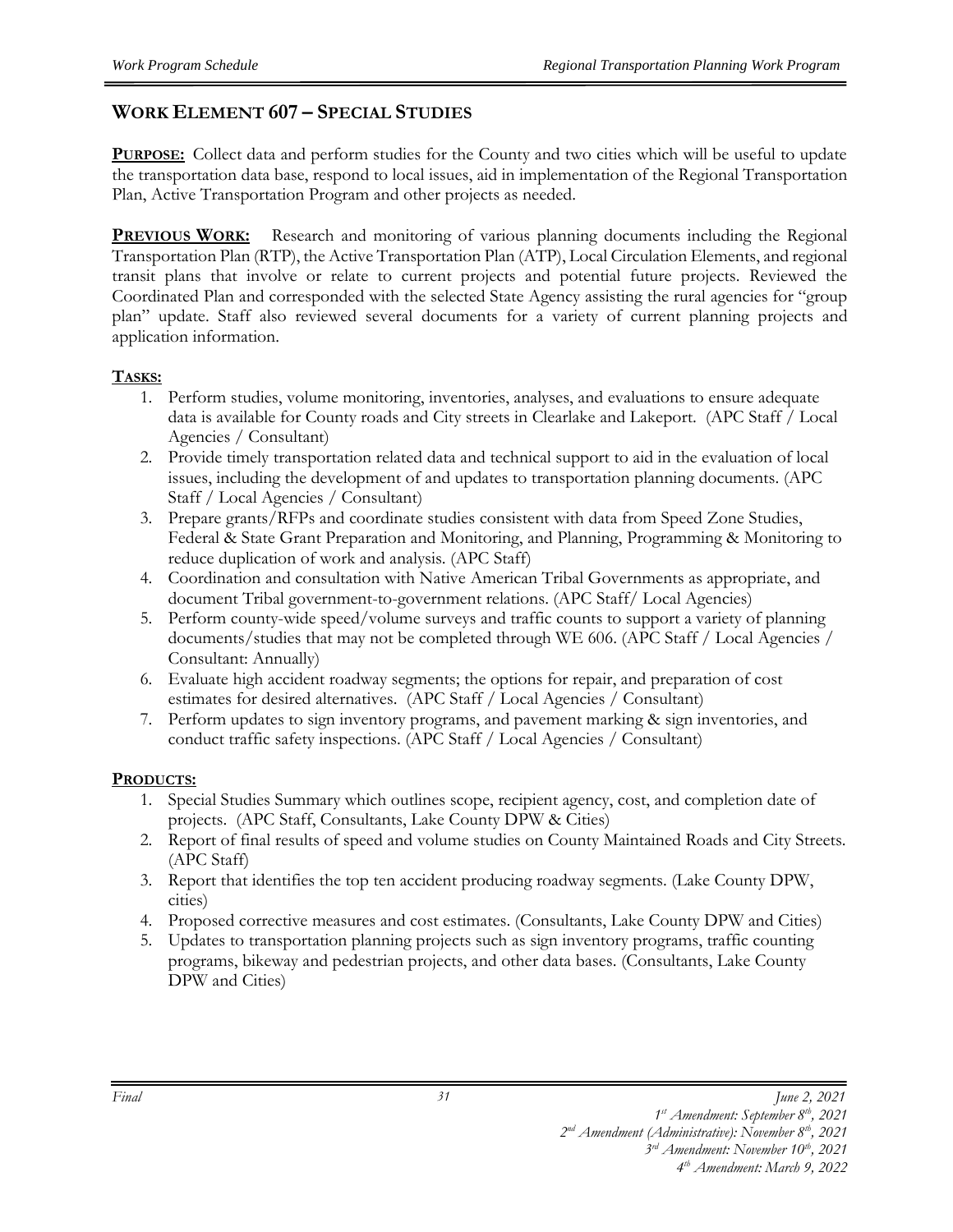## WORK ELEMENT 607 – SPECIAL STUDIES

**PURPOSE:** Collect data and perform studies for the County and two cities which will be useful to update the transportation data base, respond to local issues, aid in implementation of the Regional Transportation Plan, Active Transportation Program and other projects as needed.

**PREVIOUS WORK:** Research and monitoring of various planning documents including the Regional Transportation Plan (RTP), the Active Transportation Plan (ATP), Local Circulation Elements, and regional transit plans that involve or relate to current projects and potential future projects. Reviewed the Coordinated Plan and corresponded with the selected State Agency assisting the rural agencies for "group plan" update. Staff also reviewed several documents for a variety of current planning projects and application information.

**TASKS:**

1. Perform studies, volume monitoring, inventories, analyses, and evaluations to ensure adequate data is available for County roads and City streets in Clearlake and Lakeport. (APC Staff / Local Agencies / Consultant)
2. Provide timely transportation related data and technical support to aid in the evaluation of local issues, including the development of and updates to transportation planning documents. (APC Staff / Local Agencies / Consultant)
3. Prepare grants/RFPs and coordinate studies consistent with data from Speed Zone Studies, Federal & State Grant Preparation and Monitoring, and Planning, Programming & Monitoring to reduce duplication of work and analysis. (APC Staff)
4. Coordination and consultation with Native American Tribal Governments as appropriate, and document Tribal government-to-government relations. (APC Staff/ Local Agencies)
5. Perform county-wide speed/volume surveys and traffic counts to support a variety of planning documents/studies that may not be completed through WE 606. (APC Staff / Local Agencies / Consultant: Annually)
6. Evaluate high accident roadway segments; the options for repair, and preparation of cost estimates for desired alternatives. (APC Staff / Local Agencies / Consultant)
7. Perform updates to sign inventory programs, and pavement marking & sign inventories, and conduct traffic safety inspections. (APC Staff / Local Agencies / Consultant)

**PRODUCTS:**

1. Special Studies Summary which outlines scope, recipient agency, cost, and completion date of projects. (APC Staff, Consultants, Lake County DPW & Cities)
2. Report of final results of speed and volume studies on County Maintained Roads and City Streets. (APC Staff)
3. Report that identifies the top ten accident producing roadway segments. (Lake County DPW, cities)
4. Proposed corrective measures and cost estimates. (Consultants, Lake County DPW and Cities)
5. Updates to transportation planning projects such as sign inventory programs, traffic counting programs, bikeway and pedestrian projects, and other data bases. (Consultants, Lake County DPW and Cities)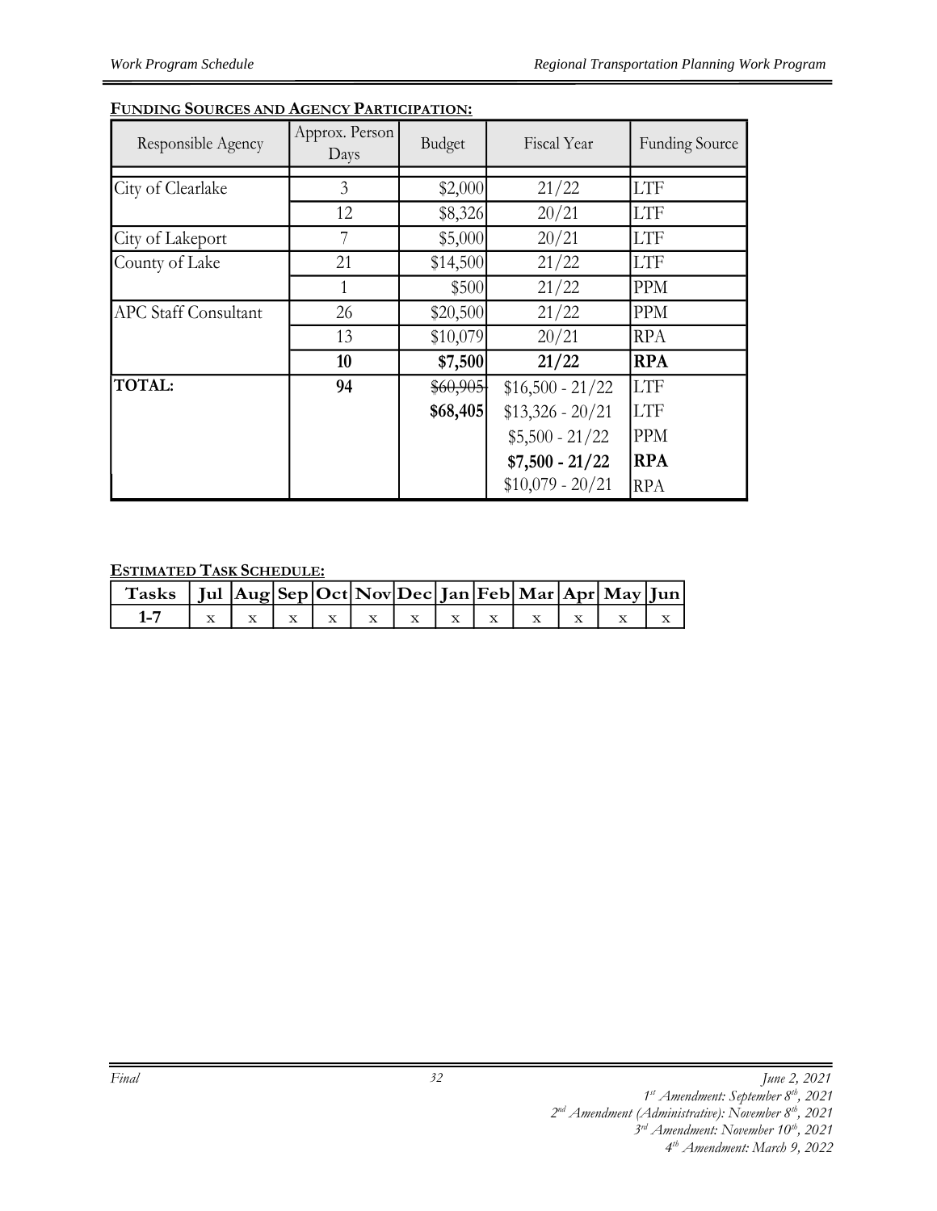**FUNDING SOURCES AND AGENCY PARTICIPATION:**

| Responsible Agency | Approx. Person Days | Budget | Fiscal Year | Funding Source |
|---|---|---|---|---|
| City of Clearlake | 3 | $2,000 | 21/22 | LTF |
| | 12 | $8,326 | 20/21 | LTF |
| City of Lakeport | 7 | $5,000 | 20/21 | LTF |
| County of Lake | 21 | $14,500 | 21/22 | LTF |
| | 1 | $500 | 21/22 | PPM |
| APC Staff Consultant | 26 | $20,500 | 21/22 | PPM |
| | 13 | $10,079 | 20/21 | RPA |
| | **10** | **$7,500** | **21/22** | **RPA** |
| **TOTAL:** | **94** | ~~$60,905~~ | $16,500 - 21/22 | LTF |
| | | **$68,405** | $13,326 - 20/21 | LTF |
| | | | $5,500 - 21/22 | PPM |
| | | | **$7,500 - 21/22** | **RPA** |
| | | | $10,079 - 20/21 | RPA |

**ESTIMATED TASK SCHEDULE:**

| Tasks | Jul | Aug | Sep | Oct | Nov | Dec | Jan | Feb | Mar | Apr | May | Jun |
|---|---|---|---|---|---|---|---|---|---|---|---|---|
| 1-7 | x | x | x | x | x | x | x | x | x | x | x | x |

*Final* *June 2, 2021*
*1st Amendment: September 8th, 2021*
*2nd Amendment (Administrative): November 8th, 2021*
*3rd Amendment: November 10th, 2021*
*4th Amendment: March 9, 2022*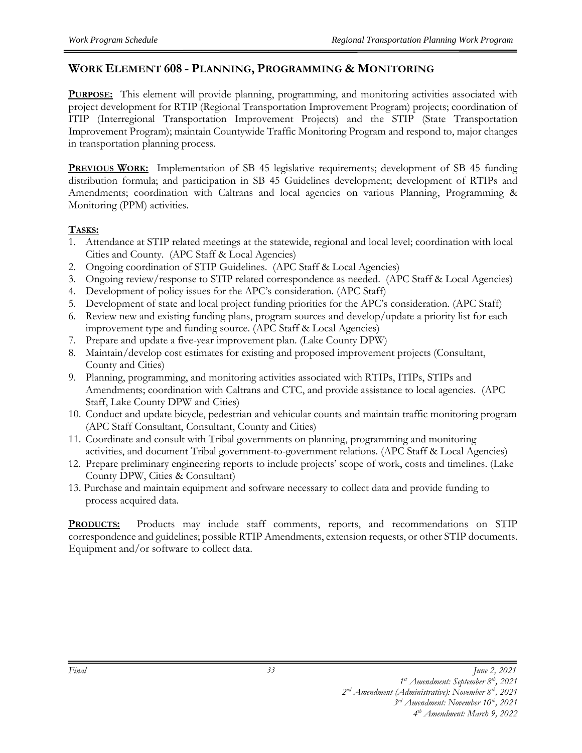## WORK ELEMENT 608 - PLANNING, PROGRAMMING & MONITORING

**PURPOSE:** This element will provide planning, programming, and monitoring activities associated with project development for RTIP (Regional Transportation Improvement Program) projects; coordination of ITIP (Interregional Transportation Improvement Projects) and the STIP (State Transportation Improvement Program); maintain Countywide Traffic Monitoring Program and respond to, major changes in transportation planning process.

**PREVIOUS WORK:** Implementation of SB 45 legislative requirements; development of SB 45 funding distribution formula; and participation in SB 45 Guidelines development; development of RTIPs and Amendments; coordination with Caltrans and local agencies on various Planning, Programming & Monitoring (PPM) activities.

**TASKS:**

1. Attendance at STIP related meetings at the statewide, regional and local level; coordination with local Cities and County. (APC Staff & Local Agencies)
2. Ongoing coordination of STIP Guidelines. (APC Staff & Local Agencies)
3. Ongoing review/response to STIP related correspondence as needed. (APC Staff & Local Agencies)
4. Development of policy issues for the APC's consideration. (APC Staff)
5. Development of state and local project funding priorities for the APC's consideration. (APC Staff)
6. Review new and existing funding plans, program sources and develop/update a priority list for each improvement type and funding source. (APC Staff & Local Agencies)
7. Prepare and update a five-year improvement plan. (Lake County DPW)
8. Maintain/develop cost estimates for existing and proposed improvement projects (Consultant, County and Cities)
9. Planning, programming, and monitoring activities associated with RTIPs, ITIPs, STIPs and Amendments; coordination with Caltrans and CTC, and provide assistance to local agencies. (APC Staff, Lake County DPW and Cities)
10. Conduct and update bicycle, pedestrian and vehicular counts and maintain traffic monitoring program (APC Staff Consultant, Consultant, County and Cities)
11. Coordinate and consult with Tribal governments on planning, programming and monitoring activities, and document Tribal government-to-government relations. (APC Staff & Local Agencies)
12. Prepare preliminary engineering reports to include projects' scope of work, costs and timelines. (Lake County DPW, Cities & Consultant)
13. Purchase and maintain equipment and software necessary to collect data and provide funding to process acquired data.

**PRODUCTS:** Products may include staff comments, reports, and recommendations on STIP correspondence and guidelines; possible RTIP Amendments, extension requests, or other STIP documents. Equipment and/or software to collect data.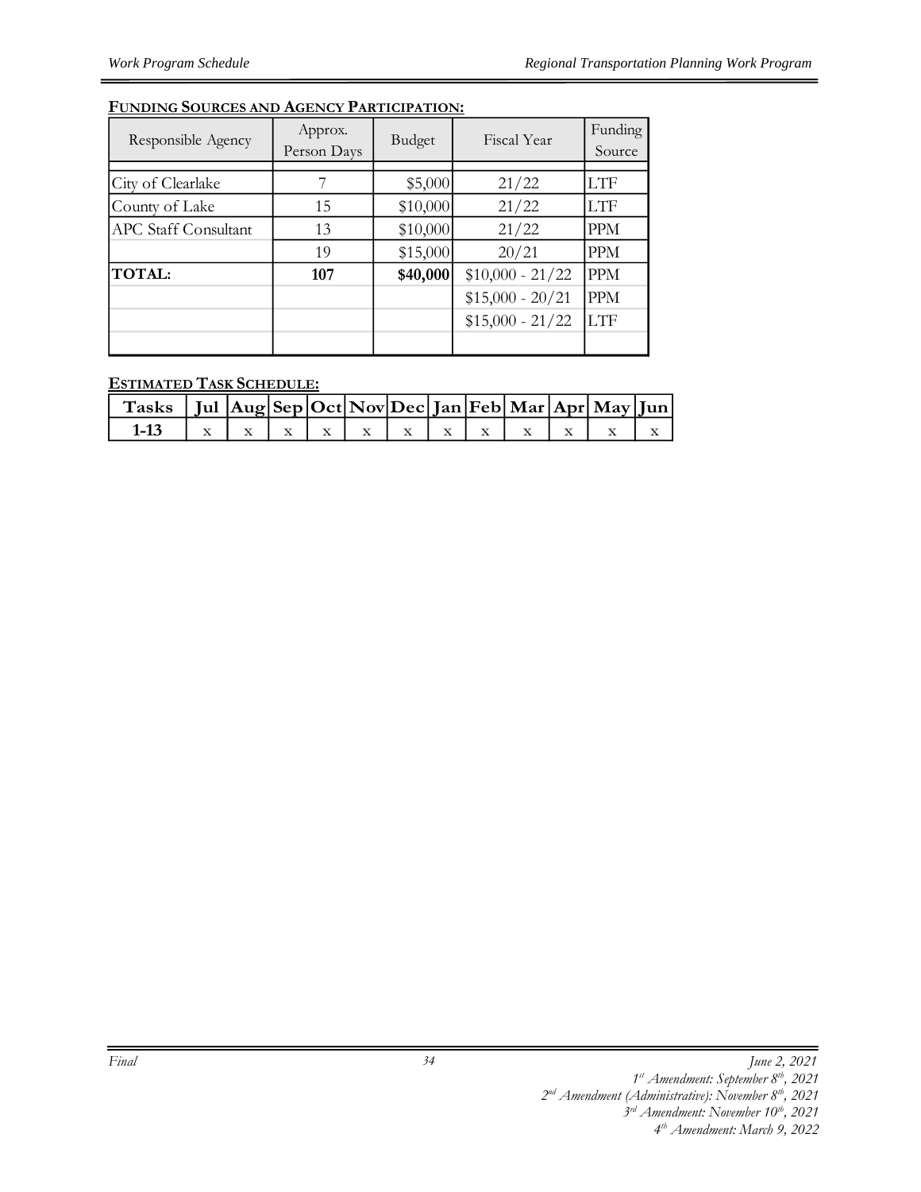**FUNDING SOURCES AND AGENCY PARTICIPATION:**

| Responsible Agency | Approx. Person Days | Budget | Fiscal Year | Funding Source |
|---|---|---|---|---|
| City of Clearlake | 7 | $5,000 | 21/22 | LTF |
| County of Lake | 15 | $10,000 | 21/22 | LTF |
| APC Staff Consultant | 13 | $10,000 | 21/22 | PPM |
| | 19 | $15,000 | 20/21 | PPM |
| **TOTAL:** | **107** | **$40,000** | $10,000 - 21/22 | PPM |
| | | | $15,000 - 20/21 | PPM |
| | | | $15,000 - 21/22 | LTF |

**ESTIMATED TASK SCHEDULE:**

| Tasks | Jul | Aug | Sep | Oct | Nov | Dec | Jan | Feb | Mar | Apr | May | Jun |
|---|---|---|---|---|---|---|---|---|---|---|---|---|
| 1-13 | x | x | x | x | x | x | x | x | x | x | x | x |

*Final* *June 2, 2021*
*1st Amendment: September 8th, 2021*
*2nd Amendment (Administrative): November 8th, 2021*
*3rd Amendment: November 10th, 2021*
*4th Amendment: March 9, 2022*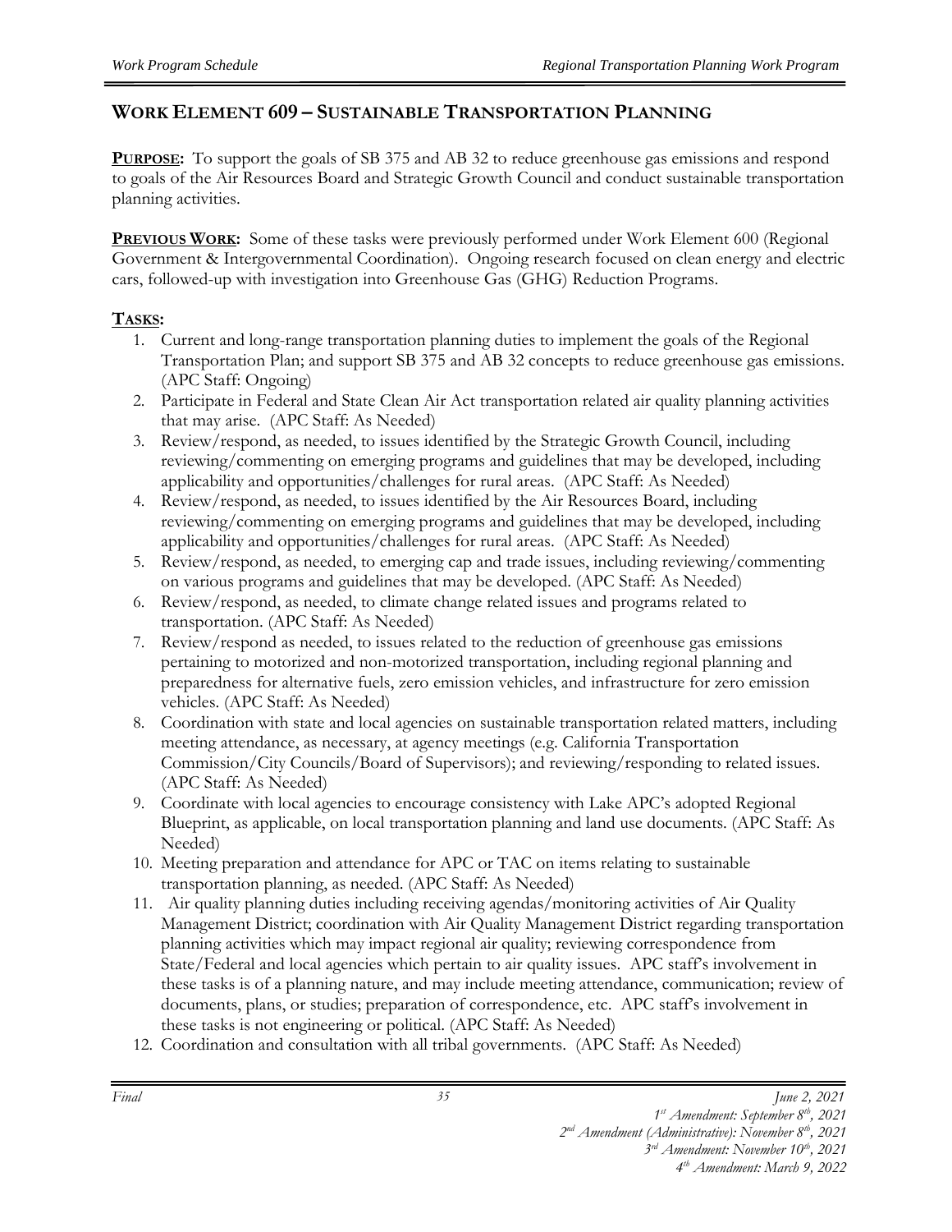## WORK ELEMENT 609 – SUSTAINABLE TRANSPORTATION PLANNING

**PURPOSE:** To support the goals of SB 375 and AB 32 to reduce greenhouse gas emissions and respond to goals of the Air Resources Board and Strategic Growth Council and conduct sustainable transportation planning activities.

**PREVIOUS WORK:** Some of these tasks were previously performed under Work Element 600 (Regional Government & Intergovernmental Coordination). Ongoing research focused on clean energy and electric cars, followed-up with investigation into Greenhouse Gas (GHG) Reduction Programs.

**TASKS:**

1. Current and long-range transportation planning duties to implement the goals of the Regional Transportation Plan; and support SB 375 and AB 32 concepts to reduce greenhouse gas emissions. (APC Staff: Ongoing)
2. Participate in Federal and State Clean Air Act transportation related air quality planning activities that may arise. (APC Staff: As Needed)
3. Review/respond, as needed, to issues identified by the Strategic Growth Council, including reviewing/commenting on emerging programs and guidelines that may be developed, including applicability and opportunities/challenges for rural areas. (APC Staff: As Needed)
4. Review/respond, as needed, to issues identified by the Air Resources Board, including reviewing/commenting on emerging programs and guidelines that may be developed, including applicability and opportunities/challenges for rural areas. (APC Staff: As Needed)
5. Review/respond, as needed, to emerging cap and trade issues, including reviewing/commenting on various programs and guidelines that may be developed. (APC Staff: As Needed)
6. Review/respond, as needed, to climate change related issues and programs related to transportation. (APC Staff: As Needed)
7. Review/respond as needed, to issues related to the reduction of greenhouse gas emissions pertaining to motorized and non-motorized transportation, including regional planning and preparedness for alternative fuels, zero emission vehicles, and infrastructure for zero emission vehicles. (APC Staff: As Needed)
8. Coordination with state and local agencies on sustainable transportation related matters, including meeting attendance, as necessary, at agency meetings (e.g. California Transportation Commission/City Councils/Board of Supervisors); and reviewing/responding to related issues. (APC Staff: As Needed)
9. Coordinate with local agencies to encourage consistency with Lake APC's adopted Regional Blueprint, as applicable, on local transportation planning and land use documents. (APC Staff: As Needed)
10. Meeting preparation and attendance for APC or TAC on items relating to sustainable transportation planning, as needed. (APC Staff: As Needed)
11. Air quality planning duties including receiving agendas/monitoring activities of Air Quality Management District; coordination with Air Quality Management District regarding transportation planning activities which may impact regional air quality; reviewing correspondence from State/Federal and local agencies which pertain to air quality issues. APC staff's involvement in these tasks is of a planning nature, and may include meeting attendance, communication; review of documents, plans, or studies; preparation of correspondence, etc. APC staff's involvement in these tasks is not engineering or political. (APC Staff: As Needed)
12. Coordination and consultation with all tribal governments. (APC Staff: As Needed)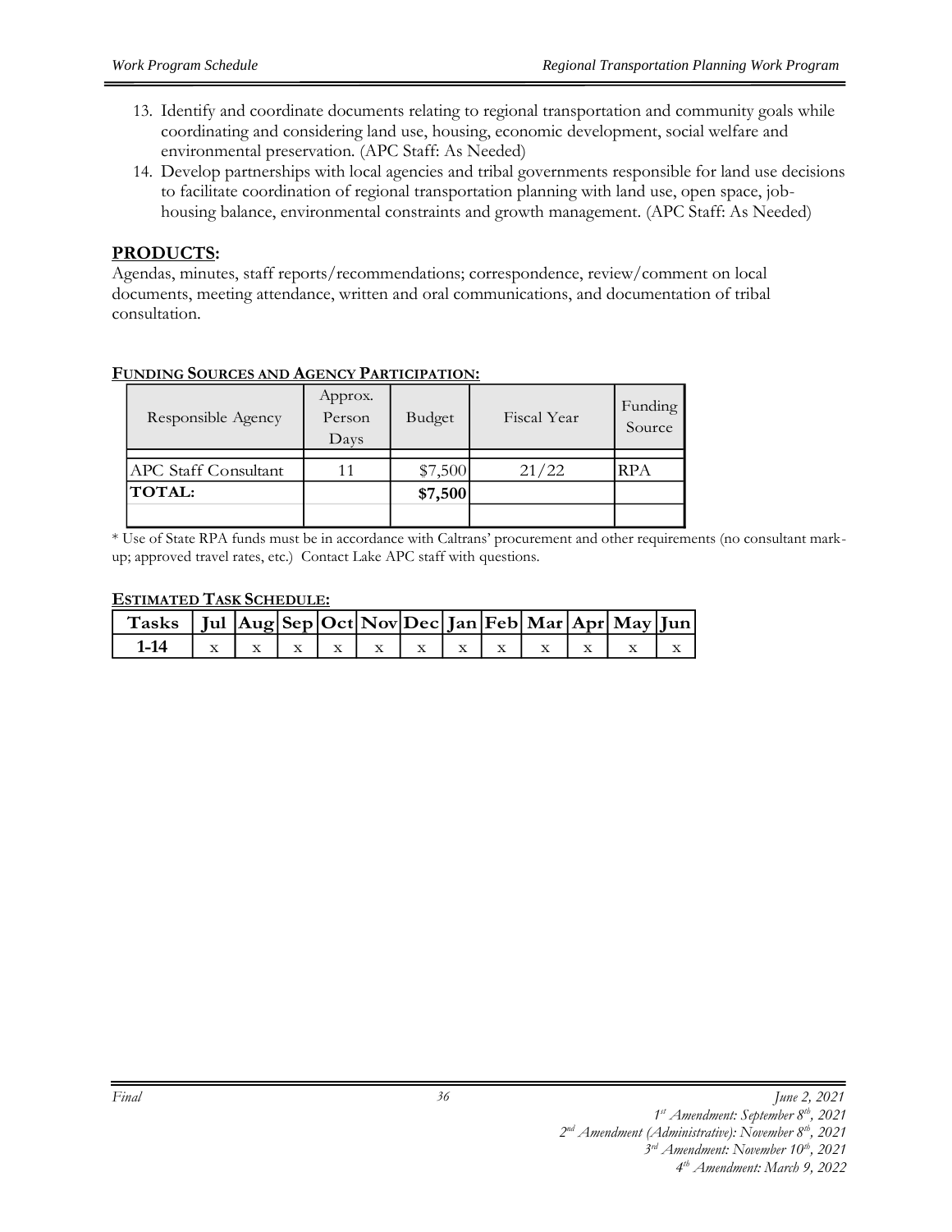13. Identify and coordinate documents relating to regional transportation and community goals while coordinating and considering land use, housing, economic development, social welfare and environmental preservation. (APC Staff: As Needed)
14. Develop partnerships with local agencies and tribal governments responsible for land use decisions to facilitate coordination of regional transportation planning with land use, open space, job-housing balance, environmental constraints and growth management. (APC Staff: As Needed)

## PRODUCTS:

Agendas, minutes, staff reports/recommendations; correspondence, review/comment on local documents, meeting attendance, written and oral communications, and documentation of tribal consultation.

### FUNDING SOURCES AND AGENCY PARTICIPATION:

| Responsible Agency | Approx. Person Days | Budget | Fiscal Year | Funding Source |
|---|---|---|---|---|
| APC Staff Consultant | 11 | $7,500 | 21/22 | RPA |
| **TOTAL:** | | **$7,500** | | |

* Use of State RPA funds must be in accordance with Caltrans' procurement and other requirements (no consultant mark-up; approved travel rates, etc.) Contact Lake APC staff with questions.

### ESTIMATED TASK SCHEDULE:

| Tasks | Jul | Aug | Sep | Oct | Nov | Dec | Jan | Feb | Mar | Apr | May | Jun |
|---|---|---|---|---|---|---|---|---|---|---|---|---|
| 1-14 | x | x | x | x | x | x | x | x | x | x | x | x |

*Final*

*June 2, 2021*
*1st Amendment: September 8th, 2021*
*2nd Amendment (Administrative): November 8th, 2021*
*3rd Amendment: November 10th, 2021*
*4th Amendment: March 9, 2022*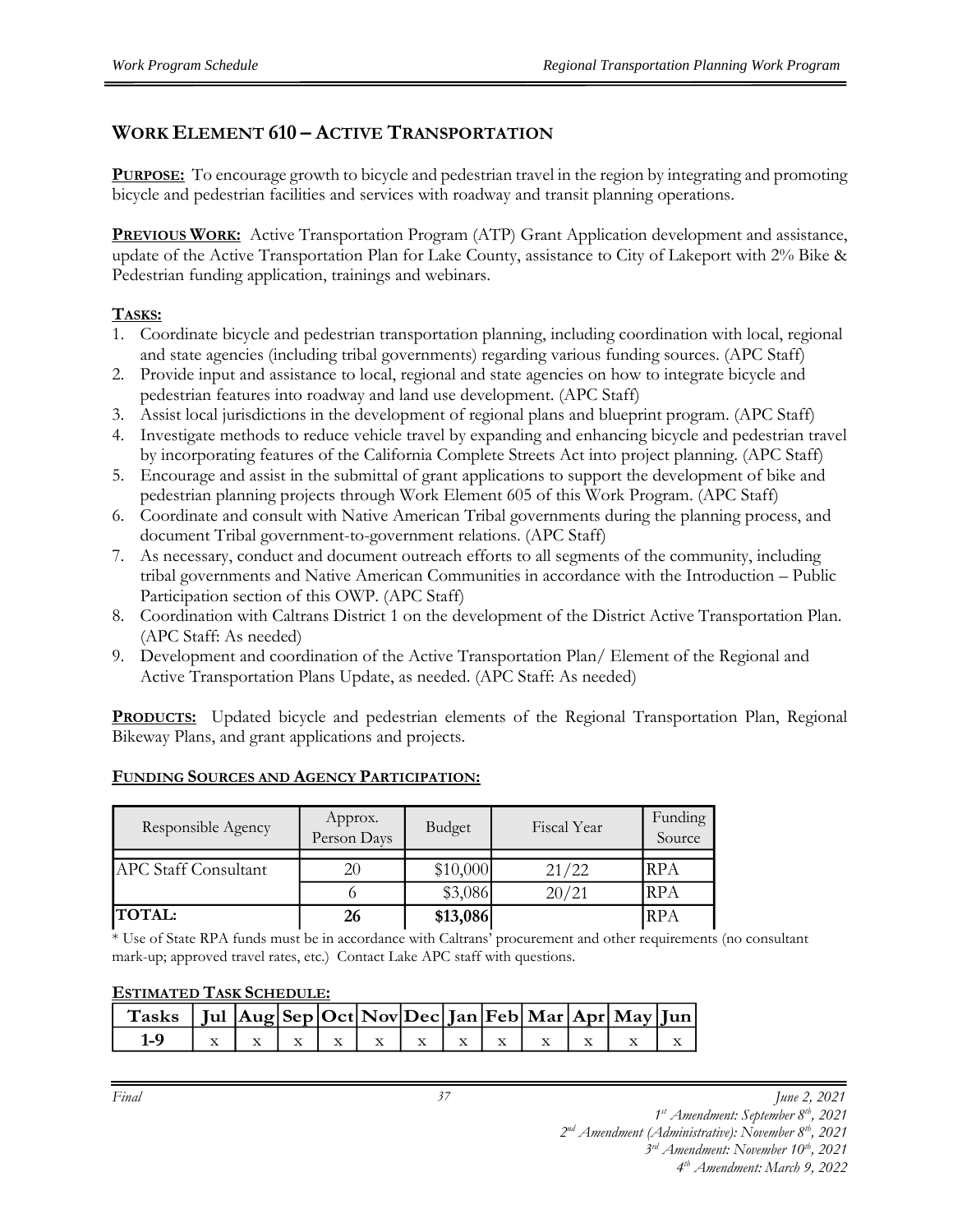## WORK ELEMENT 610 – ACTIVE TRANSPORTATION

**PURPOSE:** To encourage growth to bicycle and pedestrian travel in the region by integrating and promoting bicycle and pedestrian facilities and services with roadway and transit planning operations.

**PREVIOUS WORK:** Active Transportation Program (ATP) Grant Application development and assistance, update of the Active Transportation Plan for Lake County, assistance to City of Lakeport with 2% Bike & Pedestrian funding application, trainings and webinars.

**TASKS:**

1. Coordinate bicycle and pedestrian transportation planning, including coordination with local, regional and state agencies (including tribal governments) regarding various funding sources. (APC Staff)
2. Provide input and assistance to local, regional and state agencies on how to integrate bicycle and pedestrian features into roadway and land use development. (APC Staff)
3. Assist local jurisdictions in the development of regional plans and blueprint program. (APC Staff)
4. Investigate methods to reduce vehicle travel by expanding and enhancing bicycle and pedestrian travel by incorporating features of the California Complete Streets Act into project planning. (APC Staff)
5. Encourage and assist in the submittal of grant applications to support the development of bike and pedestrian planning projects through Work Element 605 of this Work Program. (APC Staff)
6. Coordinate and consult with Native American Tribal governments during the planning process, and document Tribal government-to-government relations. (APC Staff)
7. As necessary, conduct and document outreach efforts to all segments of the community, including tribal governments and Native American Communities in accordance with the Introduction – Public Participation section of this OWP. (APC Staff)
8. Coordination with Caltrans District 1 on the development of the District Active Transportation Plan. (APC Staff: As needed)
9. Development and coordination of the Active Transportation Plan/ Element of the Regional and Active Transportation Plans Update, as needed. (APC Staff: As needed)

**PRODUCTS:** Updated bicycle and pedestrian elements of the Regional Transportation Plan, Regional Bikeway Plans, and grant applications and projects.

**FUNDING SOURCES AND AGENCY PARTICIPATION:**

| Responsible Agency | Approx. Person Days | Budget | Fiscal Year | Funding Source |
|---|---|---|---|---|
| APC Staff Consultant | 20 | $10,000 | 21/22 | RPA |
| | 6 | $3,086 | 20/21 | RPA |
| **TOTAL:** | **26** | **$13,086** | | RPA |

\* Use of State RPA funds must be in accordance with Caltrans' procurement and other requirements (no consultant mark-up; approved travel rates, etc.) Contact Lake APC staff with questions.

**ESTIMATED TASK SCHEDULE:**

| Tasks | Jul | Aug | Sep | Oct | Nov | Dec | Jan | Feb | Mar | Apr | May | Jun |
|---|---|---|---|---|---|---|---|---|---|---|---|---|
| 1-9 | x | x | x | x | x | x | x | x | x | x | x | x |

*Final June 2, 2021*
*1st Amendment: September 8th, 2021*
*2nd Amendment (Administrative): November 8th, 2021*
*3rd Amendment: November 10th, 2021*
*4th Amendment: March 9, 2022*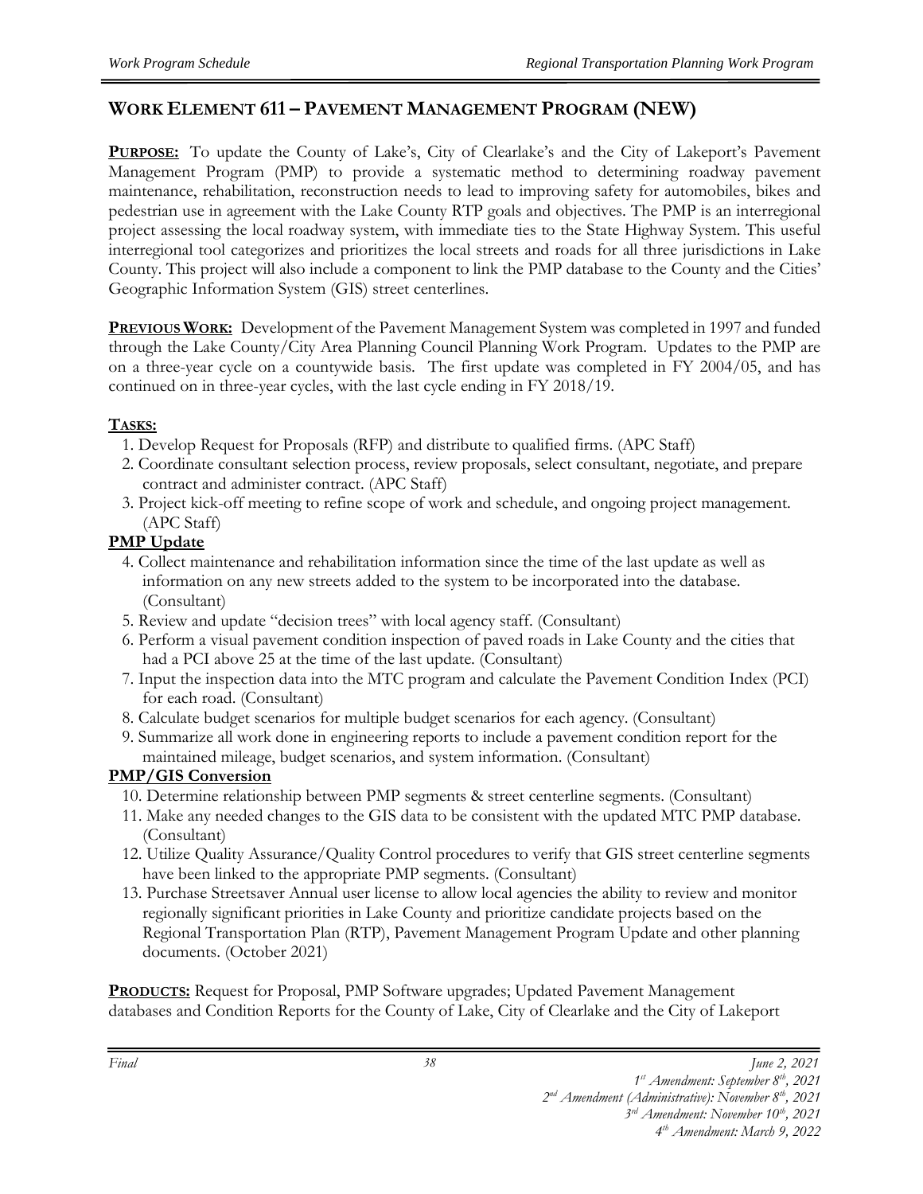## WORK ELEMENT 611 – PAVEMENT MANAGEMENT PROGRAM (NEW)

**PURPOSE:** To update the County of Lake's, City of Clearlake's and the City of Lakeport's Pavement Management Program (PMP) to provide a systematic method to determining roadway pavement maintenance, rehabilitation, reconstruction needs to lead to improving safety for automobiles, bikes and pedestrian use in agreement with the Lake County RTP goals and objectives. The PMP is an interregional project assessing the local roadway system, with immediate ties to the State Highway System. This useful interregional tool categorizes and prioritizes the local streets and roads for all three jurisdictions in Lake County. This project will also include a component to link the PMP database to the County and the Cities' Geographic Information System (GIS) street centerlines.

**PREVIOUS WORK:** Development of the Pavement Management System was completed in 1997 and funded through the Lake County/City Area Planning Council Planning Work Program. Updates to the PMP are on a three-year cycle on a countywide basis. The first update was completed in FY 2004/05, and has continued on in three-year cycles, with the last cycle ending in FY 2018/19.

**TASKS:**

1. Develop Request for Proposals (RFP) and distribute to qualified firms. (APC Staff)
2. Coordinate consultant selection process, review proposals, select consultant, negotiate, and prepare contract and administer contract. (APC Staff)
3. Project kick-off meeting to refine scope of work and schedule, and ongoing project management. (APC Staff)

**PMP Update**

4. Collect maintenance and rehabilitation information since the time of the last update as well as information on any new streets added to the system to be incorporated into the database. (Consultant)
5. Review and update "decision trees" with local agency staff. (Consultant)
6. Perform a visual pavement condition inspection of paved roads in Lake County and the cities that had a PCI above 25 at the time of the last update. (Consultant)
7. Input the inspection data into the MTC program and calculate the Pavement Condition Index (PCI) for each road. (Consultant)
8. Calculate budget scenarios for multiple budget scenarios for each agency. (Consultant)
9. Summarize all work done in engineering reports to include a pavement condition report for the maintained mileage, budget scenarios, and system information. (Consultant)

**PMP/GIS Conversion**

10. Determine relationship between PMP segments & street centerline segments. (Consultant)
11. Make any needed changes to the GIS data to be consistent with the updated MTC PMP database. (Consultant)
12. Utilize Quality Assurance/Quality Control procedures to verify that GIS street centerline segments have been linked to the appropriate PMP segments. (Consultant)
13. Purchase Streetsaver Annual user license to allow local agencies the ability to review and monitor regionally significant priorities in Lake County and prioritize candidate projects based on the Regional Transportation Plan (RTP), Pavement Management Program Update and other planning documents. (October 2021)

**PRODUCTS:** Request for Proposal, PMP Software upgrades; Updated Pavement Management databases and Condition Reports for the County of Lake, City of Clearlake and the City of Lakeport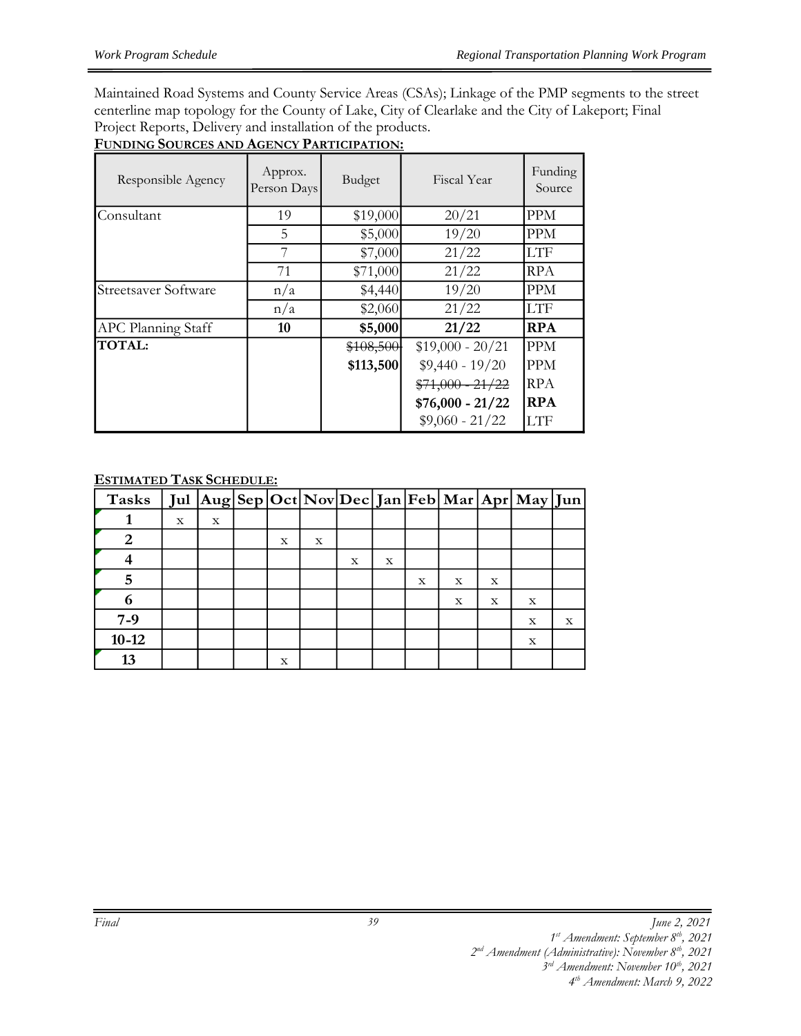Maintained Road Systems and County Service Areas (CSAs); Linkage of the PMP segments to the street centerline map topology for the County of Lake, City of Clearlake and the City of Lakeport; Final Project Reports, Delivery and installation of the products.

**FUNDING SOURCES AND AGENCY PARTICIPATION:**

| Responsible Agency | Approx. Person Days | Budget | Fiscal Year | Funding Source |
|---|---|---|---|---|
| Consultant | 19 | $19,000 | 20/21 | PPM |
| | 5 | $5,000 | 19/20 | PPM |
| | 7 | $7,000 | 21/22 | LTF |
| | 71 | $71,000 | 21/22 | RPA |
| Streetsaver Software | n/a | $4,440 | 19/20 | PPM |
| | n/a | $2,060 | 21/22 | LTF |
| APC Planning Staff | **10** | **$5,000** | **21/22** | **RPA** |
| **TOTAL:** | | ~~$108,500~~ | $19,000 - 20/21 | PPM |
| | | **$113,500** | $9,440 - 19/20 | PPM |
| | | | ~~$71,000 - 21/22~~ | RPA |
| | | | **$76,000 - 21/22** | **RPA** |
| | | | $9,060 - 21/22 | LTF |

**ESTIMATED TASK SCHEDULE:**

| Tasks | Jul | Aug | Sep | Oct | Nov | Dec | Jan | Feb | Mar | Apr | May | Jun |
|---|---|---|---|---|---|---|---|---|---|---|---|---|
| **1** | x | x | | | | | | | | | | |
| **2** | | | | x | x | | | | | | | |
| **4** | | | | | | x | x | | | | | |
| **5** | | | | | | | | x | x | x | | |
| **6** | | | | | | | | | x | x | x | |
| **7-9** | | | | | | | | | | | x | x |
| **10-12** | | | | | | | | | | | x | |
| **13** | | | | x | | | | | | | | |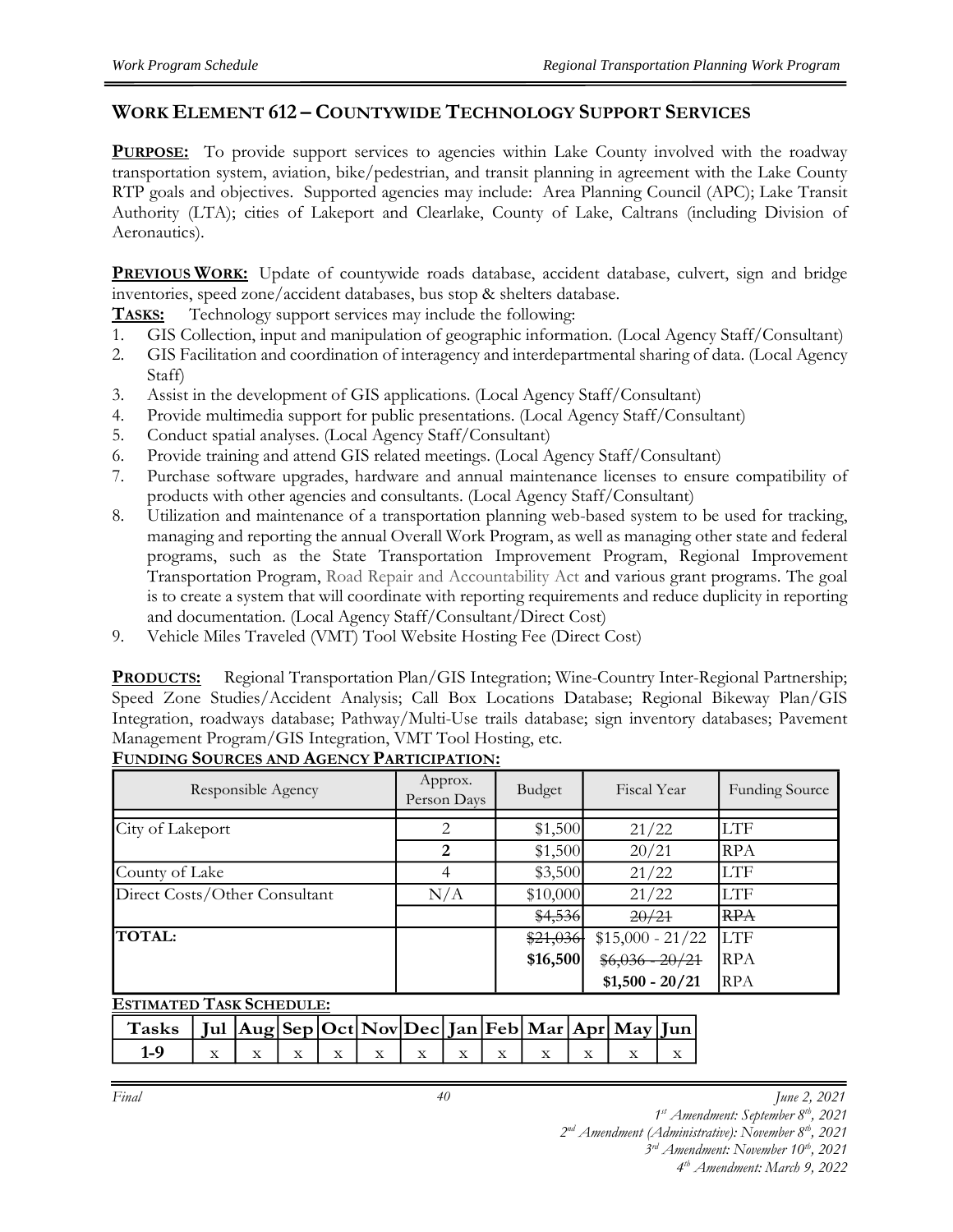## WORK ELEMENT 612 – COUNTYWIDE TECHNOLOGY SUPPORT SERVICES

**PURPOSE:** To provide support services to agencies within Lake County involved with the roadway transportation system, aviation, bike/pedestrian, and transit planning in agreement with the Lake County RTP goals and objectives. Supported agencies may include: Area Planning Council (APC); Lake Transit Authority (LTA); cities of Lakeport and Clearlake, County of Lake, Caltrans (including Division of Aeronautics).

**PREVIOUS WORK:** Update of countywide roads database, accident database, culvert, sign and bridge inventories, speed zone/accident databases, bus stop & shelters database.

**TASKS:** Technology support services may include the following:

1. GIS Collection, input and manipulation of geographic information. (Local Agency Staff/Consultant)
2. GIS Facilitation and coordination of interagency and interdepartmental sharing of data. (Local Agency Staff)
3. Assist in the development of GIS applications. (Local Agency Staff/Consultant)
4. Provide multimedia support for public presentations. (Local Agency Staff/Consultant)
5. Conduct spatial analyses. (Local Agency Staff/Consultant)
6. Provide training and attend GIS related meetings. (Local Agency Staff/Consultant)
7. Purchase software upgrades, hardware and annual maintenance licenses to ensure compatibility of products with other agencies and consultants. (Local Agency Staff/Consultant)
8. Utilization and maintenance of a transportation planning web-based system to be used for tracking, managing and reporting the annual Overall Work Program, as well as managing other state and federal programs, such as the State Transportation Improvement Program, Regional Improvement Transportation Program, Road Repair and Accountability Act and various grant programs. The goal is to create a system that will coordinate with reporting requirements and reduce duplicity in reporting and documentation. (Local Agency Staff/Consultant/Direct Cost)
9. Vehicle Miles Traveled (VMT) Tool Website Hosting Fee (Direct Cost)

**PRODUCTS:** Regional Transportation Plan/GIS Integration; Wine-Country Inter-Regional Partnership; Speed Zone Studies/Accident Analysis; Call Box Locations Database; Regional Bikeway Plan/GIS Integration, roadways database; Pathway/Multi-Use trails database; sign inventory databases; Pavement Management Program/GIS Integration, VMT Tool Hosting, etc.

**FUNDING SOURCES AND AGENCY PARTICIPATION:**

| Responsible Agency | Approx. Person Days | Budget | Fiscal Year | Funding Source |
|---|---|---|---|---|
| City of Lakeport | 2 | $1,500 | 21/22 | LTF |
| | **2** | $1,500 | 20/21 | RPA |
| County of Lake | 4 | $3,500 | 21/22 | LTF |
| Direct Costs/Other Consultant | N/A | $10,000 | 21/22 | LTF |
| | | ~~$4,536~~ | ~~20/21~~ | ~~RPA~~ |
| **TOTAL:** | | ~~$21,036~~ | $15,000 - 21/22 | LTF |
| | | **$16,500** | ~~$6,036 - 20/21~~ | RPA |
| | | | **$1,500 - 20/21** | RPA |

**ESTIMATED TASK SCHEDULE:**

| Tasks | Jul | Aug | Sep | Oct | Nov | Dec | Jan | Feb | Mar | Apr | May | Jun |
|---|---|---|---|---|---|---|---|---|---|---|---|---|
| 1-9 | x | x | x | x | x | x | x | x | x | x | x | x |

*Final* *June 2, 2021*
*1st Amendment: September 8th, 2021*
*2nd Amendment (Administrative): November 8th, 2021*
*3rd Amendment: November 10th, 2021*
*4th Amendment: March 9, 2022*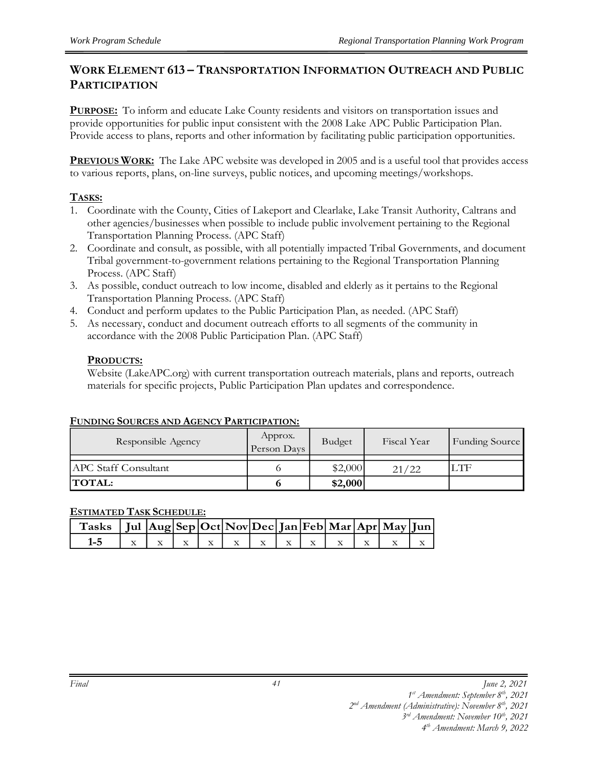## WORK ELEMENT 613 – TRANSPORTATION INFORMATION OUTREACH AND PUBLIC PARTICIPATION

**PURPOSE:** To inform and educate Lake County residents and visitors on transportation issues and provide opportunities for public input consistent with the 2008 Lake APC Public Participation Plan. Provide access to plans, reports and other information by facilitating public participation opportunities.

**PREVIOUS WORK:** The Lake APC website was developed in 2005 and is a useful tool that provides access to various reports, plans, on-line surveys, public notices, and upcoming meetings/workshops.

**TASKS:**

1. Coordinate with the County, Cities of Lakeport and Clearlake, Lake Transit Authority, Caltrans and other agencies/businesses when possible to include public involvement pertaining to the Regional Transportation Planning Process. (APC Staff)
2. Coordinate and consult, as possible, with all potentially impacted Tribal Governments, and document Tribal government-to-government relations pertaining to the Regional Transportation Planning Process. (APC Staff)
3. As possible, conduct outreach to low income, disabled and elderly as it pertains to the Regional Transportation Planning Process. (APC Staff)
4. Conduct and perform updates to the Public Participation Plan, as needed. (APC Staff)
5. As necessary, conduct and document outreach efforts to all segments of the community in accordance with the 2008 Public Participation Plan. (APC Staff)

**PRODUCTS:**

Website (LakeAPC.org) with current transportation outreach materials, plans and reports, outreach materials for specific projects, Public Participation Plan updates and correspondence.

**FUNDING SOURCES AND AGENCY PARTICIPATION:**

| Responsible Agency | Approx. Person Days | Budget | Fiscal Year | Funding Source |
|---|---|---|---|---|
| APC Staff Consultant | 6 | $2,000 | 21/22 | LTF |
| **TOTAL:** | **6** | **$2,000** | | |

**ESTIMATED TASK SCHEDULE:**

| Tasks | Jul | Aug | Sep | Oct | Nov | Dec | Jan | Feb | Mar | Apr | May | Jun |
|---|---|---|---|---|---|---|---|---|---|---|---|---|
| 1-5 | x | x | x | x | x | x | x | x | x | x | x | x |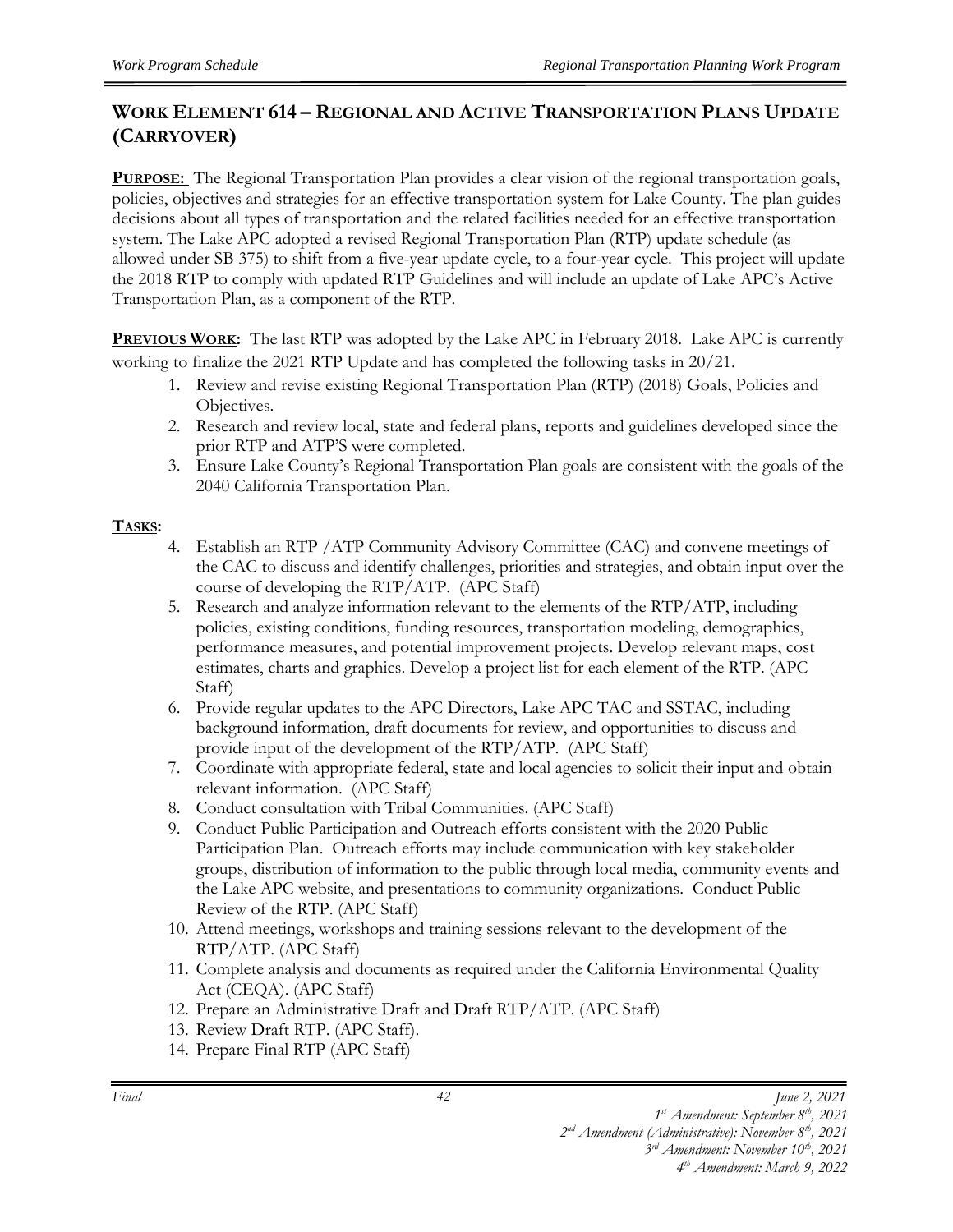## WORK ELEMENT 614 – REGIONAL AND ACTIVE TRANSPORTATION PLANS UPDATE (CARRYOVER)

**PURPOSE:** The Regional Transportation Plan provides a clear vision of the regional transportation goals, policies, objectives and strategies for an effective transportation system for Lake County. The plan guides decisions about all types of transportation and the related facilities needed for an effective transportation system. The Lake APC adopted a revised Regional Transportation Plan (RTP) update schedule (as allowed under SB 375) to shift from a five-year update cycle, to a four-year cycle. This project will update the 2018 RTP to comply with updated RTP Guidelines and will include an update of Lake APC's Active Transportation Plan, as a component of the RTP.

**PREVIOUS WORK:** The last RTP was adopted by the Lake APC in February 2018. Lake APC is currently working to finalize the 2021 RTP Update and has completed the following tasks in 20/21.

1. Review and revise existing Regional Transportation Plan (RTP) (2018) Goals, Policies and Objectives.
2. Research and review local, state and federal plans, reports and guidelines developed since the prior RTP and ATP'S were completed.
3. Ensure Lake County's Regional Transportation Plan goals are consistent with the goals of the 2040 California Transportation Plan.

**TASKS:**

4. Establish an RTP /ATP Community Advisory Committee (CAC) and convene meetings of the CAC to discuss and identify challenges, priorities and strategies, and obtain input over the course of developing the RTP/ATP. (APC Staff)
5. Research and analyze information relevant to the elements of the RTP/ATP, including policies, existing conditions, funding resources, transportation modeling, demographics, performance measures, and potential improvement projects. Develop relevant maps, cost estimates, charts and graphics. Develop a project list for each element of the RTP. (APC Staff)
6. Provide regular updates to the APC Directors, Lake APC TAC and SSTAC, including background information, draft documents for review, and opportunities to discuss and provide input of the development of the RTP/ATP. (APC Staff)
7. Coordinate with appropriate federal, state and local agencies to solicit their input and obtain relevant information. (APC Staff)
8. Conduct consultation with Tribal Communities. (APC Staff)
9. Conduct Public Participation and Outreach efforts consistent with the 2020 Public Participation Plan. Outreach efforts may include communication with key stakeholder groups, distribution of information to the public through local media, community events and the Lake APC website, and presentations to community organizations. Conduct Public Review of the RTP. (APC Staff)
10. Attend meetings, workshops and training sessions relevant to the development of the RTP/ATP. (APC Staff)
11. Complete analysis and documents as required under the California Environmental Quality Act (CEQA). (APC Staff)
12. Prepare an Administrative Draft and Draft RTP/ATP. (APC Staff)
13. Review Draft RTP. (APC Staff).
14. Prepare Final RTP (APC Staff)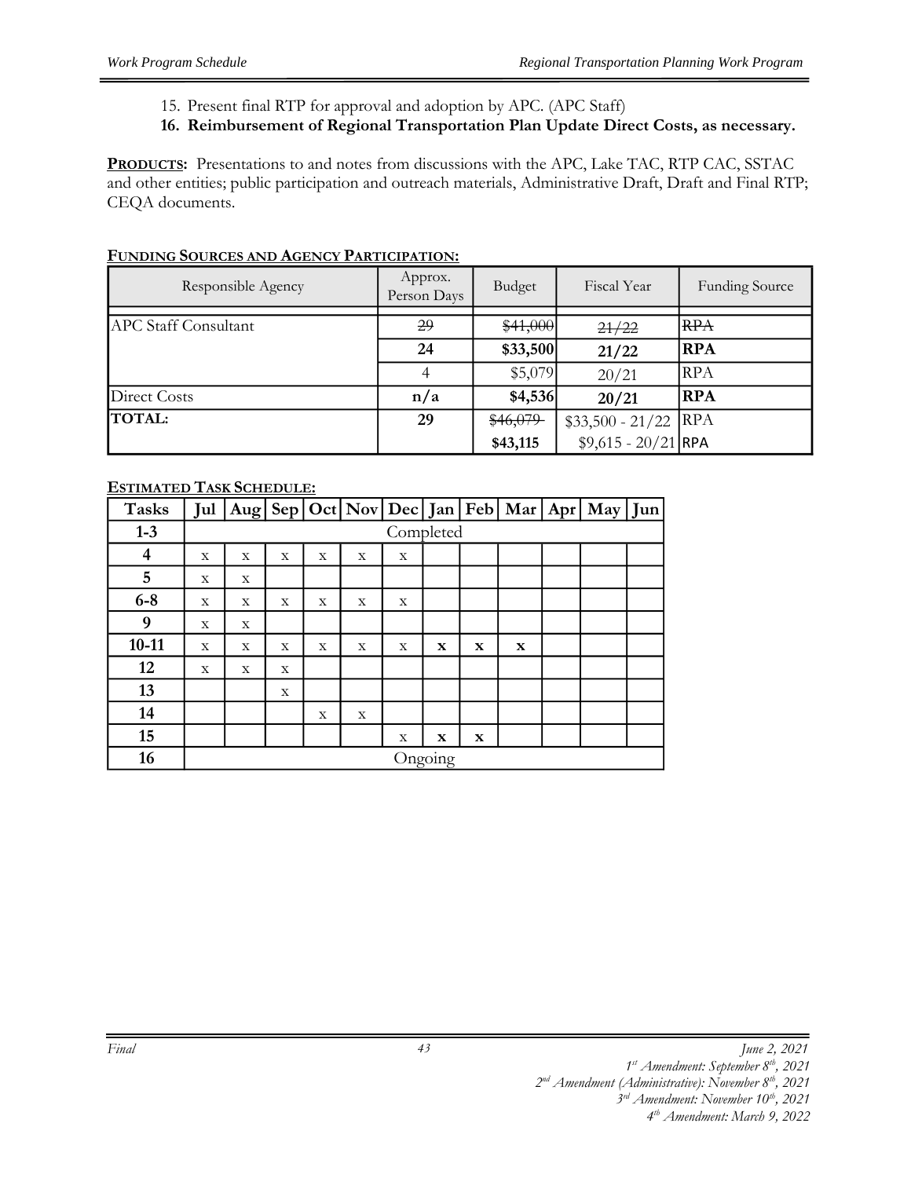15. Present final RTP for approval and adoption by APC. (APC Staff)
16. **Reimbursement of Regional Transportation Plan Update Direct Costs, as necessary.**

**PRODUCTS:** Presentations to and notes from discussions with the APC, Lake TAC, RTP CAC, SSTAC and other entities; public participation and outreach materials, Administrative Draft, Draft and Final RTP; CEQA documents.

**FUNDING SOURCES AND AGENCY PARTICIPATION:**

| Responsible Agency | Approx. Person Days | Budget | Fiscal Year | Funding Source |
|---|---|---|---|---|
| APC Staff Consultant | ~~29~~ | ~~$41,000~~ | ~~21/22~~ | ~~RPA~~ |
| | **24** | **$33,500** | **21/22** | **RPA** |
| | 4 | $5,079 | 20/21 | RPA |
| Direct Costs | **n/a** | **$4,536** | **20/21** | **RPA** |
| **TOTAL:** | **29** | ~~$46,079~~ **$43,115** | $33,500 - 21/22<br>$9,615 - 20/21 | RPA<br>RPA |

**ESTIMATED TASK SCHEDULE:**

| Tasks | Jul | Aug | Sep | Oct | Nov | Dec | Jan | Feb | Mar | Apr | May | Jun |
|---|---|---|---|---|---|---|---|---|---|---|---|---|
| **1-3** | Completed | | | | | | | | | | | |
| **4** | x | x | x | x | x | x | | | | | | |
| **5** | x | x | | | | | | | | | | |
| **6-8** | x | x | x | x | x | x | | | | | | |
| **9** | x | x | | | | | | | | | | |
| **10-11** | x | x | x | x | x | x | **x** | **x** | **x** | | | |
| **12** | x | x | x | | | | | | | | | |
| **13** | | | x | | | | | | | | | |
| **14** | | | | x | x | | | | | | | |
| **15** | | | | | | x | **x** | **x** | | | | |
| **16** | Ongoing | | | | | | | | | | | |

*Final* *June 2, 2021*
*1st Amendment: September 8th, 2021*
*2nd Amendment (Administrative): November 8th, 2021*
*3rd Amendment: November 10th, 2021*
*4th Amendment: March 9, 2022*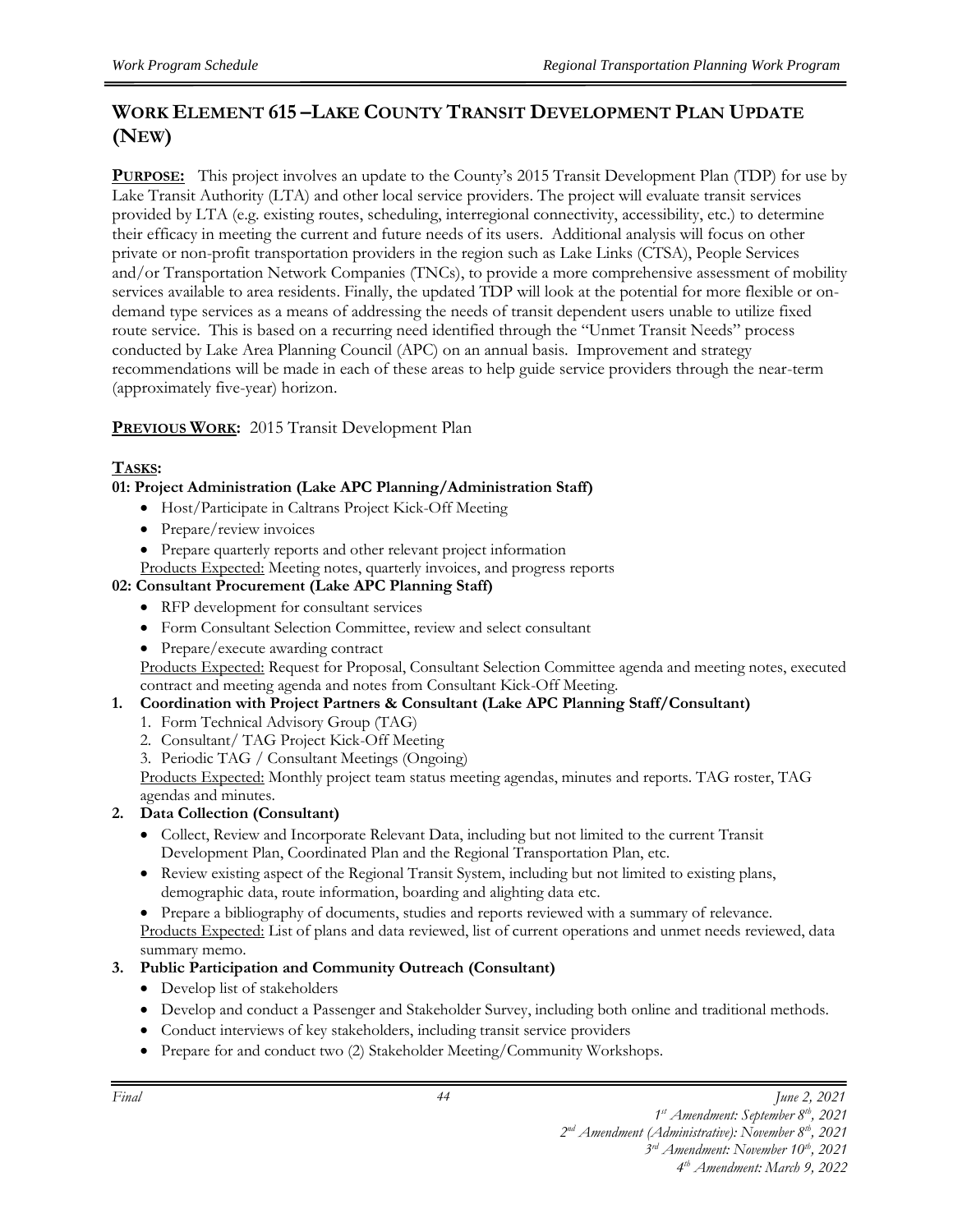## WORK ELEMENT 615 – LAKE COUNTY TRANSIT DEVELOPMENT PLAN UPDATE (NEW)

**PURPOSE:** This project involves an update to the County's 2015 Transit Development Plan (TDP) for use by Lake Transit Authority (LTA) and other local service providers. The project will evaluate transit services provided by LTA (e.g. existing routes, scheduling, interregional connectivity, accessibility, etc.) to determine their efficacy in meeting the current and future needs of its users. Additional analysis will focus on other private or non-profit transportation providers in the region such as Lake Links (CTSA), People Services and/or Transportation Network Companies (TNCs), to provide a more comprehensive assessment of mobility services available to area residents. Finally, the updated TDP will look at the potential for more flexible or on-demand type services as a means of addressing the needs of transit dependent users unable to utilize fixed route service. This is based on a recurring need identified through the "Unmet Transit Needs" process conducted by Lake Area Planning Council (APC) on an annual basis. Improvement and strategy recommendations will be made in each of these areas to help guide service providers through the near-term (approximately five-year) horizon.

**PREVIOUS WORK:** 2015 Transit Development Plan

**TASKS:**

**01: Project Administration (Lake APC Planning/Administration Staff)**

- Host/Participate in Caltrans Project Kick-Off Meeting
- Prepare/review invoices
- Prepare quarterly reports and other relevant project information

Products Expected: Meeting notes, quarterly invoices, and progress reports

**02: Consultant Procurement (Lake APC Planning Staff)**

- RFP development for consultant services
- Form Consultant Selection Committee, review and select consultant
- Prepare/execute awarding contract

Products Expected: Request for Proposal, Consultant Selection Committee agenda and meeting notes, executed contract and meeting agenda and notes from Consultant Kick-Off Meeting.

**1. Coordination with Project Partners & Consultant (Lake APC Planning Staff/Consultant)**

1. Form Technical Advisory Group (TAG)
2. Consultant/ TAG Project Kick-Off Meeting
3. Periodic TAG / Consultant Meetings (Ongoing)

Products Expected: Monthly project team status meeting agendas, minutes and reports. TAG roster, TAG agendas and minutes.

**2. Data Collection (Consultant)**

- Collect, Review and Incorporate Relevant Data, including but not limited to the current Transit Development Plan, Coordinated Plan and the Regional Transportation Plan, etc.
- Review existing aspect of the Regional Transit System, including but not limited to existing plans, demographic data, route information, boarding and alighting data etc.
- Prepare a bibliography of documents, studies and reports reviewed with a summary of relevance.

Products Expected: List of plans and data reviewed, list of current operations and unmet needs reviewed, data summary memo.

**3. Public Participation and Community Outreach (Consultant)**

- Develop list of stakeholders
- Develop and conduct a Passenger and Stakeholder Survey, including both online and traditional methods.
- Conduct interviews of key stakeholders, including transit service providers
- Prepare for and conduct two (2) Stakeholder Meeting/Community Workshops.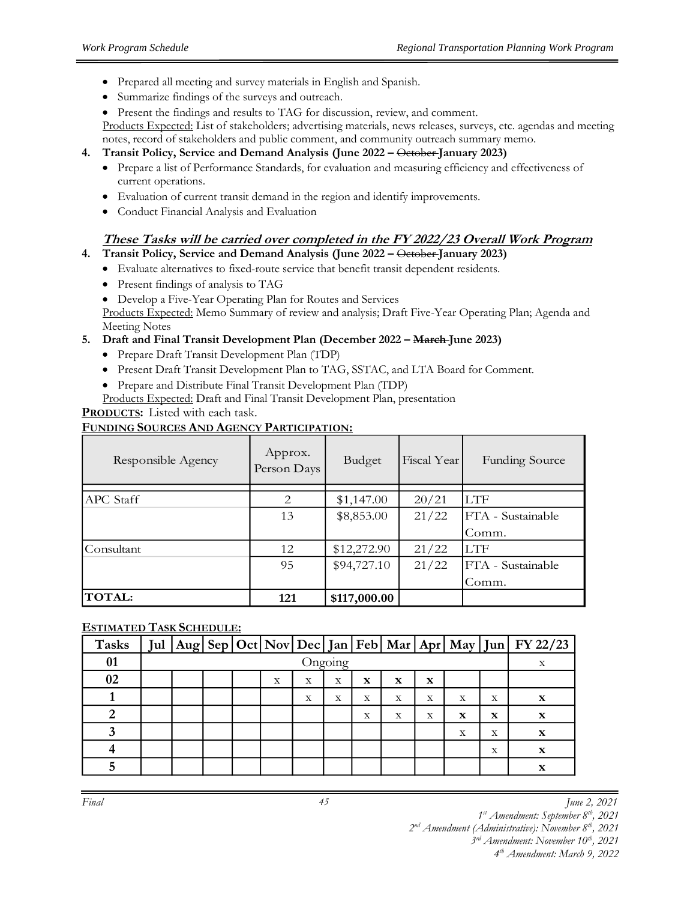- Prepared all meeting and survey materials in English and Spanish.
- Summarize findings of the surveys and outreach.
- Present the findings and results to TAG for discussion, review, and comment.

Products Expected: List of stakeholders; advertising materials, news releases, surveys, etc. agendas and meeting notes, record of stakeholders and public comment, and community outreach summary memo.

4. **Transit Policy, Service and Demand Analysis (June 2022 – ~~October~~ January 2023)**
   - Prepare a list of Performance Standards, for evaluation and measuring efficiency and effectiveness of current operations.
   - Evaluation of current transit demand in the region and identify improvements.
   - Conduct Financial Analysis and Evaluation

***These Tasks will be carried over completed in the FY 2022/23 Overall Work Program***

4. **Transit Policy, Service and Demand Analysis (June 2022 – ~~October~~ January 2023)**
   - Evaluate alternatives to fixed-route service that benefit transit dependent residents.
   - Present findings of analysis to TAG
   - Develop a Five-Year Operating Plan for Routes and Services

   Products Expected: Memo Summary of review and analysis; Draft Five-Year Operating Plan; Agenda and Meeting Notes
5. **Draft and Final Transit Development Plan (December 2022 – ~~March~~ June 2023)**
   - Prepare Draft Transit Development Plan (TDP)
   - Present Draft Transit Development Plan to TAG, SSTAC, and LTA Board for Comment.
   - Prepare and Distribute Final Transit Development Plan (TDP)

   Products Expected: Draft and Final Transit Development Plan, presentation

**PRODUCTS:** Listed with each task.

**FUNDING SOURCES AND AGENCY PARTICIPATION:**

| Responsible Agency | Approx. Person Days | Budget | Fiscal Year | Funding Source |
|---|---|---|---|---|
| APC Staff | 2 | $1,147.00 | 20/21 | LTF |
| | 13 | $8,853.00 | 21/22 | FTA - Sustainable Comm. |
| Consultant | 12 | $12,272.90 | 21/22 | LTF |
| | 95 | $94,727.10 | 21/22 | FTA - Sustainable Comm. |
| **TOTAL:** | **121** | **$117,000.00** | | |

**ESTIMATED TASK SCHEDULE:**

| Tasks | Jul | Aug | Sep | Oct | Nov | Dec | Jan | Feb | Mar | Apr | May | Jun | FY 22/23 |
|---|---|---|---|---|---|---|---|---|---|---|---|---|---|
| 01 | Ongoing | | | | | | | | | | | | x |
| 02 | | | | | x | x | x | **x** | **x** | **x** | | | |
| 1 | | | | | | x | x | x | x | x | x | x | **x** |
| 2 | | | | | | | | x | x | x | **x** | **x** | **x** |
| 3 | | | | | | | | | | | x | x | **x** |
| 4 | | | | | | | | | | | | x | **x** |
| 5 | | | | | | | | | | | | | **x** |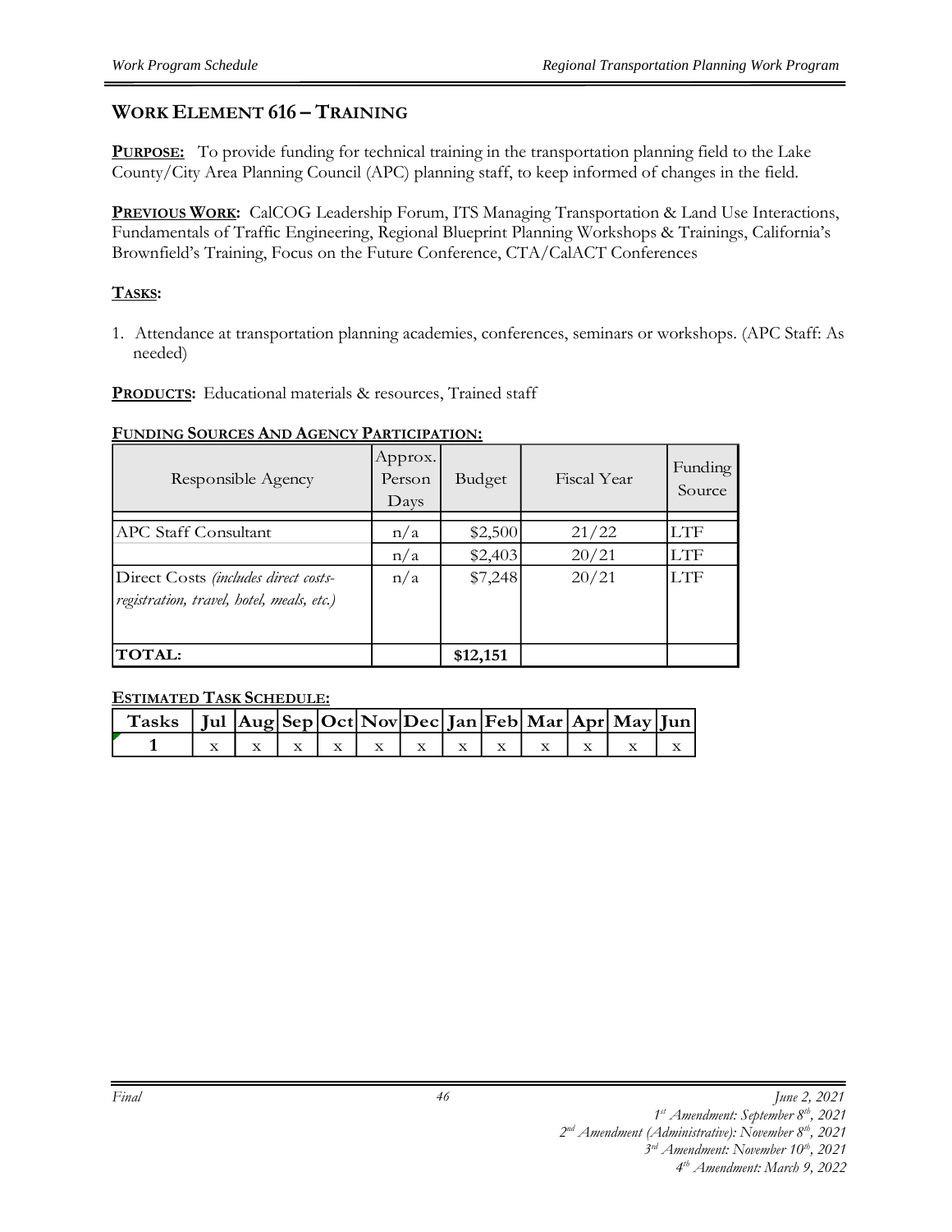## WORK ELEMENT 616 – TRAINING

**PURPOSE:** To provide funding for technical training in the transportation planning field to the Lake County/City Area Planning Council (APC) planning staff, to keep informed of changes in the field.

**PREVIOUS WORK:** CalCOG Leadership Forum, ITS Managing Transportation & Land Use Interactions, Fundamentals of Traffic Engineering, Regional Blueprint Planning Workshops & Trainings, California's Brownfield's Training, Focus on the Future Conference, CTA/CalACT Conferences

**TASKS:**

1. Attendance at transportation planning academies, conferences, seminars or workshops. (APC Staff: As needed)

**PRODUCTS:** Educational materials & resources, Trained staff

**FUNDING SOURCES AND AGENCY PARTICIPATION:**

| Responsible Agency | Approx. Person Days | Budget | Fiscal Year | Funding Source |
|---|---|---|---|---|
| APC Staff Consultant | n/a | $2,500 | 21/22 | LTF |
| | n/a | $2,403 | 20/21 | LTF |
| Direct Costs *(includes direct costs- registration, travel, hotel, meals, etc.)* | n/a | $7,248 | 20/21 | LTF |
| **TOTAL:** | | **$12,151** | | |

**ESTIMATED TASK SCHEDULE:**

| Tasks | Jul | Aug | Sep | Oct | Nov | Dec | Jan | Feb | Mar | Apr | May | Jun |
|---|---|---|---|---|---|---|---|---|---|---|---|---|
| **1** | x | x | x | x | x | x | x | x | x | x | x | x |

*Final* *June 2, 2021*
*1st Amendment: September 8th, 2021*
*2nd Amendment (Administrative): November 8th, 2021*
*3rd Amendment: November 10th, 2021*
*4th Amendment: March 9, 2022*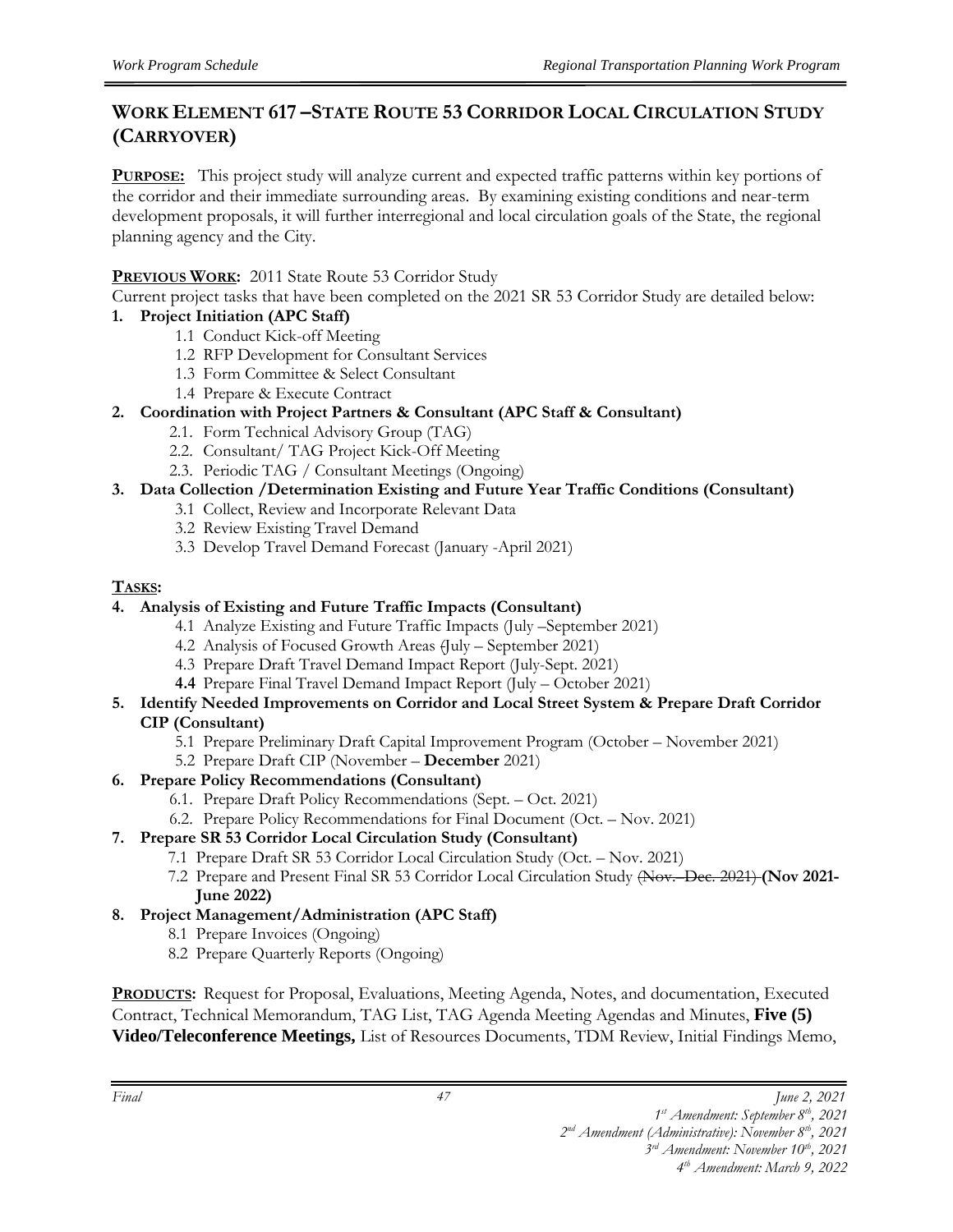## WORK ELEMENT 617 –STATE ROUTE 53 CORRIDOR LOCAL CIRCULATION STUDY (CARRYOVER)

**PURPOSE:** This project study will analyze current and expected traffic patterns within key portions of the corridor and their immediate surrounding areas. By examining existing conditions and near-term development proposals, it will further interregional and local circulation goals of the State, the regional planning agency and the City.

**PREVIOUS WORK:** 2011 State Route 53 Corridor Study

Current project tasks that have been completed on the 2021 SR 53 Corridor Study are detailed below:

1. **Project Initiation (APC Staff)**
   - 1.1 Conduct Kick-off Meeting
   - 1.2 RFP Development for Consultant Services
   - 1.3 Form Committee & Select Consultant
   - 1.4 Prepare & Execute Contract
2. **Coordination with Project Partners & Consultant (APC Staff & Consultant)**
   - 2.1. Form Technical Advisory Group (TAG)
   - 2.2. Consultant/ TAG Project Kick-Off Meeting
   - 2.3. Periodic TAG / Consultant Meetings (Ongoing)
3. **Data Collection /Determination Existing and Future Year Traffic Conditions (Consultant)**
   - 3.1 Collect, Review and Incorporate Relevant Data
   - 3.2 Review Existing Travel Demand
   - 3.3 Develop Travel Demand Forecast (January -April 2021)

**TASKS:**

4. **Analysis of Existing and Future Traffic Impacts (Consultant)**
   - 4.1 Analyze Existing and Future Traffic Impacts (July –September 2021)
   - 4.2 Analysis of Focused Growth Areas (July – September 2021)
   - 4.3 Prepare Draft Travel Demand Impact Report (July-Sept. 2021)
   - **4.4** Prepare Final Travel Demand Impact Report (July – October 2021)
5. **Identify Needed Improvements on Corridor and Local Street System & Prepare Draft Corridor CIP (Consultant)**
   - 5.1 Prepare Preliminary Draft Capital Improvement Program (October – November 2021)
   - 5.2 Prepare Draft CIP (November – **December** 2021)
6. **Prepare Policy Recommendations (Consultant)**
   - 6.1. Prepare Draft Policy Recommendations (Sept. – Oct. 2021)
   - 6.2. Prepare Policy Recommendations for Final Document (Oct. – Nov. 2021)
7. **Prepare SR 53 Corridor Local Circulation Study (Consultant)**
   - 7.1 Prepare Draft SR 53 Corridor Local Circulation Study (Oct. – Nov. 2021)
   - 7.2 Prepare and Present Final SR 53 Corridor Local Circulation Study ~~(Nov. -Dec. 2021)~~ **(Nov 2021-June 2022)**
8. **Project Management/Administration (APC Staff)**
   - 8.1 Prepare Invoices (Ongoing)
   - 8.2 Prepare Quarterly Reports (Ongoing)

**PRODUCTS:** Request for Proposal, Evaluations, Meeting Agenda, Notes, and documentation, Executed Contract, Technical Memorandum, TAG List, TAG Agenda Meeting Agendas and Minutes, **Five (5) Video/Teleconference Meetings,** List of Resources Documents, TDM Review, Initial Findings Memo,

*Final* *June 2, 2021*
*1st Amendment: September 8th, 2021*
*2nd Amendment (Administrative): November 8th, 2021*
*3rd Amendment: November 10th, 2021*
*4th Amendment: March 9, 2022*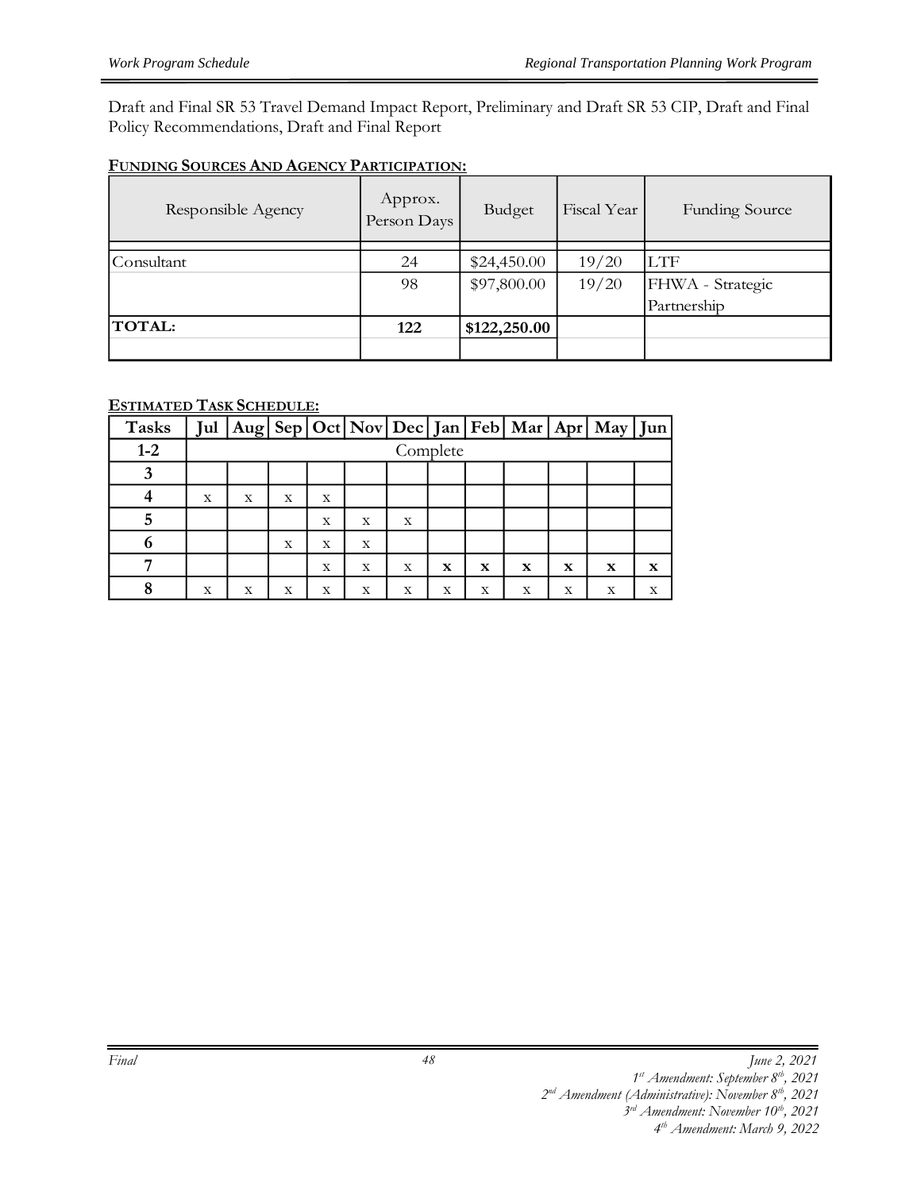Draft and Final SR 53 Travel Demand Impact Report, Preliminary and Draft SR 53 CIP, Draft and Final Policy Recommendations, Draft and Final Report

**FUNDING SOURCES AND AGENCY PARTICIPATION:**

| Responsible Agency | Approx. Person Days | Budget | Fiscal Year | Funding Source |
|---|---|---|---|---|
| Consultant | 24 | $24,450.00 | 19/20 | LTF |
| | 98 | $97,800.00 | 19/20 | FHWA - Strategic Partnership |
| **TOTAL:** | **122** | **$122,250.00** | | |

**ESTIMATED TASK SCHEDULE:**

| Tasks | Jul | Aug | Sep | Oct | Nov | Dec | Jan | Feb | Mar | Apr | May | Jun |
|---|---|---|---|---|---|---|---|---|---|---|---|---|
| **1-2** | Complete | | | | | | | | | | | |
| **3** | | | | | | | | | | | | |
| **4** | x | x | x | x | | | | | | | | |
| **5** | | | | x | x | x | | | | | | |
| **6** | | | x | x | x | | | | | | | |
| **7** | | | | x | x | x | **x** | **x** | **x** | **x** | **x** | **x** |
| **8** | x | x | x | x | x | x | x | x | x | x | x | x |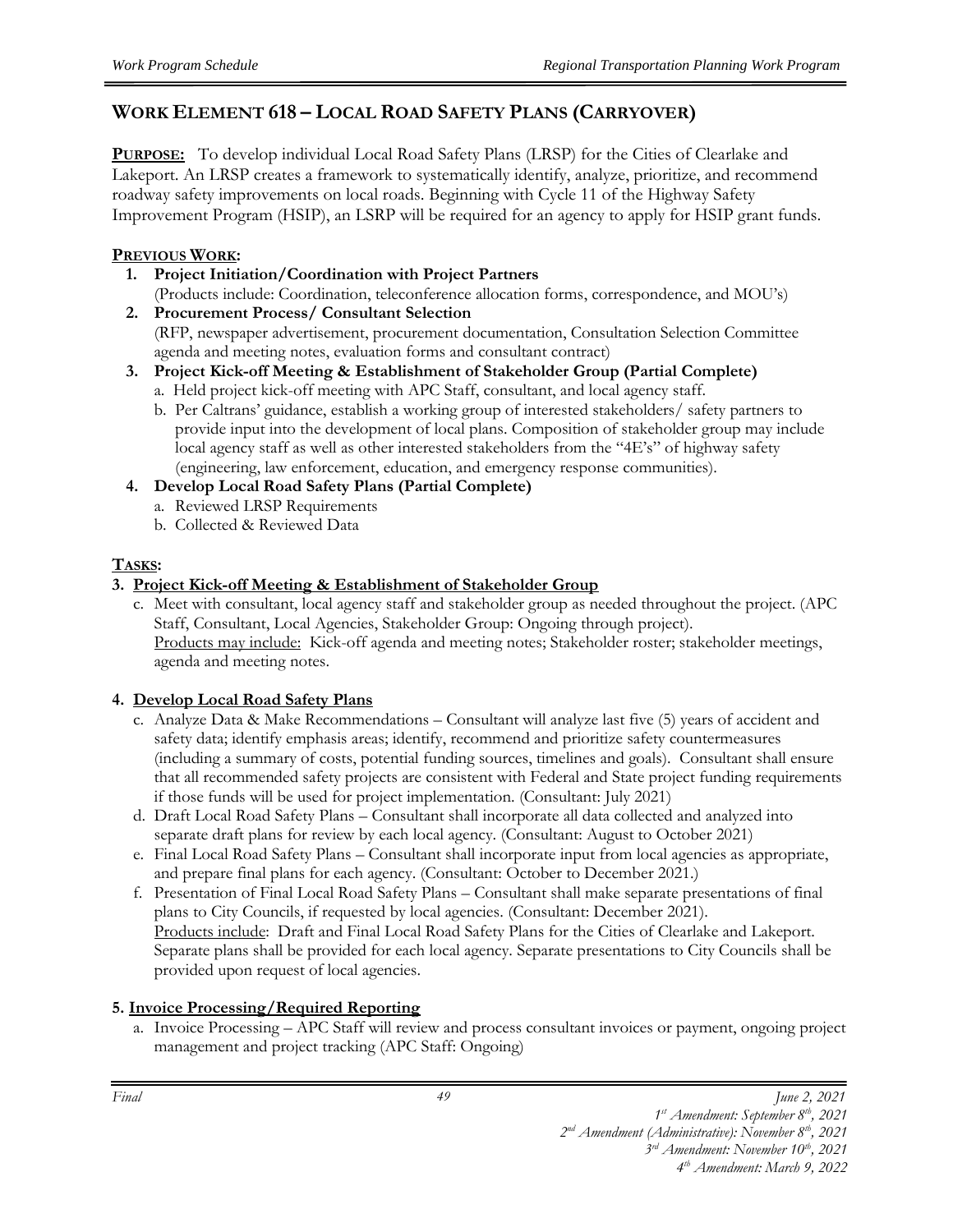# WORK ELEMENT 618 – LOCAL ROAD SAFETY PLANS (CARRYOVER)

**PURPOSE:** To develop individual Local Road Safety Plans (LRSP) for the Cities of Clearlake and Lakeport. An LRSP creates a framework to systematically identify, analyze, prioritize, and recommend roadway safety improvements on local roads. Beginning with Cycle 11 of the Highway Safety Improvement Program (HSIP), an LSRP will be required for an agency to apply for HSIP grant funds.

**PREVIOUS WORK:**

1. **Project Initiation/Coordination with Project Partners**
   (Products include: Coordination, teleconference allocation forms, correspondence, and MOU's)
2. **Procurement Process/ Consultant Selection**
   (RFP, newspaper advertisement, procurement documentation, Consultation Selection Committee agenda and meeting notes, evaluation forms and consultant contract)
3. **Project Kick-off Meeting & Establishment of Stakeholder Group (Partial Complete)**
   a. Held project kick-off meeting with APC Staff, consultant, and local agency staff.
   b. Per Caltrans' guidance, establish a working group of interested stakeholders/ safety partners to provide input into the development of local plans. Composition of stakeholder group may include local agency staff as well as other interested stakeholders from the "4E's" of highway safety (engineering, law enforcement, education, and emergency response communities).
4. **Develop Local Road Safety Plans (Partial Complete)**
   a. Reviewed LRSP Requirements
   b. Collected & Reviewed Data

**TASKS:**

**3. Project Kick-off Meeting & Establishment of Stakeholder Group**

c. Meet with consultant, local agency staff and stakeholder group as needed throughout the project. (APC Staff, Consultant, Local Agencies, Stakeholder Group: Ongoing through project).
Products may include: Kick-off agenda and meeting notes; Stakeholder roster; stakeholder meetings, agenda and meeting notes.

**4. Develop Local Road Safety Plans**

c. Analyze Data & Make Recommendations – Consultant will analyze last five (5) years of accident and safety data; identify emphasis areas; identify, recommend and prioritize safety countermeasures (including a summary of costs, potential funding sources, timelines and goals). Consultant shall ensure that all recommended safety projects are consistent with Federal and State project funding requirements if those funds will be used for project implementation. (Consultant: July 2021)

d. Draft Local Road Safety Plans – Consultant shall incorporate all data collected and analyzed into separate draft plans for review by each local agency. (Consultant: August to October 2021)

e. Final Local Road Safety Plans – Consultant shall incorporate input from local agencies as appropriate, and prepare final plans for each agency. (Consultant: October to December 2021.)

f. Presentation of Final Local Road Safety Plans – Consultant shall make separate presentations of final plans to City Councils, if requested by local agencies. (Consultant: December 2021).
Products include: Draft and Final Local Road Safety Plans for the Cities of Clearlake and Lakeport. Separate plans shall be provided for each local agency. Separate presentations to City Councils shall be provided upon request of local agencies.

**5. Invoice Processing/Required Reporting**

a. Invoice Processing – APC Staff will review and process consultant invoices or payment, ongoing project management and project tracking (APC Staff: Ongoing)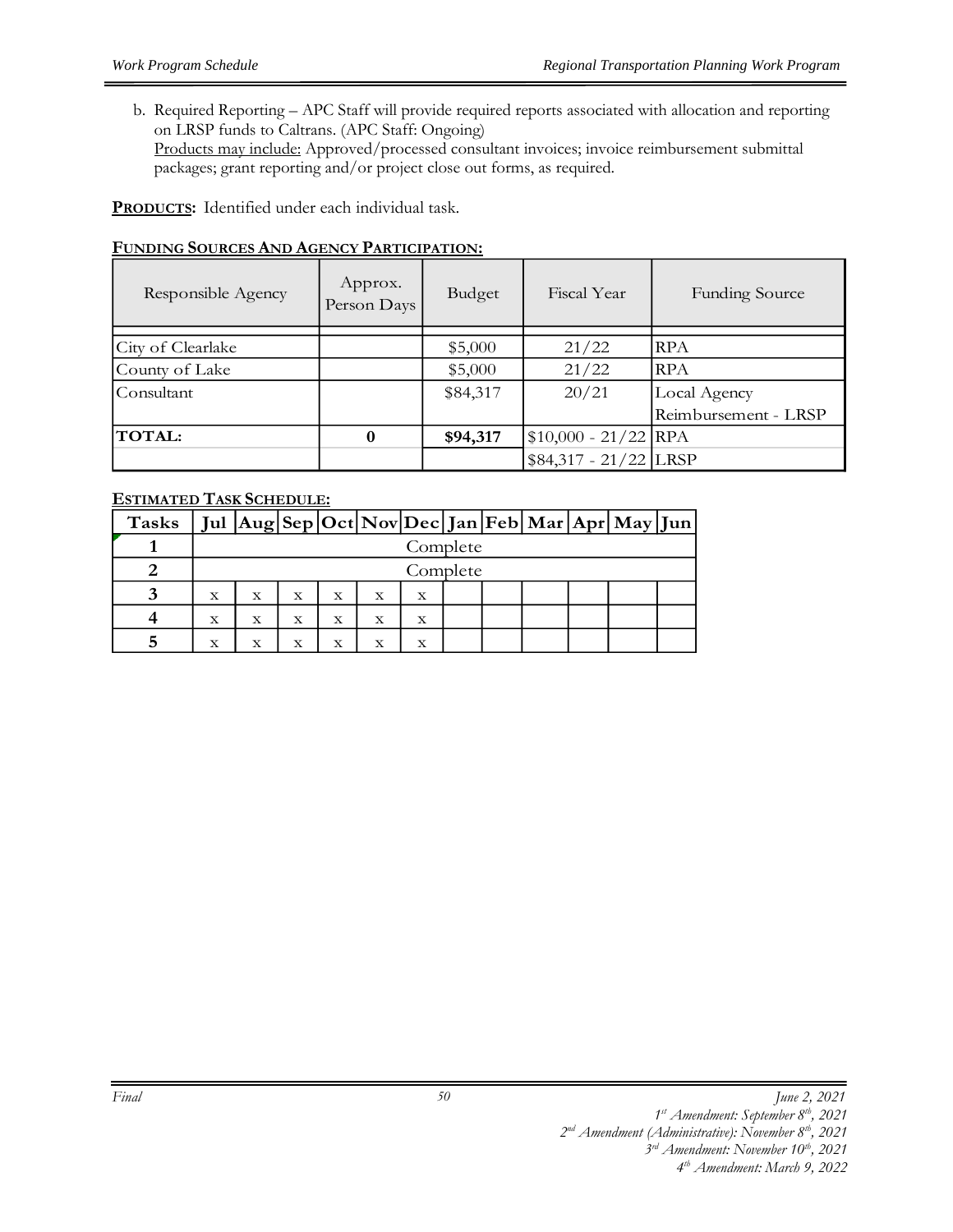b. Required Reporting – APC Staff will provide required reports associated with allocation and reporting on LRSP funds to Caltrans. (APC Staff: Ongoing)
   Products may include: Approved/processed consultant invoices; invoice reimbursement submittal packages; grant reporting and/or project close out forms, as required.

**PRODUCTS:** Identified under each individual task.

**FUNDING SOURCES AND AGENCY PARTICIPATION:**

| Responsible Agency | Approx. Person Days | Budget | Fiscal Year | Funding Source |
|---|---|---|---|---|
| City of Clearlake | | $5,000 | 21/22 | RPA |
| County of Lake | | $5,000 | 21/22 | RPA |
| Consultant | | $84,317 | 20/21 | Local Agency Reimbursement - LRSP |
| **TOTAL:** | **0** | **$94,317** | $10,000 - 21/22 | RPA |
| | | | $84,317 - 21/22 | LRSP |

**ESTIMATED TASK SCHEDULE:**

| Tasks | Jul | Aug | Sep | Oct | Nov | Dec | Jan | Feb | Mar | Apr | May | Jun |
|---|---|---|---|---|---|---|---|---|---|---|---|---|
| 1 | Complete | | | | | | | | | | | |
| 2 | Complete | | | | | | | | | | | |
| 3 | x | x | x | x | x | x | | | | | | |
| 4 | x | x | x | x | x | x | | | | | | |
| 5 | x | x | x | x | x | x | | | | | | |

*Final* *June 2, 2021*
*1st Amendment: September 8th, 2021*
*2nd Amendment (Administrative): November 8th, 2021*
*3rd Amendment: November 10th, 2021*
*4th Amendment: March 9, 2022*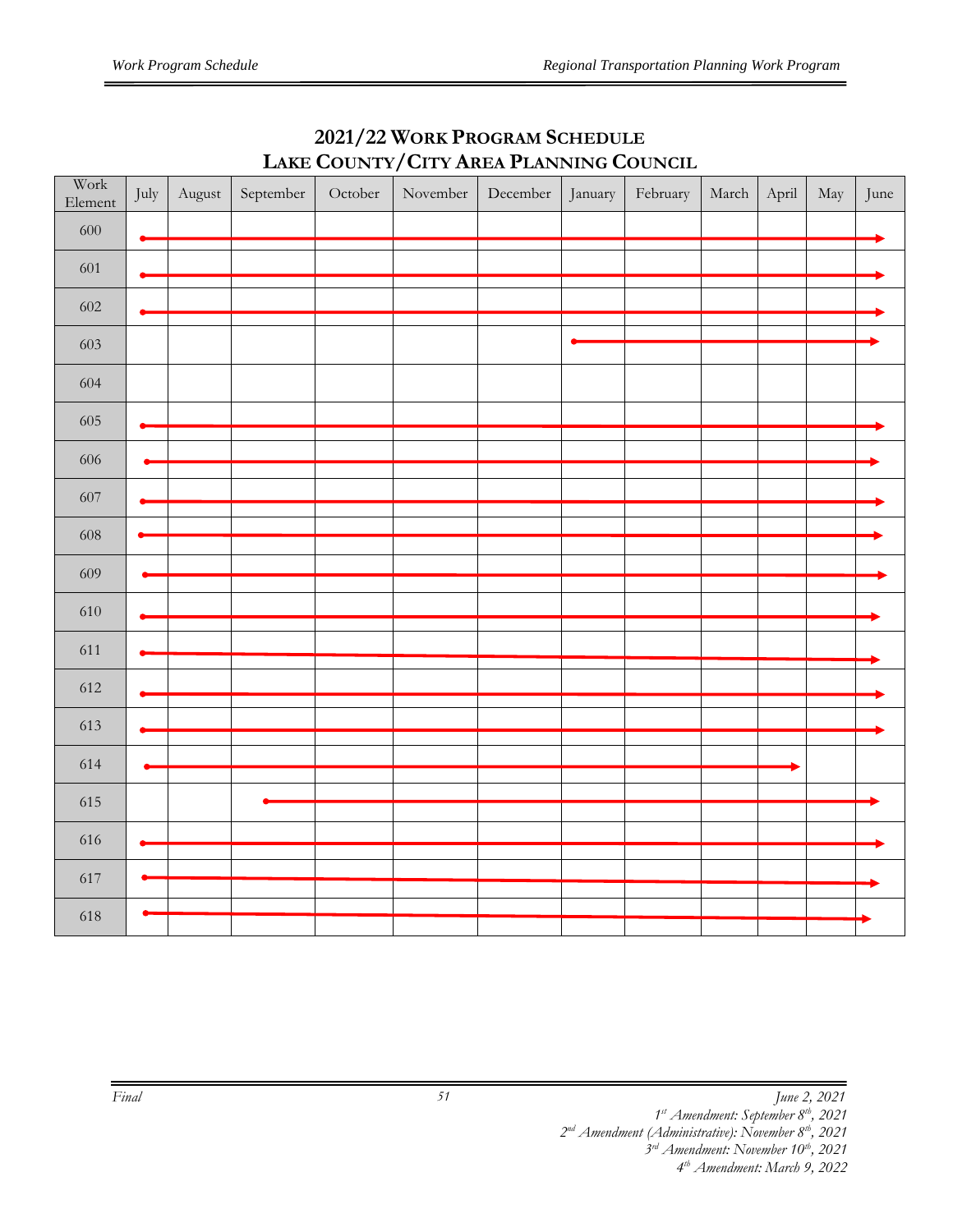## 2021/22 Work Program Schedule
## Lake County/City Area Planning Council

| Work Element | July | August | September | October | November | December | January | February | March | April | May | June |
|---|---|---|---|---|---|---|---|---|---|---|---|---|
| 600 | → | → | → | → | → | → | → | → | → | → | → | → |
| 601 | → | → | → | → | → | → | → | → | → | → | → | → |
| 602 | → | → | → | → | → | → | → | → | → | → | → | → |
| 603 | | | | | | | → | → | → | → | → | → |
| 604 | | | | | | | | | | | | |
| 605 | → | → | → | → | → | → | → | → | → | → | → | → |
| 606 | → | → | → | → | → | → | → | → | → | → | → | → |
| 607 | → | → | → | → | → | → | → | → | → | → | → | → |
| 608 | → | → | → | → | → | → | → | → | → | → | → | → |
| 609 | → | → | → | → | → | → | → | → | → | → | → | → |
| 610 | → | → | → | → | → | → | → | → | → | → | → | → |
| 611 | → | → | → | → | → | → | → | → | → | → | → | → |
| 612 | → | → | → | → | → | → | → | → | → | → | → | → |
| 613 | → | → | → | → | → | → | → | → | → | → | → | → |
| 614 | → | → | → | → | → | → | → | → | → | → | | |
| 615 | | | → | → | → | → | → | → | → | → | → | → |
| 616 | → | → | → | → | → | → | → | → | → | → | → | → |
| 617 | → | → | → | → | → | → | → | → | → | → | → | → |
| 618 | → | → | → | → | → | → | → | → | → | → | → | → |

*Final*

*June 2, 2021*
*1st Amendment: September 8th, 2021*
*2nd Amendment (Administrative): November 8th, 2021*
*3rd Amendment: November 10th, 2021*
*4th Amendment: March 9, 2022*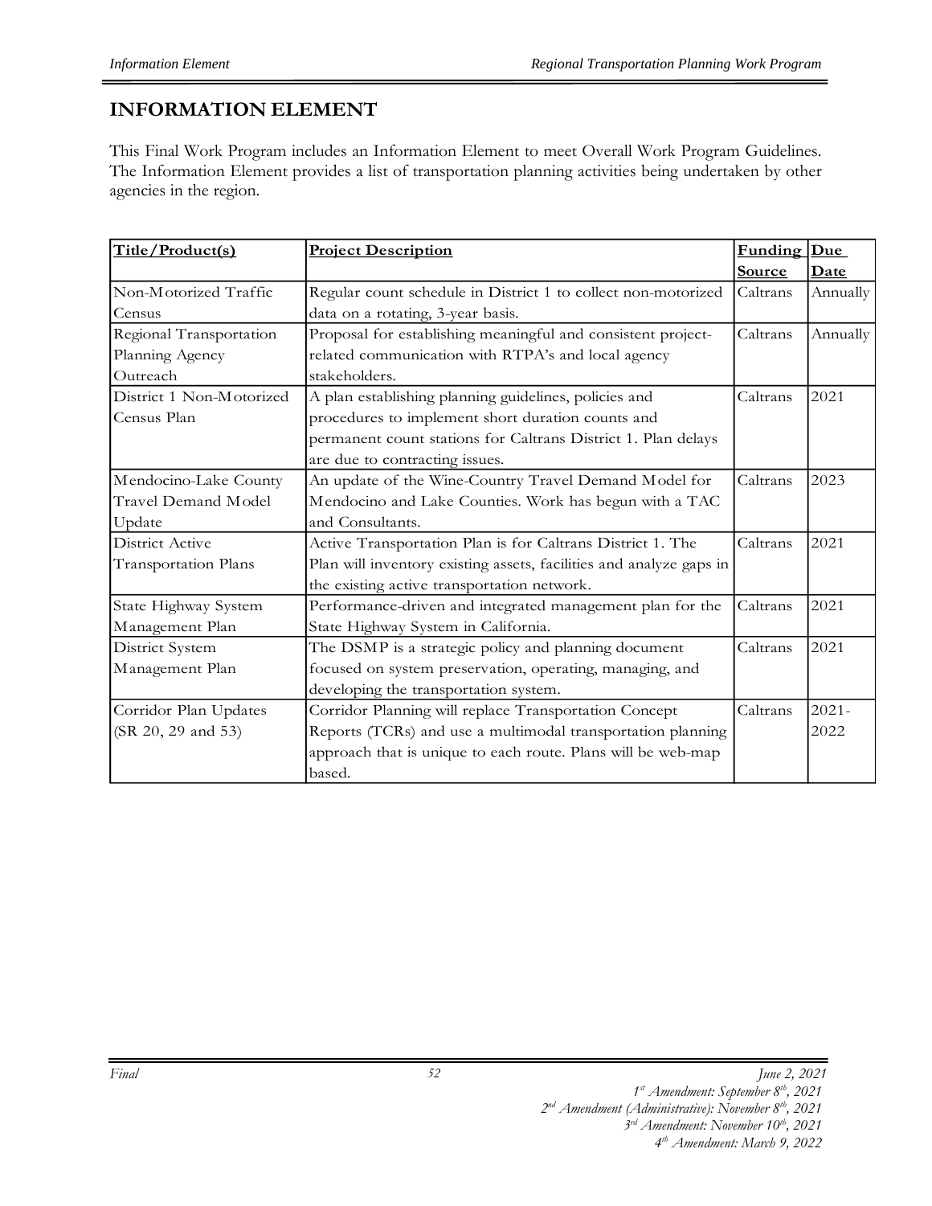# INFORMATION ELEMENT

This Final Work Program includes an Information Element to meet Overall Work Program Guidelines. The Information Element provides a list of transportation planning activities being undertaken by other agencies in the region.

| Title/Product(s) | Project Description | Funding Source | Due Date |
|---|---|---|---|
| Non-Motorized Traffic Census | Regular count schedule in District 1 to collect non-motorized data on a rotating, 3-year basis. | Caltrans | Annually |
| Regional Transportation Planning Agency Outreach | Proposal for establishing meaningful and consistent project-related communication with RTPA's and local agency stakeholders. | Caltrans | Annually |
| District 1 Non-Motorized Census Plan | A plan establishing planning guidelines, policies and procedures to implement short duration counts and permanent count stations for Caltrans District 1. Plan delays are due to contracting issues. | Caltrans | 2021 |
| Mendocino-Lake County Travel Demand Model Update | An update of the Wine-Country Travel Demand Model for Mendocino and Lake Counties. Work has begun with a TAC and Consultants. | Caltrans | 2023 |
| District Active Transportation Plans | Active Transportation Plan is for Caltrans District 1. The Plan will inventory existing assets, facilities and analyze gaps in the existing active transportation network. | Caltrans | 2021 |
| State Highway System Management Plan | Performance-driven and integrated management plan for the State Highway System in California. | Caltrans | 2021 |
| District System Management Plan | The DSMP is a strategic policy and planning document focused on system preservation, operating, managing, and developing the transportation system. | Caltrans | 2021 |
| Corridor Plan Updates (SR 20, 29 and 53) | Corridor Planning will replace Transportation Concept Reports (TCRs) and use a multimodal transportation planning approach that is unique to each route. Plans will be web-map based. | Caltrans | 2021-2022 |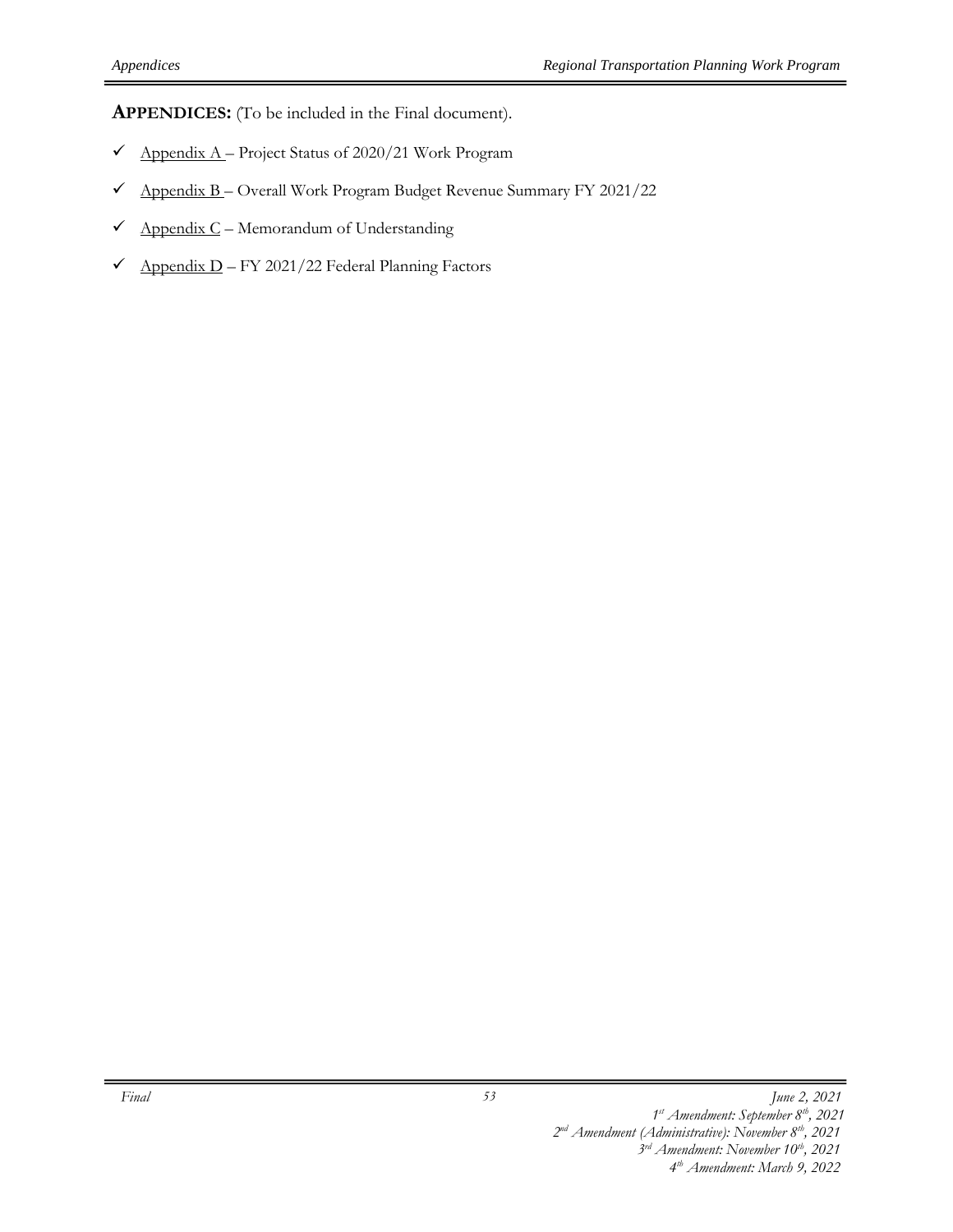**APPENDICES:** (To be included in the Final document).

- ✓ Appendix A – Project Status of 2020/21 Work Program
- ✓ Appendix B – Overall Work Program Budget Revenue Summary FY 2021/22
- ✓ Appendix C – Memorandum of Understanding
- ✓ Appendix D – FY 2021/22 Federal Planning Factors